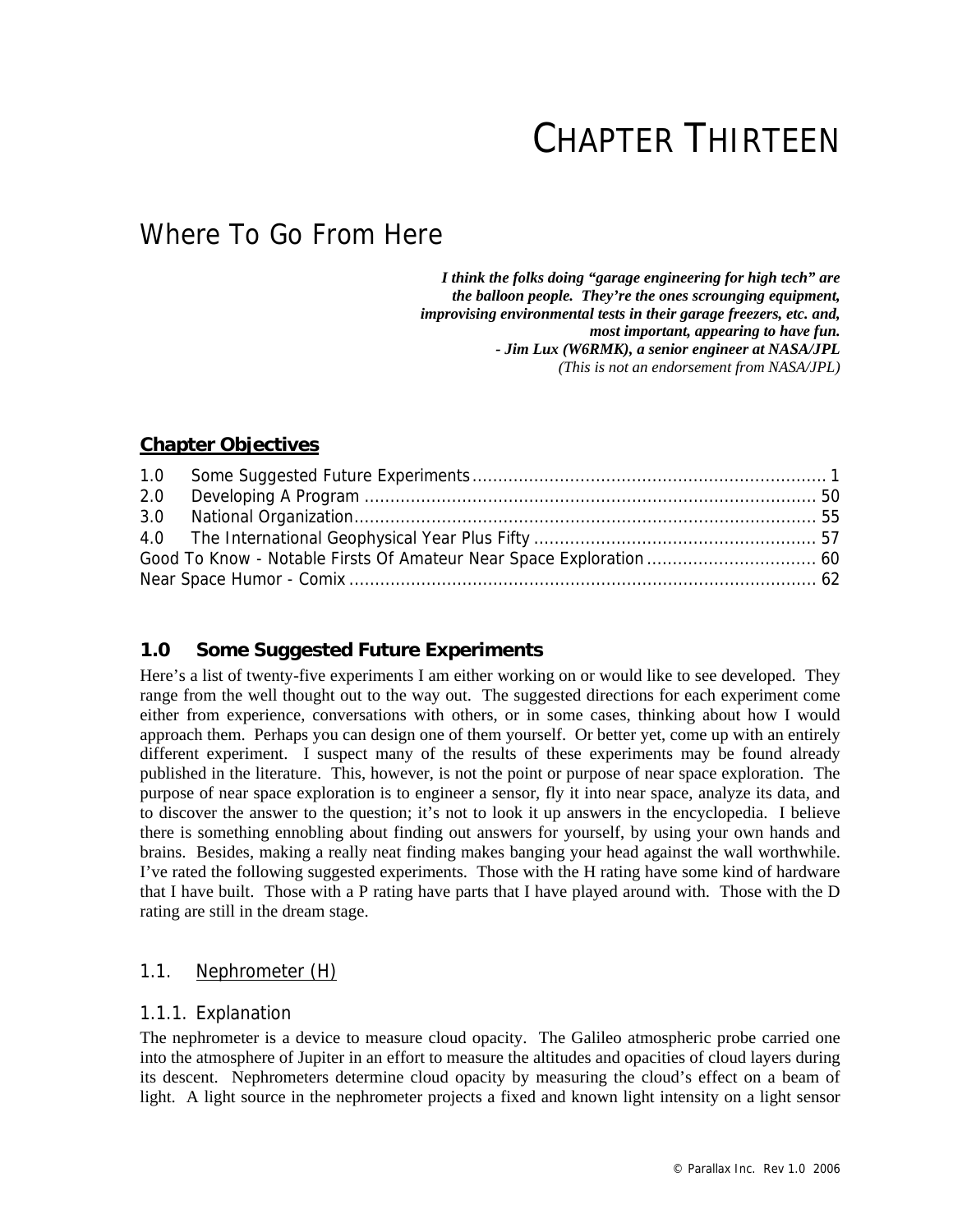# CHAPTER THIRTEEN

## Where To Go From Here

***I think the folks doing "garage engineering for high tech" are the balloon people. They're the ones scrounging equipment, improvising environmental tests in their garage freezers, etc. and, most important, appearing to have fun.***
***- Jim Lux (W6RMK), a senior engineer at NASA/JPL***
*(This is not an endorsement from NASA/JPL)*

### Chapter Objectives

1.0 Some Suggested Future Experiments .................... 1
2.0 Developing A Program .................... 50
3.0 National Organization .................... 55
4.0 The International Geophysical Year Plus Fifty .................... 57
Good To Know - Notable Firsts Of Amateur Near Space Exploration .................... 60
Near Space Humor - Comix .................... 62

### 1.0 Some Suggested Future Experiments

Here's a list of twenty-five experiments I am either working on or would like to see developed. They range from the well thought out to the way out. The suggested directions for each experiment come either from experience, conversations with others, or in some cases, thinking about how I would approach them. Perhaps you can design one of them yourself. Or better yet, come up with an entirely different experiment. I suspect many of the results of these experiments may be found already published in the literature. This, however, is not the point or purpose of near space exploration. The purpose of near space exploration is to engineer a sensor, fly it into near space, analyze its data, and to discover the answer to the question; it's not to look it up answers in the encyclopedia. I believe there is something ennobling about finding out answers for yourself, by using your own hands and brains. Besides, making a really neat finding makes banging your head against the wall worthwhile. I've rated the following suggested experiments. Those with the H rating have some kind of hardware that I have built. Those with a P rating have parts that I have played around with. Those with the D rating are still in the dream stage.

#### 1.1. Nephrometer (H)

##### 1.1.1. Explanation

The nephrometer is a device to measure cloud opacity. The Galileo atmospheric probe carried one into the atmosphere of Jupiter in an effort to measure the altitudes and opacities of cloud layers during its descent. Nephrometers determine cloud opacity by measuring the cloud's effect on a beam of light. A light source in the nephrometer projects a fixed and known light intensity on a light sensor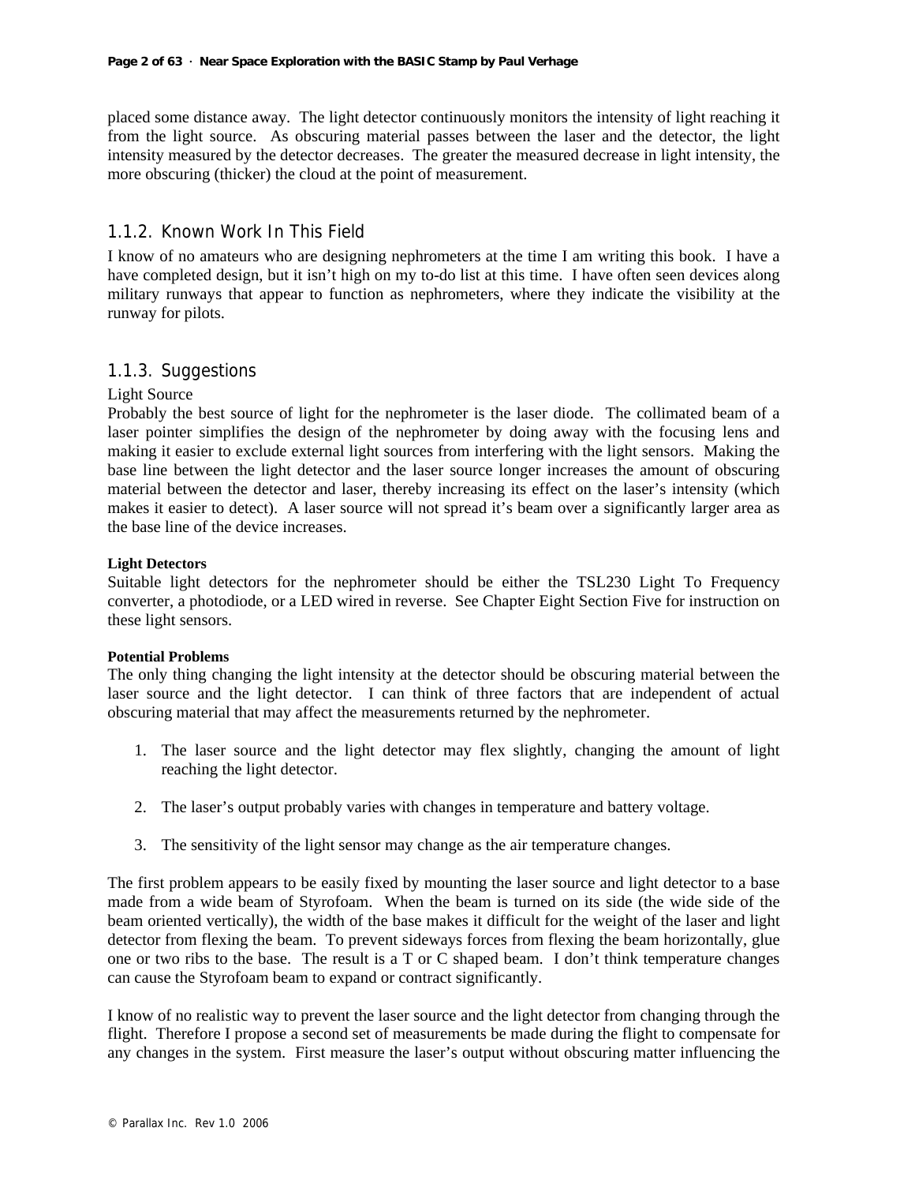placed some distance away. The light detector continuously monitors the intensity of light reaching it from the light source. As obscuring material passes between the laser and the detector, the light intensity measured by the detector decreases. The greater the measured decrease in light intensity, the more obscuring (thicker) the cloud at the point of measurement.

### 1.1.2. Known Work In This Field

I know of no amateurs who are designing nephrometers at the time I am writing this book. I have a have completed design, but it isn't high on my to-do list at this time. I have often seen devices along military runways that appear to function as nephrometers, where they indicate the visibility at the runway for pilots.

### 1.1.3. Suggestions

Light Source

Probably the best source of light for the nephrometer is the laser diode. The collimated beam of a laser pointer simplifies the design of the nephrometer by doing away with the focusing lens and making it easier to exclude external light sources from interfering with the light sensors. Making the base line between the light detector and the laser source longer increases the amount of obscuring material between the detector and laser, thereby increasing its effect on the laser's intensity (which makes it easier to detect). A laser source will not spread it's beam over a significantly larger area as the base line of the device increases.

**Light Detectors**

Suitable light detectors for the nephrometer should be either the TSL230 Light To Frequency converter, a photodiode, or a LED wired in reverse. See Chapter Eight Section Five for instruction on these light sensors.

**Potential Problems**

The only thing changing the light intensity at the detector should be obscuring material between the laser source and the light detector. I can think of three factors that are independent of actual obscuring material that may affect the measurements returned by the nephrometer.

1. The laser source and the light detector may flex slightly, changing the amount of light reaching the light detector.

2. The laser's output probably varies with changes in temperature and battery voltage.

3. The sensitivity of the light sensor may change as the air temperature changes.

The first problem appears to be easily fixed by mounting the laser source and light detector to a base made from a wide beam of Styrofoam. When the beam is turned on its side (the wide side of the beam oriented vertically), the width of the base makes it difficult for the weight of the laser and light detector from flexing the beam. To prevent sideways forces from flexing the beam horizontally, glue one or two ribs to the base. The result is a T or C shaped beam. I don't think temperature changes can cause the Styrofoam beam to expand or contract significantly.

I know of no realistic way to prevent the laser source and the light detector from changing through the flight. Therefore I propose a second set of measurements be made during the flight to compensate for any changes in the system. First measure the laser's output without obscuring matter influencing the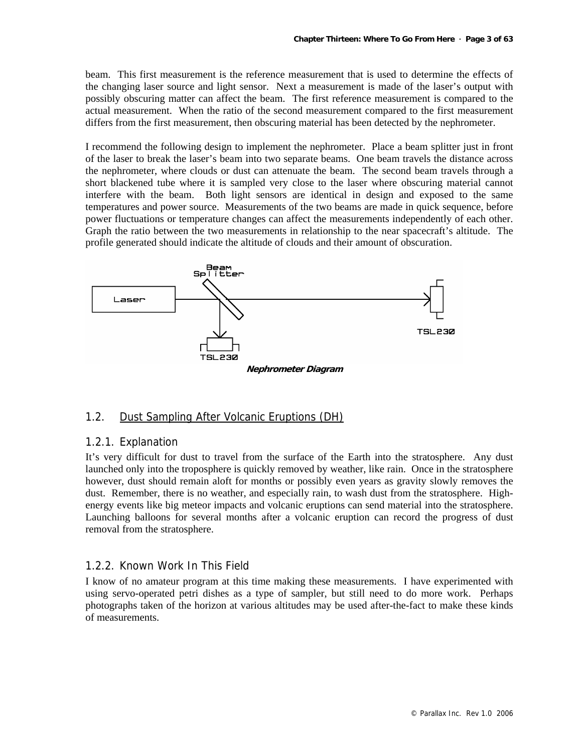beam. This first measurement is the reference measurement that is used to determine the effects of the changing laser source and light sensor. Next a measurement is made of the laser's output with possibly obscuring matter can affect the beam. The first reference measurement is compared to the actual measurement. When the ratio of the second measurement compared to the first measurement differs from the first measurement, then obscuring material has been detected by the nephrometer.

I recommend the following design to implement the nephrometer. Place a beam splitter just in front of the laser to break the laser's beam into two separate beams. One beam travels the distance across the nephrometer, where clouds or dust can attenuate the beam. The second beam travels through a short blackened tube where it is sampled very close to the laser where obscuring material cannot interfere with the beam. Both light sensors are identical in design and exposed to the same temperatures and power source. Measurements of the two beams are made in quick sequence, before power fluctuations or temperature changes can affect the measurements independently of each other. Graph the ratio between the two measurements in relationship to the near spacecraft's altitude. The profile generated should indicate the altitude of clouds and their amount of obscuration.

Beam Splitter

Laser

TSL230

TSL230

***Nephrometer Diagram***

## 1.2. Dust Sampling After Volcanic Eruptions (DH)

### 1.2.1. Explanation

It's very difficult for dust to travel from the surface of the Earth into the stratosphere. Any dust launched only into the troposphere is quickly removed by weather, like rain. Once in the stratosphere however, dust should remain aloft for months or possibly even years as gravity slowly removes the dust. Remember, there is no weather, and especially rain, to wash dust from the stratosphere. High-energy events like big meteor impacts and volcanic eruptions can send material into the stratosphere. Launching balloons for several months after a volcanic eruption can record the progress of dust removal from the stratosphere.

### 1.2.2. Known Work In This Field

I know of no amateur program at this time making these measurements. I have experimented with using servo-operated petri dishes as a type of sampler, but still need to do more work. Perhaps photographs taken of the horizon at various altitudes may be used after-the-fact to make these kinds of measurements.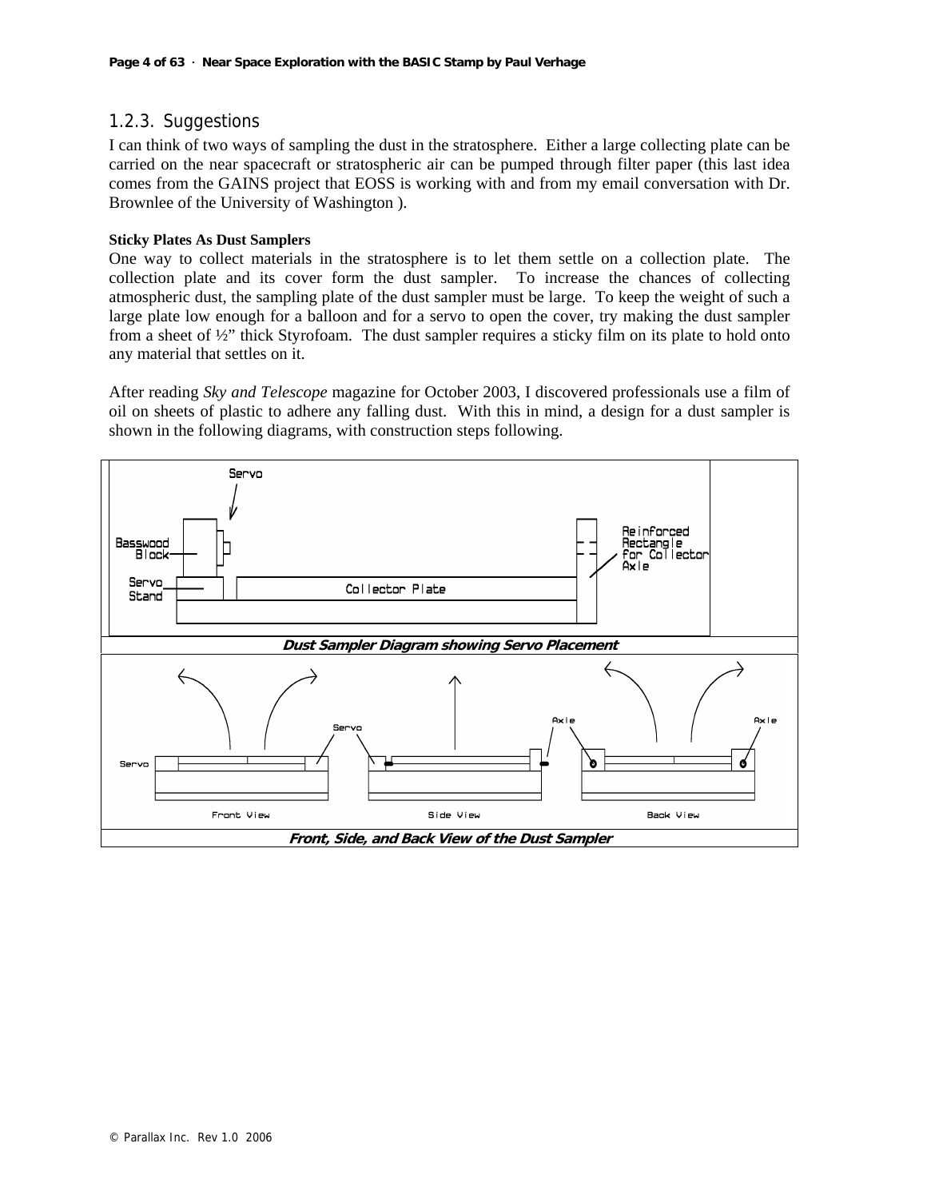## 1.2.3. Suggestions

I can think of two ways of sampling the dust in the stratosphere. Either a large collecting plate can be carried on the near spacecraft or stratospheric air can be pumped through filter paper (this last idea comes from the GAINS project that EOSS is working with and from my email conversation with Dr. Brownlee of the University of Washington ).

**Sticky Plates As Dust Samplers**

One way to collect materials in the stratosphere is to let them settle on a collection plate. The collection plate and its cover form the dust sampler. To increase the chances of collecting atmospheric dust, the sampling plate of the dust sampler must be large. To keep the weight of such a large plate low enough for a balloon and for a servo to open the cover, try making the dust sampler from a sheet of ½" thick Styrofoam. The dust sampler requires a sticky film on its plate to hold onto any material that settles on it.

After reading *Sky and Telescope* magazine for October 2003, I discovered professionals use a film of oil on sheets of plastic to adhere any falling dust. With this in mind, a design for a dust sampler is shown in the following diagrams, with construction steps following.

***Dust Sampler Diagram showing Servo Placement***

***Front, Side, and Back View of the Dust Sampler***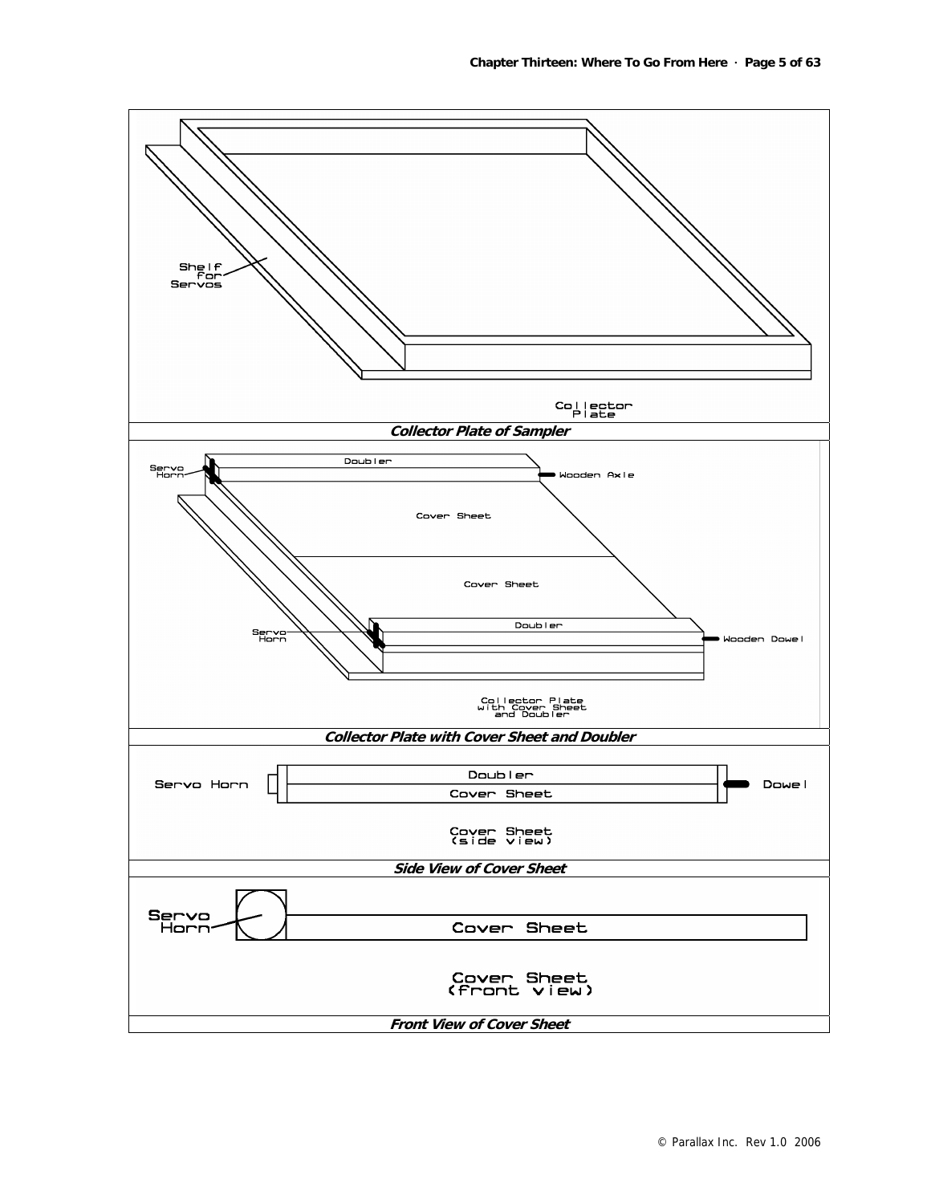Shelf for Servos

Collector Plate

***Collector Plate of Sampler***

Servo Horn

Doubler

Wooden Axle

Cover Sheet

Cover Sheet

Servo Horn

Doubler

Wooden Dowel

Collector Plate with Cover Sheet and Doubler

***Collector Plate with Cover Sheet and Doubler***

Servo Horn

Doubler

Cover Sheet

Dowel

Cover Sheet (side view)

***Side View of Cover Sheet***

Servo Horn

Cover Sheet

Cover Sheet (front view)

***Front View of Cover Sheet***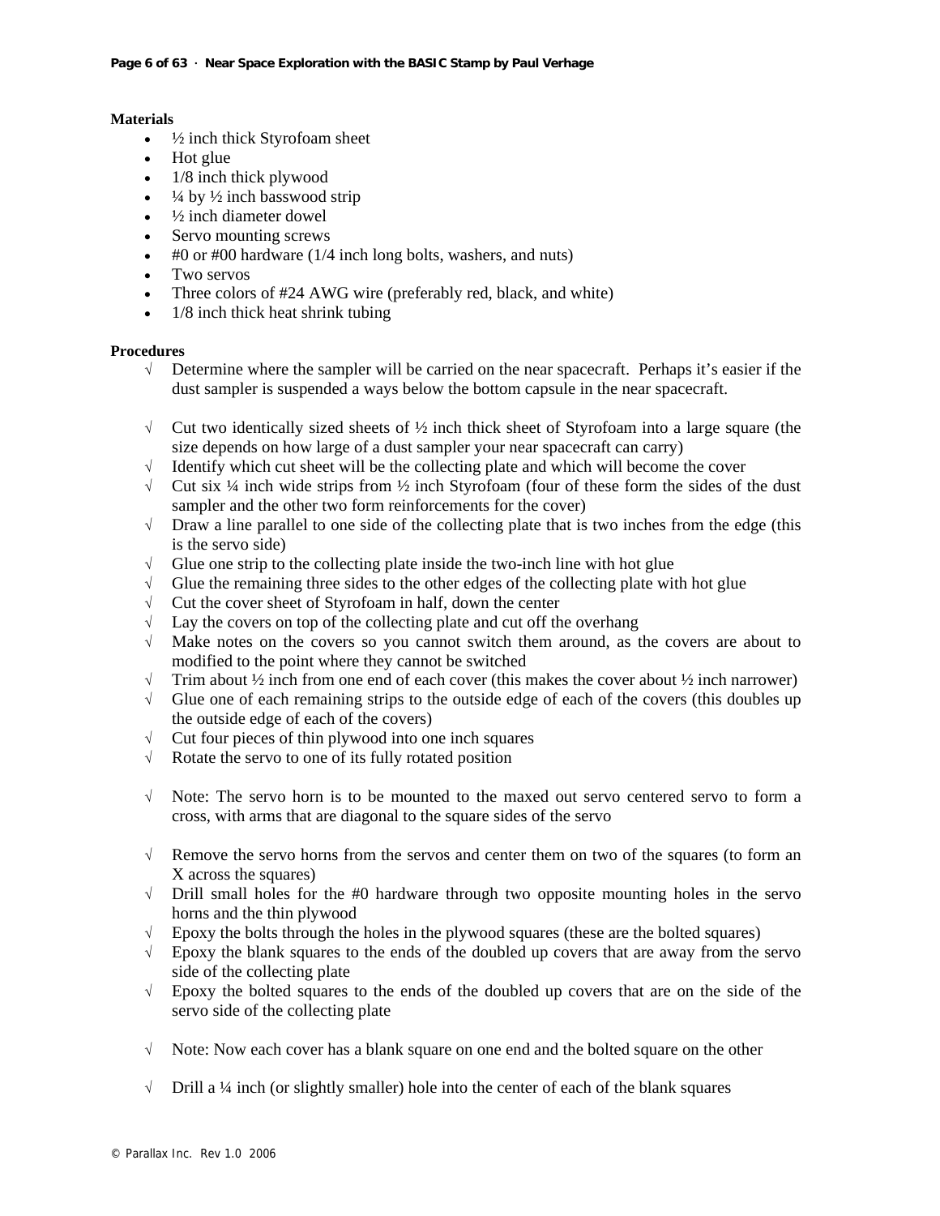**Materials**

- ½ inch thick Styrofoam sheet
- Hot glue
- 1/8 inch thick plywood
- ¼ by ½ inch basswood strip
- ½ inch diameter dowel
- Servo mounting screws
- #0 or #00 hardware (1/4 inch long bolts, washers, and nuts)
- Two servos
- Three colors of #24 AWG wire (preferably red, black, and white)
- 1/8 inch thick heat shrink tubing

**Procedures**

- √ Determine where the sampler will be carried on the near spacecraft. Perhaps it's easier if the dust sampler is suspended a ways below the bottom capsule in the near spacecraft.

- √ Cut two identically sized sheets of ½ inch thick sheet of Styrofoam into a large square (the size depends on how large of a dust sampler your near spacecraft can carry)
- √ Identify which cut sheet will be the collecting plate and which will become the cover
- √ Cut six ¼ inch wide strips from ½ inch Styrofoam (four of these form the sides of the dust sampler and the other two form reinforcements for the cover)
- √ Draw a line parallel to one side of the collecting plate that is two inches from the edge (this is the servo side)
- √ Glue one strip to the collecting plate inside the two-inch line with hot glue
- √ Glue the remaining three sides to the other edges of the collecting plate with hot glue
- √ Cut the cover sheet of Styrofoam in half, down the center
- √ Lay the covers on top of the collecting plate and cut off the overhang
- √ Make notes on the covers so you cannot switch them around, as the covers are about to modified to the point where they cannot be switched
- √ Trim about ½ inch from one end of each cover (this makes the cover about ½ inch narrower)
- √ Glue one of each remaining strips to the outside edge of each of the covers (this doubles up the outside edge of each of the covers)
- √ Cut four pieces of thin plywood into one inch squares
- √ Rotate the servo to one of its fully rotated position

- √ Note: The servo horn is to be mounted to the maxed out servo centered servo to form a cross, with arms that are diagonal to the square sides of the servo

- √ Remove the servo horns from the servos and center them on two of the squares (to form an X across the squares)
- √ Drill small holes for the #0 hardware through two opposite mounting holes in the servo horns and the thin plywood
- √ Epoxy the bolts through the holes in the plywood squares (these are the bolted squares)
- √ Epoxy the blank squares to the ends of the doubled up covers that are away from the servo side of the collecting plate
- √ Epoxy the bolted squares to the ends of the doubled up covers that are on the side of the servo side of the collecting plate

- √ Note: Now each cover has a blank square on one end and the bolted square on the other

- √ Drill a ¼ inch (or slightly smaller) hole into the center of each of the blank squares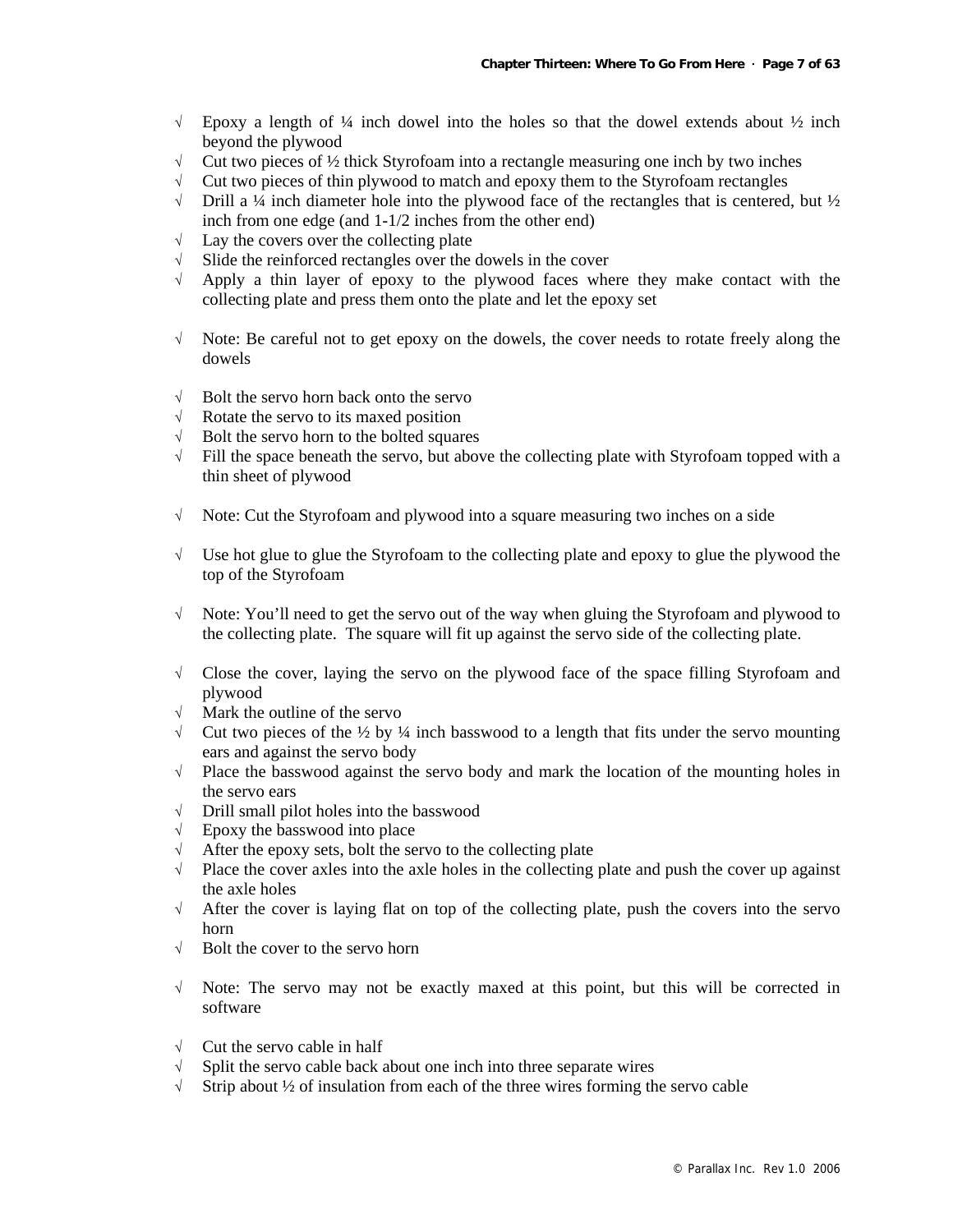√ Epoxy a length of ¼ inch dowel into the holes so that the dowel extends about ½ inch beyond the plywood
√ Cut two pieces of ½ thick Styrofoam into a rectangle measuring one inch by two inches
√ Cut two pieces of thin plywood to match and epoxy them to the Styrofoam rectangles
√ Drill a ¼ inch diameter hole into the plywood face of the rectangles that is centered, but ½ inch from one edge (and 1-1/2 inches from the other end)
√ Lay the covers over the collecting plate
√ Slide the reinforced rectangles over the dowels in the cover
√ Apply a thin layer of epoxy to the plywood faces where they make contact with the collecting plate and press them onto the plate and let the epoxy set

√ Note: Be careful not to get epoxy on the dowels, the cover needs to rotate freely along the dowels

√ Bolt the servo horn back onto the servo
√ Rotate the servo to its maxed position
√ Bolt the servo horn to the bolted squares
√ Fill the space beneath the servo, but above the collecting plate with Styrofoam topped with a thin sheet of plywood

√ Note: Cut the Styrofoam and plywood into a square measuring two inches on a side

√ Use hot glue to glue the Styrofoam to the collecting plate and epoxy to glue the plywood the top of the Styrofoam

√ Note: You'll need to get the servo out of the way when gluing the Styrofoam and plywood to the collecting plate. The square will fit up against the servo side of the collecting plate.

√ Close the cover, laying the servo on the plywood face of the space filling Styrofoam and plywood
√ Mark the outline of the servo
√ Cut two pieces of the ½ by ¼ inch basswood to a length that fits under the servo mounting ears and against the servo body
√ Place the basswood against the servo body and mark the location of the mounting holes in the servo ears
√ Drill small pilot holes into the basswood
√ Epoxy the basswood into place
√ After the epoxy sets, bolt the servo to the collecting plate
√ Place the cover axles into the axle holes in the collecting plate and push the cover up against the axle holes
√ After the cover is laying flat on top of the collecting plate, push the covers into the servo horn
√ Bolt the cover to the servo horn

√ Note: The servo may not be exactly maxed at this point, but this will be corrected in software

√ Cut the servo cable in half
√ Split the servo cable back about one inch into three separate wires
√ Strip about ½ of insulation from each of the three wires forming the servo cable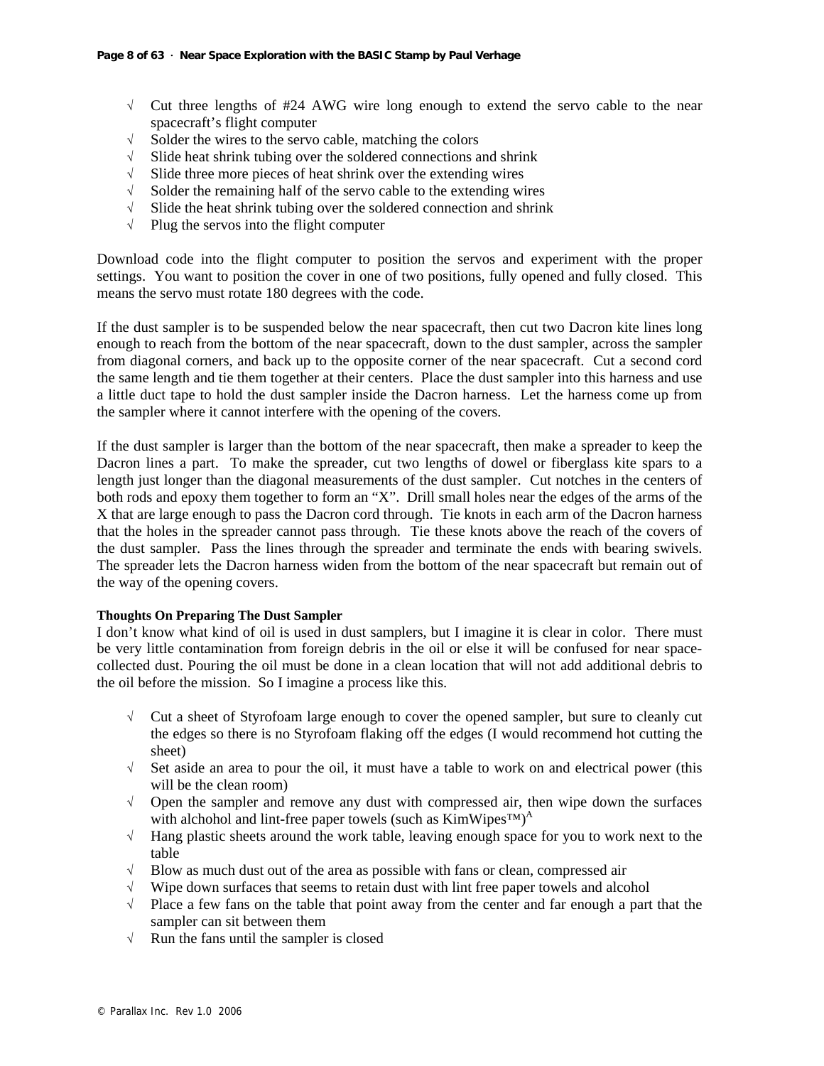- √ Cut three lengths of #24 AWG wire long enough to extend the servo cable to the near spacecraft's flight computer
- √ Solder the wires to the servo cable, matching the colors
- √ Slide heat shrink tubing over the soldered connections and shrink
- √ Slide three more pieces of heat shrink over the extending wires
- √ Solder the remaining half of the servo cable to the extending wires
- √ Slide the heat shrink tubing over the soldered connection and shrink
- √ Plug the servos into the flight computer

Download code into the flight computer to position the servos and experiment with the proper settings. You want to position the cover in one of two positions, fully opened and fully closed. This means the servo must rotate 180 degrees with the code.

If the dust sampler is to be suspended below the near spacecraft, then cut two Dacron kite lines long enough to reach from the bottom of the near spacecraft, down to the dust sampler, across the sampler from diagonal corners, and back up to the opposite corner of the near spacecraft. Cut a second cord the same length and tie them together at their centers. Place the dust sampler into this harness and use a little duct tape to hold the dust sampler inside the Dacron harness. Let the harness come up from the sampler where it cannot interfere with the opening of the covers.

If the dust sampler is larger than the bottom of the near spacecraft, then make a spreader to keep the Dacron lines a part. To make the spreader, cut two lengths of dowel or fiberglass kite spars to a length just longer than the diagonal measurements of the dust sampler. Cut notches in the centers of both rods and epoxy them together to form an "X". Drill small holes near the edges of the arms of the X that are large enough to pass the Dacron cord through. Tie knots in each arm of the Dacron harness that the holes in the spreader cannot pass through. Tie these knots above the reach of the covers of the dust sampler. Pass the lines through the spreader and terminate the ends with bearing swivels. The spreader lets the Dacron harness widen from the bottom of the near spacecraft but remain out of the way of the opening covers.

**Thoughts On Preparing The Dust Sampler**

I don't know what kind of oil is used in dust samplers, but I imagine it is clear in color. There must be very little contamination from foreign debris in the oil or else it will be confused for near space-collected dust. Pouring the oil must be done in a clean location that will not add additional debris to the oil before the mission. So I imagine a process like this.

- √ Cut a sheet of Styrofoam large enough to cover the opened sampler, but sure to cleanly cut the edges so there is no Styrofoam flaking off the edges (I would recommend hot cutting the sheet)
- √ Set aside an area to pour the oil, it must have a table to work on and electrical power (this will be the clean room)
- √ Open the sampler and remove any dust with compressed air, then wipe down the surfaces with alchohol and lint-free paper towels (such as KimWipes™)[A]
- √ Hang plastic sheets around the work table, leaving enough space for you to work next to the table
- √ Blow as much dust out of the area as possible with fans or clean, compressed air
- √ Wipe down surfaces that seems to retain dust with lint free paper towels and alcohol
- √ Place a few fans on the table that point away from the center and far enough a part that the sampler can sit between them
- √ Run the fans until the sampler is closed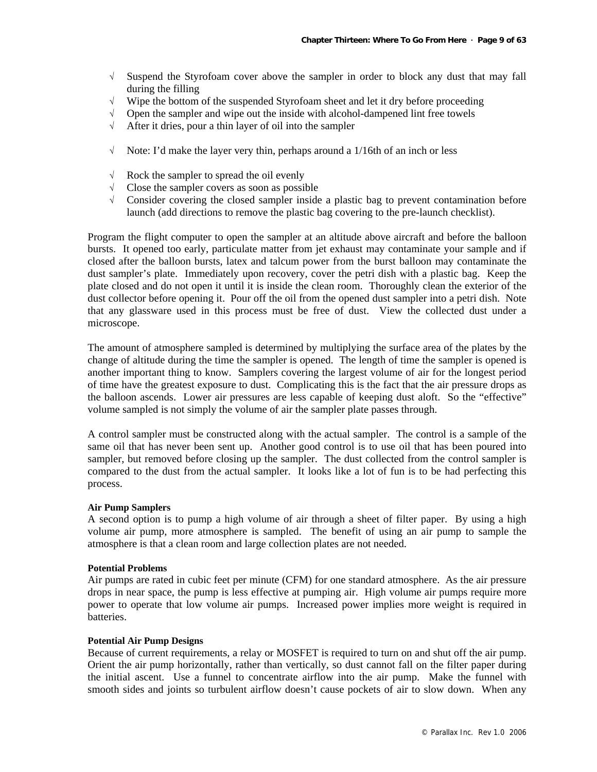- √ Suspend the Styrofoam cover above the sampler in order to block any dust that may fall during the filling
- √ Wipe the bottom of the suspended Styrofoam sheet and let it dry before proceeding
- √ Open the sampler and wipe out the inside with alcohol-dampened lint free towels
- √ After it dries, pour a thin layer of oil into the sampler

- √ Note: I'd make the layer very thin, perhaps around a 1/16th of an inch or less

- √ Rock the sampler to spread the oil evenly
- √ Close the sampler covers as soon as possible
- √ Consider covering the closed sampler inside a plastic bag to prevent contamination before launch (add directions to remove the plastic bag covering to the pre-launch checklist).

Program the flight computer to open the sampler at an altitude above aircraft and before the balloon bursts. It opened too early, particulate matter from jet exhaust may contaminate your sample and if closed after the balloon bursts, latex and talcum power from the burst balloon may contaminate the dust sampler's plate. Immediately upon recovery, cover the petri dish with a plastic bag. Keep the plate closed and do not open it until it is inside the clean room. Thoroughly clean the exterior of the dust collector before opening it. Pour off the oil from the opened dust sampler into a petri dish. Note that any glassware used in this process must be free of dust. View the collected dust under a microscope.

The amount of atmosphere sampled is determined by multiplying the surface area of the plates by the change of altitude during the time the sampler is opened. The length of time the sampler is opened is another important thing to know. Samplers covering the largest volume of air for the longest period of time have the greatest exposure to dust. Complicating this is the fact that the air pressure drops as the balloon ascends. Lower air pressures are less capable of keeping dust aloft. So the "effective" volume sampled is not simply the volume of air the sampler plate passes through.

A control sampler must be constructed along with the actual sampler. The control is a sample of the same oil that has never been sent up. Another good control is to use oil that has been poured into sampler, but removed before closing up the sampler. The dust collected from the control sampler is compared to the dust from the actual sampler. It looks like a lot of fun is to be had perfecting this process.

**Air Pump Samplers**

A second option is to pump a high volume of air through a sheet of filter paper. By using a high volume air pump, more atmosphere is sampled. The benefit of using an air pump to sample the atmosphere is that a clean room and large collection plates are not needed.

**Potential Problems**

Air pumps are rated in cubic feet per minute (CFM) for one standard atmosphere. As the air pressure drops in near space, the pump is less effective at pumping air. High volume air pumps require more power to operate that low volume air pumps. Increased power implies more weight is required in batteries.

**Potential Air Pump Designs**

Because of current requirements, a relay or MOSFET is required to turn on and shut off the air pump. Orient the air pump horizontally, rather than vertically, so dust cannot fall on the filter paper during the initial ascent. Use a funnel to concentrate airflow into the air pump. Make the funnel with smooth sides and joints so turbulent airflow doesn't cause pockets of air to slow down. When any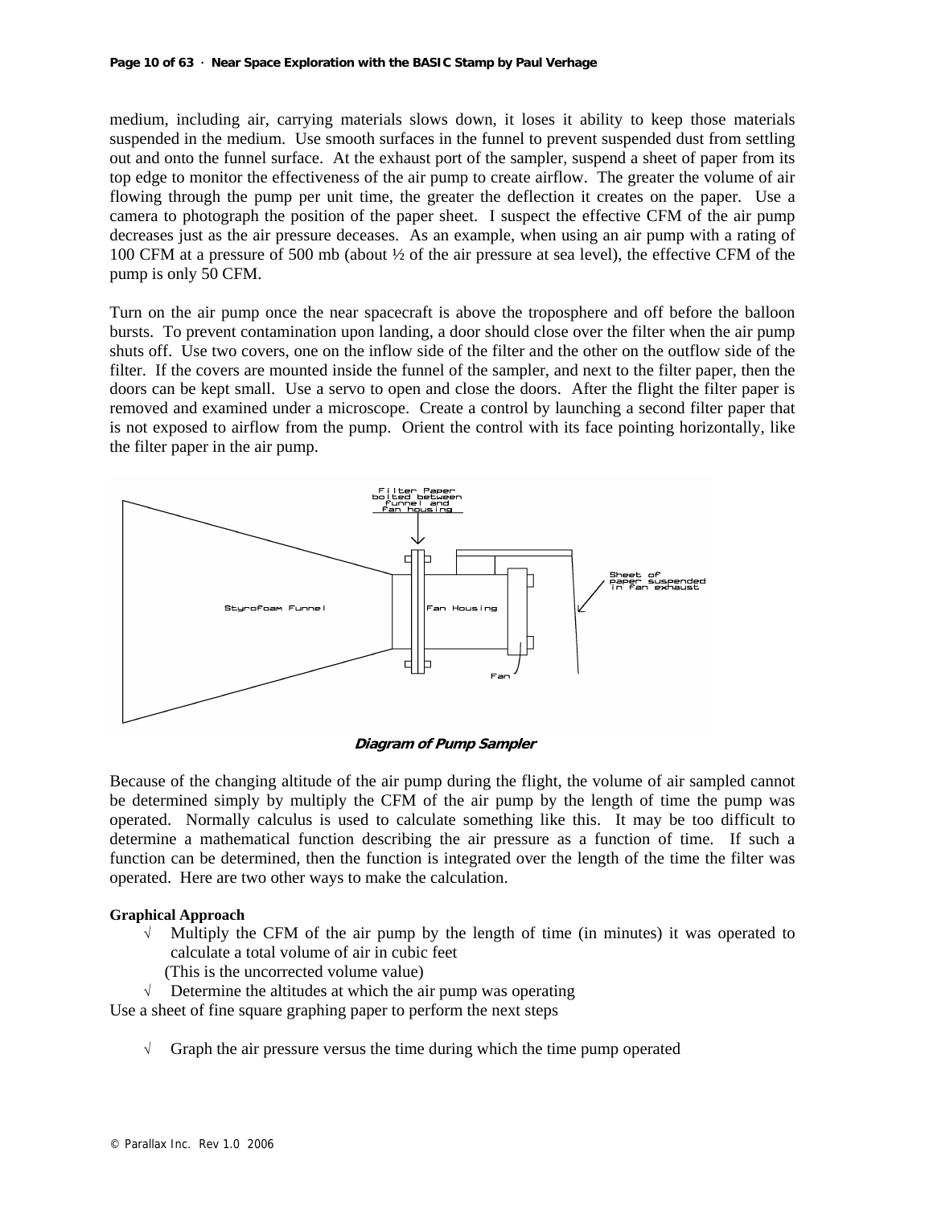medium, including air, carrying materials slows down, it loses it ability to keep those materials suspended in the medium. Use smooth surfaces in the funnel to prevent suspended dust from settling out and onto the funnel surface. At the exhaust port of the sampler, suspend a sheet of paper from its top edge to monitor the effectiveness of the air pump to create airflow. The greater the volume of air flowing through the pump per unit time, the greater the deflection it creates on the paper. Use a camera to photograph the position of the paper sheet. I suspect the effective CFM of the air pump decreases just as the air pressure deceases. As an example, when using an air pump with a rating of 100 CFM at a pressure of 500 mb (about ½ of the air pressure at sea level), the effective CFM of the pump is only 50 CFM.

Turn on the air pump once the near spacecraft is above the troposphere and off before the balloon bursts. To prevent contamination upon landing, a door should close over the filter when the air pump shuts off. Use two covers, one on the inflow side of the filter and the other on the outflow side of the filter. If the covers are mounted inside the funnel of the sampler, and next to the filter paper, then the doors can be kept small. Use a servo to open and close the doors. After the flight the filter paper is removed and examined under a microscope. Create a control by launching a second filter paper that is not exposed to airflow from the pump. Orient the control with its face pointing horizontally, like the filter paper in the air pump.

***Diagram of Pump Sampler***

Because of the changing altitude of the air pump during the flight, the volume of air sampled cannot be determined simply by multiply the CFM of the air pump by the length of time the pump was operated. Normally calculus is used to calculate something like this. It may be too difficult to determine a mathematical function describing the air pressure as a function of time. If such a function can be determined, then the function is integrated over the length of the time the filter was operated. Here are two other ways to make the calculation.

**Graphical Approach**

- √ Multiply the CFM of the air pump by the length of time (in minutes) it was operated to calculate a total volume of air in cubic feet
  (This is the uncorrected volume value)
- √ Determine the altitudes at which the air pump was operating

Use a sheet of fine square graphing paper to perform the next steps

- √ Graph the air pressure versus the time during which the time pump operated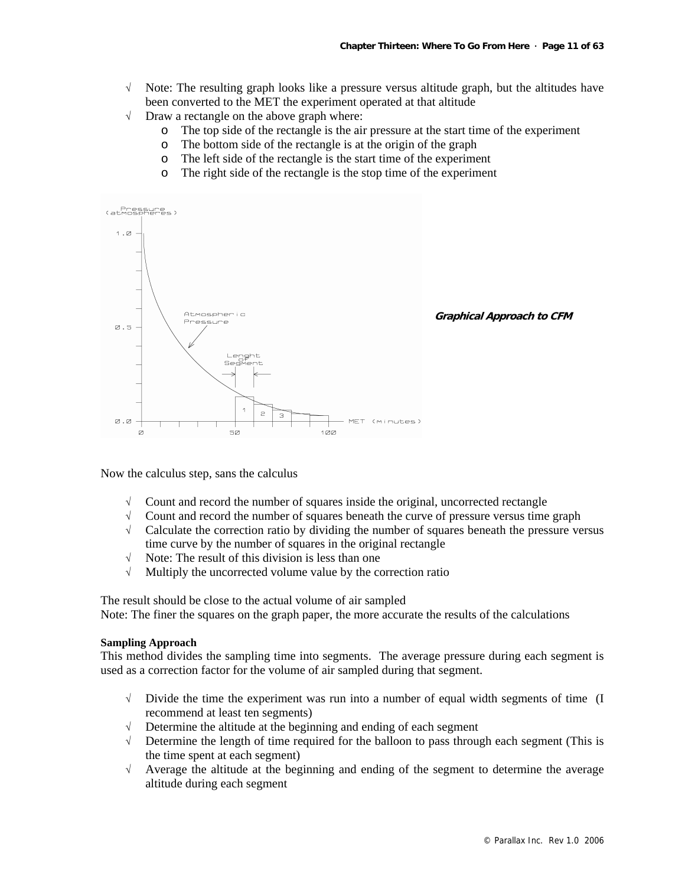- √ Note: The resulting graph looks like a pressure versus altitude graph, but the altitudes have been converted to the MET the experiment operated at that altitude
- √ Draw a rectangle on the above graph where:
  - o The top side of the rectangle is the air pressure at the start time of the experiment
  - o The bottom side of the rectangle is at the origin of the graph
  - o The left side of the rectangle is the start time of the experiment
  - o The right side of the rectangle is the stop time of the experiment

***Graphical Approach to CFM***

Now the calculus step, sans the calculus

- √ Count and record the number of squares inside the original, uncorrected rectangle
- √ Count and record the number of squares beneath the curve of pressure versus time graph
- √ Calculate the correction ratio by dividing the number of squares beneath the pressure versus time curve by the number of squares in the original rectangle
- √ Note: The result of this division is less than one
- √ Multiply the uncorrected volume value by the correction ratio

The result should be close to the actual volume of air sampled
Note: The finer the squares on the graph paper, the more accurate the results of the calculations

**Sampling Approach**
This method divides the sampling time into segments. The average pressure during each segment is used as a correction factor for the volume of air sampled during that segment.

- √ Divide the time the experiment was run into a number of equal width segments of time (I recommend at least ten segments)
- √ Determine the altitude at the beginning and ending of each segment
- √ Determine the length of time required for the balloon to pass through each segment (This is the time spent at each segment)
- √ Average the altitude at the beginning and ending of the segment to determine the average altitude during each segment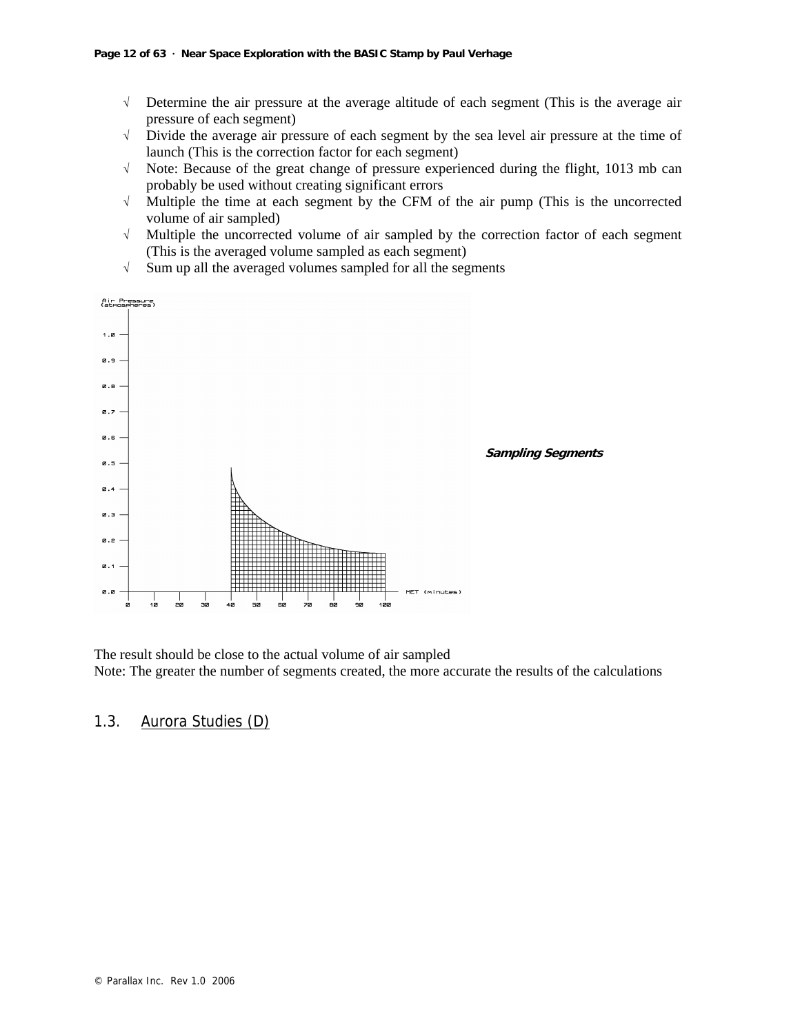- √ Determine the air pressure at the average altitude of each segment (This is the average air pressure of each segment)
- √ Divide the average air pressure of each segment by the sea level air pressure at the time of launch (This is the correction factor for each segment)
- √ Note: Because of the great change of pressure experienced during the flight, 1013 mb can probably be used without creating significant errors
- √ Multiple the time at each segment by the CFM of the air pump (This is the uncorrected volume of air sampled)
- √ Multiple the uncorrected volume of air sampled by the correction factor of each segment (This is the averaged volume sampled as each segment)
- √ Sum up all the averaged volumes sampled for all the segments

***Sampling Segments***

The result should be close to the actual volume of air sampled

Note: The greater the number of segments created, the more accurate the results of the calculations

## 1.3. Aurora Studies (D)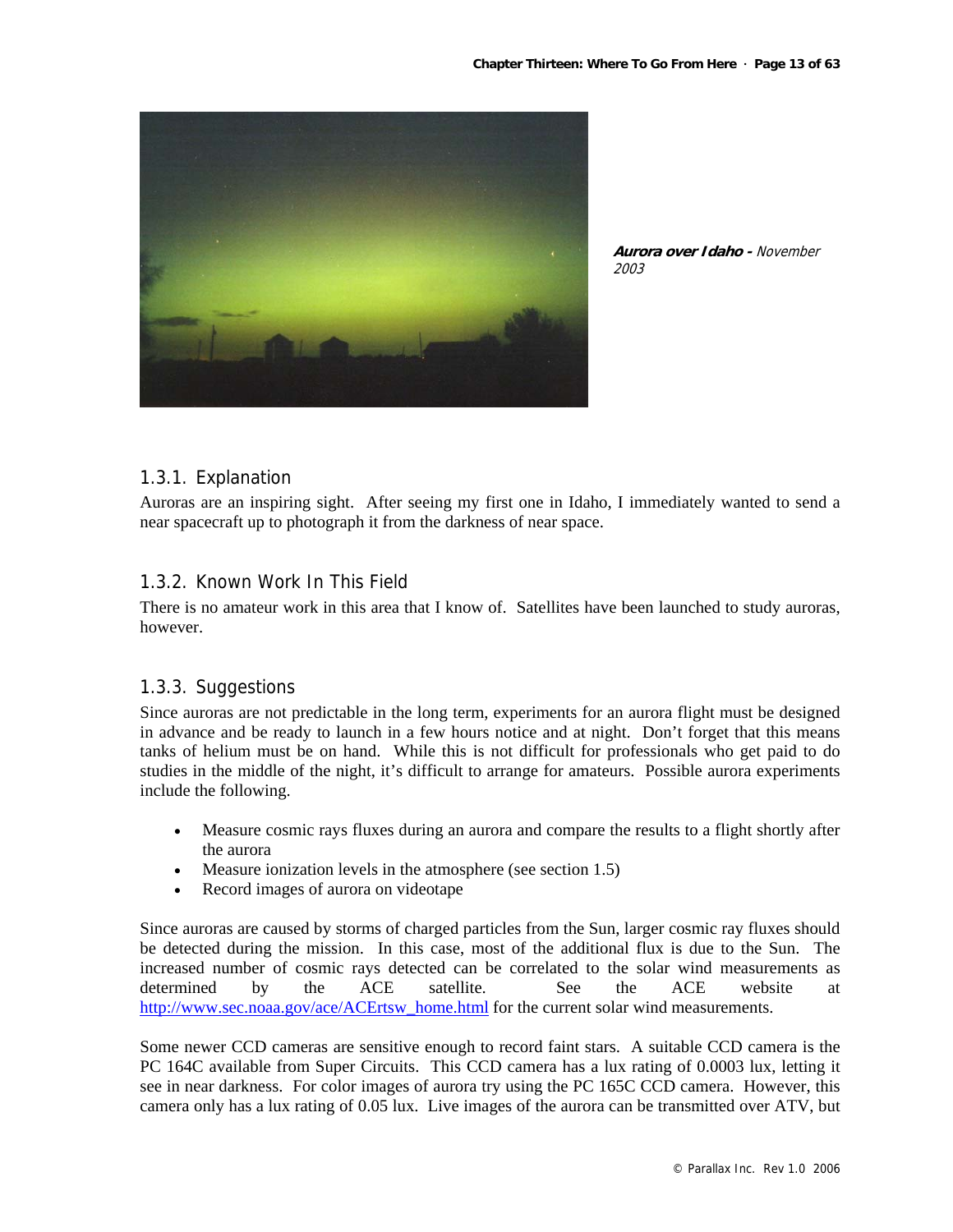*Aurora over Idaho* - November 2003

### 1.3.1. Explanation

Auroras are an inspiring sight. After seeing my first one in Idaho, I immediately wanted to send a near spacecraft up to photograph it from the darkness of near space.

### 1.3.2. Known Work In This Field

There is no amateur work in this area that I know of. Satellites have been launched to study auroras, however.

### 1.3.3. Suggestions

Since auroras are not predictable in the long term, experiments for an aurora flight must be designed in advance and be ready to launch in a few hours notice and at night. Don't forget that this means tanks of helium must be on hand. While this is not difficult for professionals who get paid to do studies in the middle of the night, it's difficult to arrange for amateurs. Possible aurora experiments include the following.

- Measure cosmic rays fluxes during an aurora and compare the results to a flight shortly after the aurora
- Measure ionization levels in the atmosphere (see section 1.5)
- Record images of aurora on videotape

Since auroras are caused by storms of charged particles from the Sun, larger cosmic ray fluxes should be detected during the mission. In this case, most of the additional flux is due to the Sun. The increased number of cosmic rays detected can be correlated to the solar wind measurements as determined by the ACE satellite. See the ACE website at http://www.sec.noaa.gov/ace/ACErtsw_home.html for the current solar wind measurements.

Some newer CCD cameras are sensitive enough to record faint stars. A suitable CCD camera is the PC 164C available from Super Circuits. This CCD camera has a lux rating of 0.0003 lux, letting it see in near darkness. For color images of aurora try using the PC 165C CCD camera. However, this camera only has a lux rating of 0.05 lux. Live images of the aurora can be transmitted over ATV, but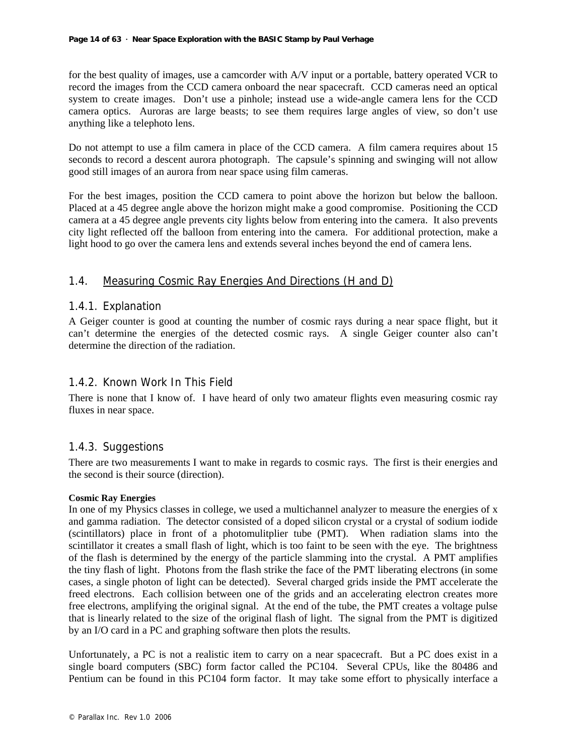for the best quality of images, use a camcorder with A/V input or a portable, battery operated VCR to record the images from the CCD camera onboard the near spacecraft. CCD cameras need an optical system to create images. Don't use a pinhole; instead use a wide-angle camera lens for the CCD camera optics. Auroras are large beasts; to see them requires large angles of view, so don't use anything like a telephoto lens.

Do not attempt to use a film camera in place of the CCD camera. A film camera requires about 15 seconds to record a descent aurora photograph. The capsule's spinning and swinging will not allow good still images of an aurora from near space using film cameras.

For the best images, position the CCD camera to point above the horizon but below the balloon. Placed at a 45 degree angle above the horizon might make a good compromise. Positioning the CCD camera at a 45 degree angle prevents city lights below from entering into the camera. It also prevents city light reflected off the balloon from entering into the camera. For additional protection, make a light hood to go over the camera lens and extends several inches beyond the end of camera lens.

## 1.4. Measuring Cosmic Ray Energies And Directions (H and D)

### 1.4.1. Explanation

A Geiger counter is good at counting the number of cosmic rays during a near space flight, but it can't determine the energies of the detected cosmic rays. A single Geiger counter also can't determine the direction of the radiation.

### 1.4.2. Known Work In This Field

There is none that I know of. I have heard of only two amateur flights even measuring cosmic ray fluxes in near space.

### 1.4.3. Suggestions

There are two measurements I want to make in regards to cosmic rays. The first is their energies and the second is their source (direction).

**Cosmic Ray Energies**

In one of my Physics classes in college, we used a multichannel analyzer to measure the energies of x and gamma radiation. The detector consisted of a doped silicon crystal or a crystal of sodium iodide (scintillators) place in front of a photomulitplier tube (PMT). When radiation slams into the scintillator it creates a small flash of light, which is too faint to be seen with the eye. The brightness of the flash is determined by the energy of the particle slamming into the crystal. A PMT amplifies the tiny flash of light. Photons from the flash strike the face of the PMT liberating electrons (in some cases, a single photon of light can be detected). Several charged grids inside the PMT accelerate the freed electrons. Each collision between one of the grids and an accelerating electron creates more free electrons, amplifying the original signal. At the end of the tube, the PMT creates a voltage pulse that is linearly related to the size of the original flash of light. The signal from the PMT is digitized by an I/O card in a PC and graphing software then plots the results.

Unfortunately, a PC is not a realistic item to carry on a near spacecraft. But a PC does exist in a single board computers (SBC) form factor called the PC104. Several CPUs, like the 80486 and Pentium can be found in this PC104 form factor. It may take some effort to physically interface a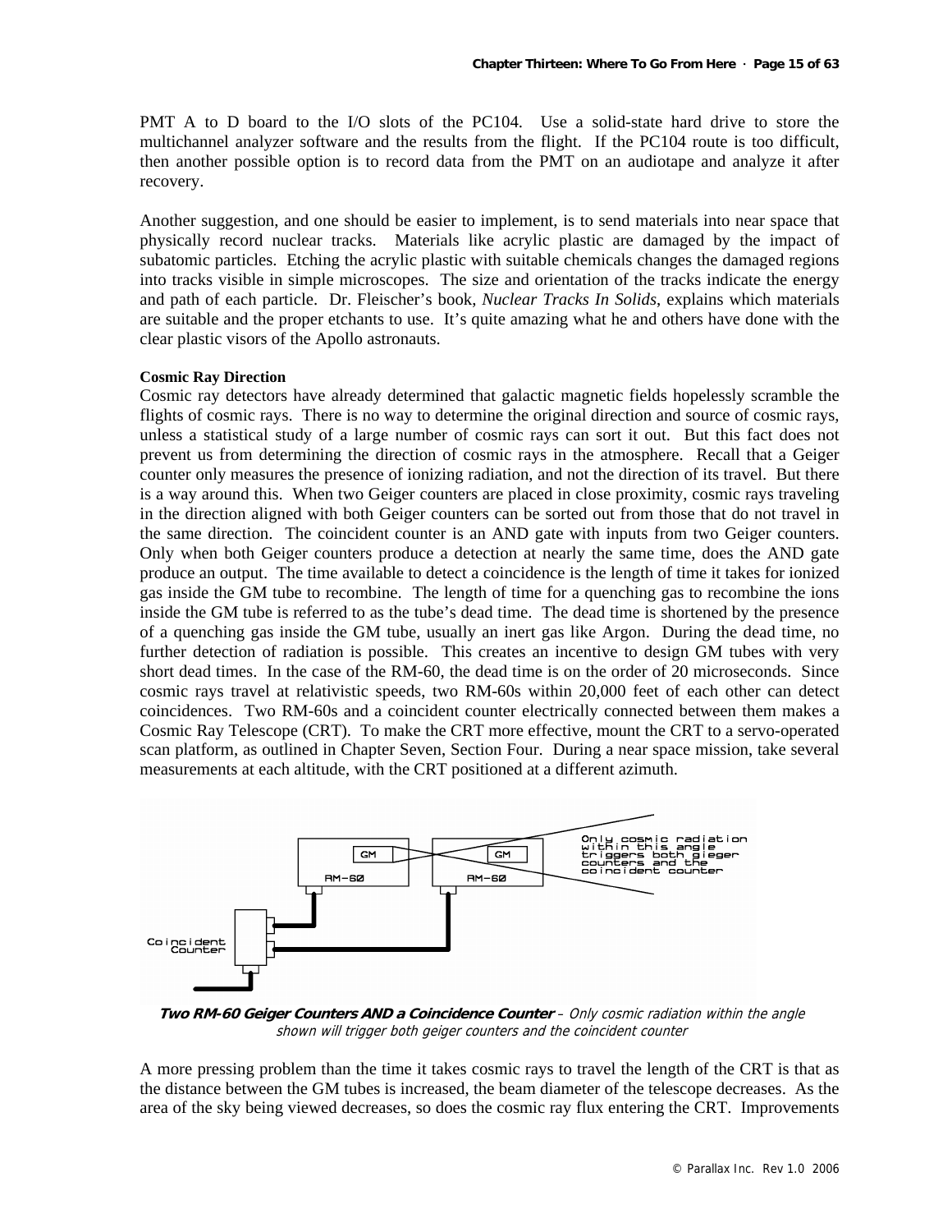PMT A to D board to the I/O slots of the PC104. Use a solid-state hard drive to store the multichannel analyzer software and the results from the flight. If the PC104 route is too difficult, then another possible option is to record data from the PMT on an audiotape and analyze it after recovery.

Another suggestion, and one should be easier to implement, is to send materials into near space that physically record nuclear tracks. Materials like acrylic plastic are damaged by the impact of subatomic particles. Etching the acrylic plastic with suitable chemicals changes the damaged regions into tracks visible in simple microscopes. The size and orientation of the tracks indicate the energy and path of each particle. Dr. Fleischer's book, *Nuclear Tracks In Solids*, explains which materials are suitable and the proper etchants to use. It's quite amazing what he and others have done with the clear plastic visors of the Apollo astronauts.

**Cosmic Ray Direction**

Cosmic ray detectors have already determined that galactic magnetic fields hopelessly scramble the flights of cosmic rays. There is no way to determine the original direction and source of cosmic rays, unless a statistical study of a large number of cosmic rays can sort it out. But this fact does not prevent us from determining the direction of cosmic rays in the atmosphere. Recall that a Geiger counter only measures the presence of ionizing radiation, and not the direction of its travel. But there is a way around this. When two Geiger counters are placed in close proximity, cosmic rays traveling in the direction aligned with both Geiger counters can be sorted out from those that do not travel in the same direction. The coincident counter is an AND gate with inputs from two Geiger counters. Only when both Geiger counters produce a detection at nearly the same time, does the AND gate produce an output. The time available to detect a coincidence is the length of time it takes for ionized gas inside the GM tube to recombine. The length of time for a quenching gas to recombine the ions inside the GM tube is referred to as the tube's dead time. The dead time is shortened by the presence of a quenching gas inside the GM tube, usually an inert gas like Argon. During the dead time, no further detection of radiation is possible. This creates an incentive to design GM tubes with very short dead times. In the case of the RM-60, the dead time is on the order of 20 microseconds. Since cosmic rays travel at relativistic speeds, two RM-60s within 20,000 feet of each other can detect coincidences. Two RM-60s and a coincident counter electrically connected between them makes a Cosmic Ray Telescope (CRT). To make the CRT more effective, mount the CRT to a servo-operated scan platform, as outlined in Chapter Seven, Section Four. During a near space mission, take several measurements at each altitude, with the CRT positioned at a different azimuth.

***Two RM-60 Geiger Counters AND a Coincidence Counter*** *– Only cosmic radiation within the angle shown will trigger both geiger counters and the coincident counter*

A more pressing problem than the time it takes cosmic rays to travel the length of the CRT is that as the distance between the GM tubes is increased, the beam diameter of the telescope decreases. As the area of the sky being viewed decreases, so does the cosmic ray flux entering the CRT. Improvements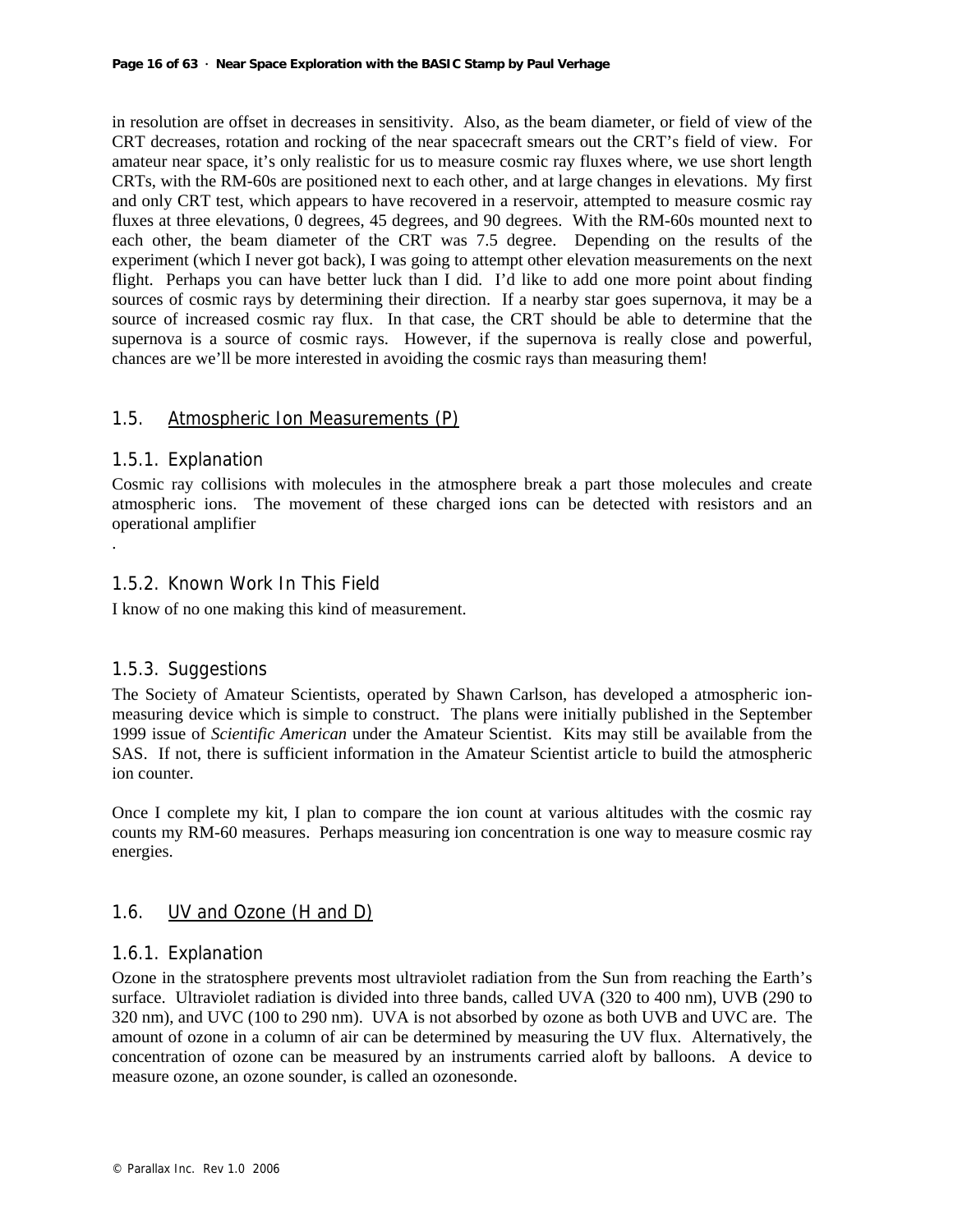in resolution are offset in decreases in sensitivity. Also, as the beam diameter, or field of view of the CRT decreases, rotation and rocking of the near spacecraft smears out the CRT's field of view. For amateur near space, it's only realistic for us to measure cosmic ray fluxes where, we use short length CRTs, with the RM-60s are positioned next to each other, and at large changes in elevations. My first and only CRT test, which appears to have recovered in a reservoir, attempted to measure cosmic ray fluxes at three elevations, 0 degrees, 45 degrees, and 90 degrees. With the RM-60s mounted next to each other, the beam diameter of the CRT was 7.5 degree. Depending on the results of the experiment (which I never got back), I was going to attempt other elevation measurements on the next flight. Perhaps you can have better luck than I did. I'd like to add one more point about finding sources of cosmic rays by determining their direction. If a nearby star goes supernova, it may be a source of increased cosmic ray flux. In that case, the CRT should be able to determine that the supernova is a source of cosmic rays. However, if the supernova is really close and powerful, chances are we'll be more interested in avoiding the cosmic rays than measuring them!

## 1.5. Atmospheric Ion Measurements (P)

### 1.5.1. Explanation

Cosmic ray collisions with molecules in the atmosphere break a part those molecules and create atmospheric ions. The movement of these charged ions can be detected with resistors and an operational amplifier

.

### 1.5.2. Known Work In This Field

I know of no one making this kind of measurement.

### 1.5.3. Suggestions

The Society of Amateur Scientists, operated by Shawn Carlson, has developed a atmospheric ion-measuring device which is simple to construct. The plans were initially published in the September 1999 issue of *Scientific American* under the Amateur Scientist. Kits may still be available from the SAS. If not, there is sufficient information in the Amateur Scientist article to build the atmospheric ion counter.

Once I complete my kit, I plan to compare the ion count at various altitudes with the cosmic ray counts my RM-60 measures. Perhaps measuring ion concentration is one way to measure cosmic ray energies.

## 1.6. UV and Ozone (H and D)

### 1.6.1. Explanation

Ozone in the stratosphere prevents most ultraviolet radiation from the Sun from reaching the Earth's surface. Ultraviolet radiation is divided into three bands, called UVA (320 to 400 nm), UVB (290 to 320 nm), and UVC (100 to 290 nm). UVA is not absorbed by ozone as both UVB and UVC are. The amount of ozone in a column of air can be determined by measuring the UV flux. Alternatively, the concentration of ozone can be measured by an instruments carried aloft by balloons. A device to measure ozone, an ozone sounder, is called an ozonesonde.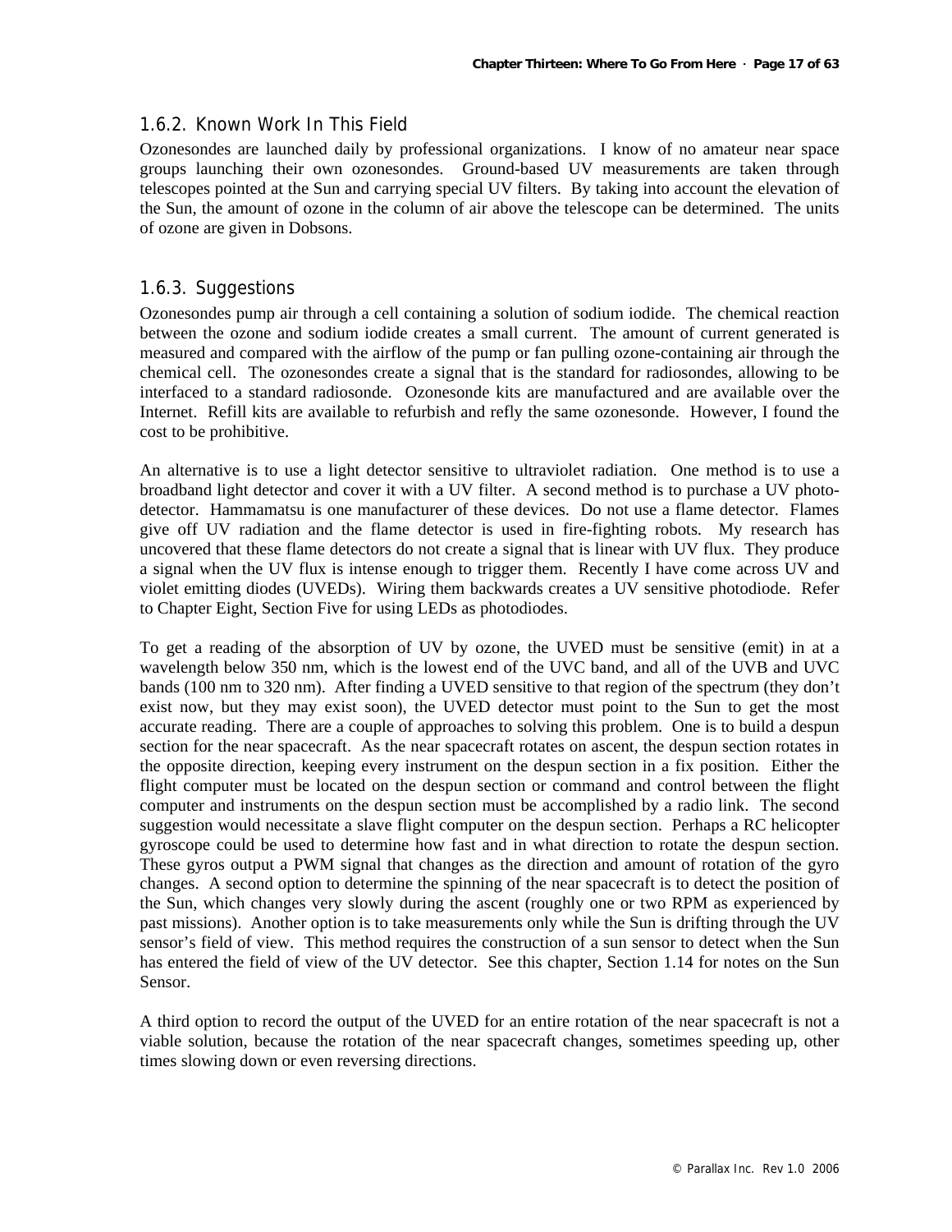### 1.6.2. Known Work In This Field

Ozonesondes are launched daily by professional organizations. I know of no amateur near space groups launching their own ozonesondes. Ground-based UV measurements are taken through telescopes pointed at the Sun and carrying special UV filters. By taking into account the elevation of the Sun, the amount of ozone in the column of air above the telescope can be determined. The units of ozone are given in Dobsons.

### 1.6.3. Suggestions

Ozonesondes pump air through a cell containing a solution of sodium iodide. The chemical reaction between the ozone and sodium iodide creates a small current. The amount of current generated is measured and compared with the airflow of the pump or fan pulling ozone-containing air through the chemical cell. The ozonesondes create a signal that is the standard for radiosondes, allowing to be interfaced to a standard radiosonde. Ozonesonde kits are manufactured and are available over the Internet. Refill kits are available to refurbish and refly the same ozonesonde. However, I found the cost to be prohibitive.

An alternative is to use a light detector sensitive to ultraviolet radiation. One method is to use a broadband light detector and cover it with a UV filter. A second method is to purchase a UV photo-detector. Hammamatsu is one manufacturer of these devices. Do not use a flame detector. Flames give off UV radiation and the flame detector is used in fire-fighting robots. My research has uncovered that these flame detectors do not create a signal that is linear with UV flux. They produce a signal when the UV flux is intense enough to trigger them. Recently I have come across UV and violet emitting diodes (UVEDs). Wiring them backwards creates a UV sensitive photodiode. Refer to Chapter Eight, Section Five for using LEDs as photodiodes.

To get a reading of the absorption of UV by ozone, the UVED must be sensitive (emit) in at a wavelength below 350 nm, which is the lowest end of the UVC band, and all of the UVB and UVC bands (100 nm to 320 nm). After finding a UVED sensitive to that region of the spectrum (they don't exist now, but they may exist soon), the UVED detector must point to the Sun to get the most accurate reading. There are a couple of approaches to solving this problem. One is to build a despun section for the near spacecraft. As the near spacecraft rotates on ascent, the despun section rotates in the opposite direction, keeping every instrument on the despun section in a fix position. Either the flight computer must be located on the despun section or command and control between the flight computer and instruments on the despun section must be accomplished by a radio link. The second suggestion would necessitate a slave flight computer on the despun section. Perhaps a RC helicopter gyroscope could be used to determine how fast and in what direction to rotate the despun section. These gyros output a PWM signal that changes as the direction and amount of rotation of the gyro changes. A second option to determine the spinning of the near spacecraft is to detect the position of the Sun, which changes very slowly during the ascent (roughly one or two RPM as experienced by past missions). Another option is to take measurements only while the Sun is drifting through the UV sensor's field of view. This method requires the construction of a sun sensor to detect when the Sun has entered the field of view of the UV detector. See this chapter, Section 1.14 for notes on the Sun Sensor.

A third option to record the output of the UVED for an entire rotation of the near spacecraft is not a viable solution, because the rotation of the near spacecraft changes, sometimes speeding up, other times slowing down or even reversing directions.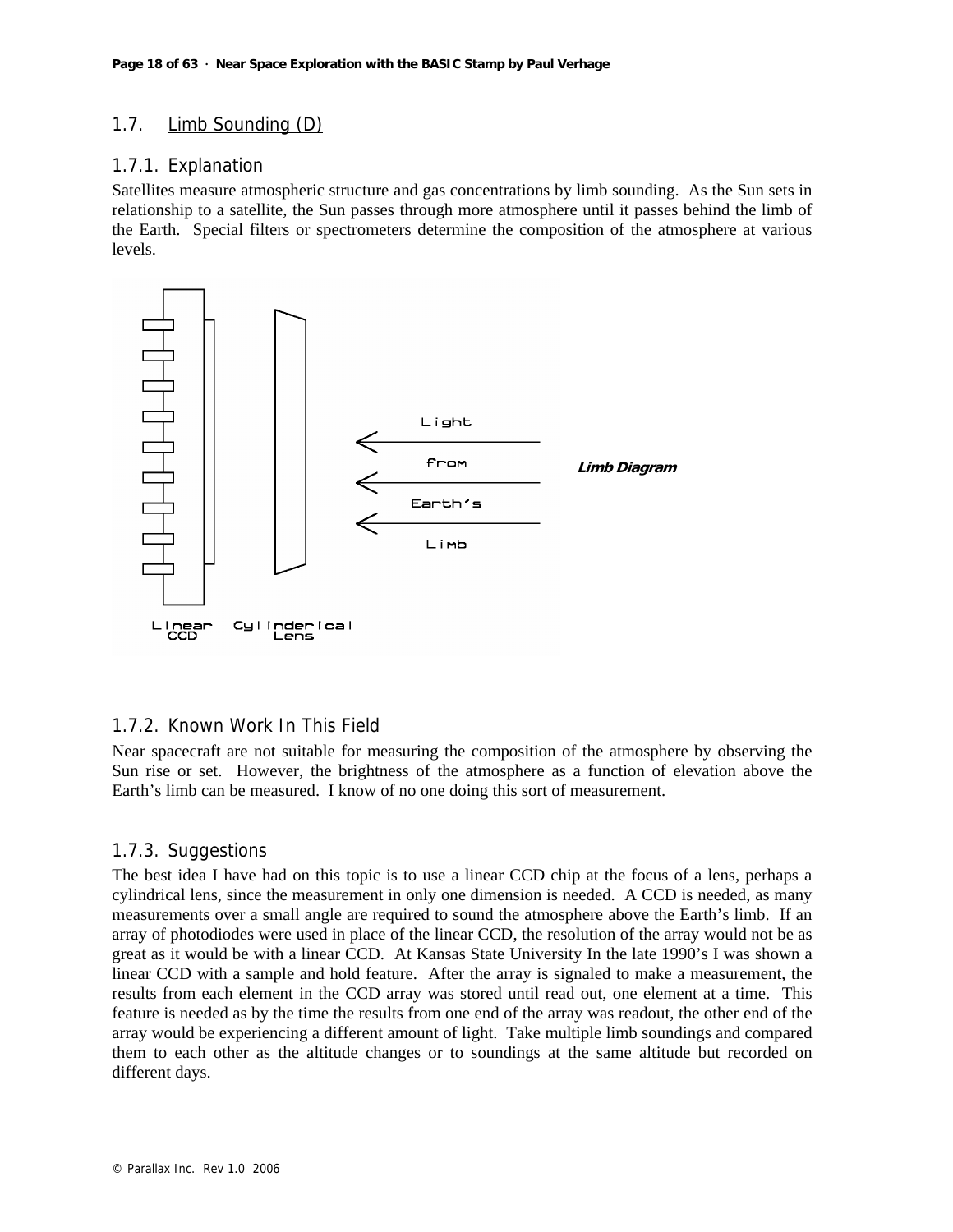## 1.7. Limb Sounding (D)

### 1.7.1. Explanation

Satellites measure atmospheric structure and gas concentrations by limb sounding. As the Sun sets in relationship to a satellite, the Sun passes through more atmosphere until it passes behind the limb of the Earth. Special filters or spectrometers determine the composition of the atmosphere at various levels.

***Limb Diagram***

### 1.7.2. Known Work In This Field

Near spacecraft are not suitable for measuring the composition of the atmosphere by observing the Sun rise or set. However, the brightness of the atmosphere as a function of elevation above the Earth's limb can be measured. I know of no one doing this sort of measurement.

### 1.7.3. Suggestions

The best idea I have had on this topic is to use a linear CCD chip at the focus of a lens, perhaps a cylindrical lens, since the measurement in only one dimension is needed. A CCD is needed, as many measurements over a small angle are required to sound the atmosphere above the Earth's limb. If an array of photodiodes were used in place of the linear CCD, the resolution of the array would not be as great as it would be with a linear CCD. At Kansas State University In the late 1990's I was shown a linear CCD with a sample and hold feature. After the array is signaled to make a measurement, the results from each element in the CCD array was stored until read out, one element at a time. This feature is needed as by the time the results from one end of the array was readout, the other end of the array would be experiencing a different amount of light. Take multiple limb soundings and compared them to each other as the altitude changes or to soundings at the same altitude but recorded on different days.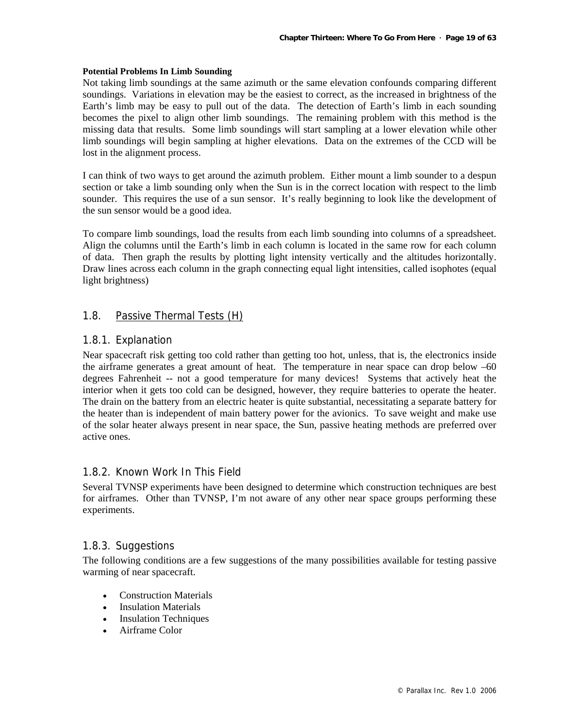**Potential Problems In Limb Sounding**

Not taking limb soundings at the same azimuth or the same elevation confounds comparing different soundings. Variations in elevation may be the easiest to correct, as the increased in brightness of the Earth's limb may be easy to pull out of the data. The detection of Earth's limb in each sounding becomes the pixel to align other limb soundings. The remaining problem with this method is the missing data that results. Some limb soundings will start sampling at a lower elevation while other limb soundings will begin sampling at higher elevations. Data on the extremes of the CCD will be lost in the alignment process.

I can think of two ways to get around the azimuth problem. Either mount a limb sounder to a despun section or take a limb sounding only when the Sun is in the correct location with respect to the limb sounder. This requires the use of a sun sensor. It's really beginning to look like the development of the sun sensor would be a good idea.

To compare limb soundings, load the results from each limb sounding into columns of a spreadsheet. Align the columns until the Earth's limb in each column is located in the same row for each column of data. Then graph the results by plotting light intensity vertically and the altitudes horizontally. Draw lines across each column in the graph connecting equal light intensities, called isophotes (equal light brightness)

## 1.8. Passive Thermal Tests (H)

### 1.8.1. Explanation

Near spacecraft risk getting too cold rather than getting too hot, unless, that is, the electronics inside the airframe generates a great amount of heat. The temperature in near space can drop below –60 degrees Fahrenheit -- not a good temperature for many devices! Systems that actively heat the interior when it gets too cold can be designed, however, they require batteries to operate the heater. The drain on the battery from an electric heater is quite substantial, necessitating a separate battery for the heater than is independent of main battery power for the avionics. To save weight and make use of the solar heater always present in near space, the Sun, passive heating methods are preferred over active ones.

### 1.8.2. Known Work In This Field

Several TVNSP experiments have been designed to determine which construction techniques are best for airframes. Other than TVNSP, I'm not aware of any other near space groups performing these experiments.

### 1.8.3. Suggestions

The following conditions are a few suggestions of the many possibilities available for testing passive warming of near spacecraft.

- Construction Materials
- Insulation Materials
- Insulation Techniques
- Airframe Color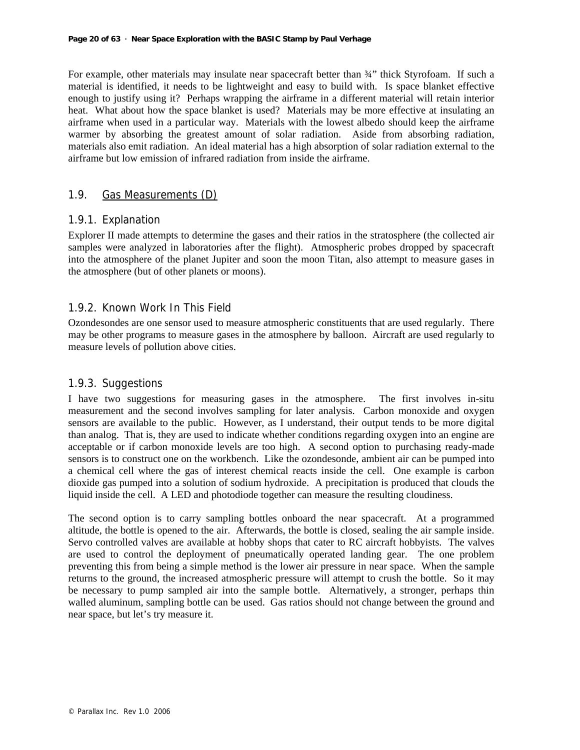For example, other materials may insulate near spacecraft better than ¾” thick Styrofoam. If such a material is identified, it needs to be lightweight and easy to build with. Is space blanket effective enough to justify using it? Perhaps wrapping the airframe in a different material will retain interior heat. What about how the space blanket is used? Materials may be more effective at insulating an airframe when used in a particular way. Materials with the lowest albedo should keep the airframe warmer by absorbing the greatest amount of solar radiation. Aside from absorbing radiation, materials also emit radiation. An ideal material has a high absorption of solar radiation external to the airframe but low emission of infrared radiation from inside the airframe.

## 1.9. Gas Measurements (D)

### 1.9.1. Explanation

Explorer II made attempts to determine the gases and their ratios in the stratosphere (the collected air samples were analyzed in laboratories after the flight). Atmospheric probes dropped by spacecraft into the atmosphere of the planet Jupiter and soon the moon Titan, also attempt to measure gases in the atmosphere (but of other planets or moons).

### 1.9.2. Known Work In This Field

Ozondesondes are one sensor used to measure atmospheric constituents that are used regularly. There may be other programs to measure gases in the atmosphere by balloon. Aircraft are used regularly to measure levels of pollution above cities.

### 1.9.3. Suggestions

I have two suggestions for measuring gases in the atmosphere. The first involves in-situ measurement and the second involves sampling for later analysis. Carbon monoxide and oxygen sensors are available to the public. However, as I understand, their output tends to be more digital than analog. That is, they are used to indicate whether conditions regarding oxygen into an engine are acceptable or if carbon monoxide levels are too high. A second option to purchasing ready-made sensors is to construct one on the workbench. Like the ozondesonde, ambient air can be pumped into a chemical cell where the gas of interest chemical reacts inside the cell. One example is carbon dioxide gas pumped into a solution of sodium hydroxide. A precipitation is produced that clouds the liquid inside the cell. A LED and photodiode together can measure the resulting cloudiness.

The second option is to carry sampling bottles onboard the near spacecraft. At a programmed altitude, the bottle is opened to the air. Afterwards, the bottle is closed, sealing the air sample inside. Servo controlled valves are available at hobby shops that cater to RC aircraft hobbyists. The valves are used to control the deployment of pneumatically operated landing gear. The one problem preventing this from being a simple method is the lower air pressure in near space. When the sample returns to the ground, the increased atmospheric pressure will attempt to crush the bottle. So it may be necessary to pump sampled air into the sample bottle. Alternatively, a stronger, perhaps thin walled aluminum, sampling bottle can be used. Gas ratios should not change between the ground and near space, but let’s try measure it.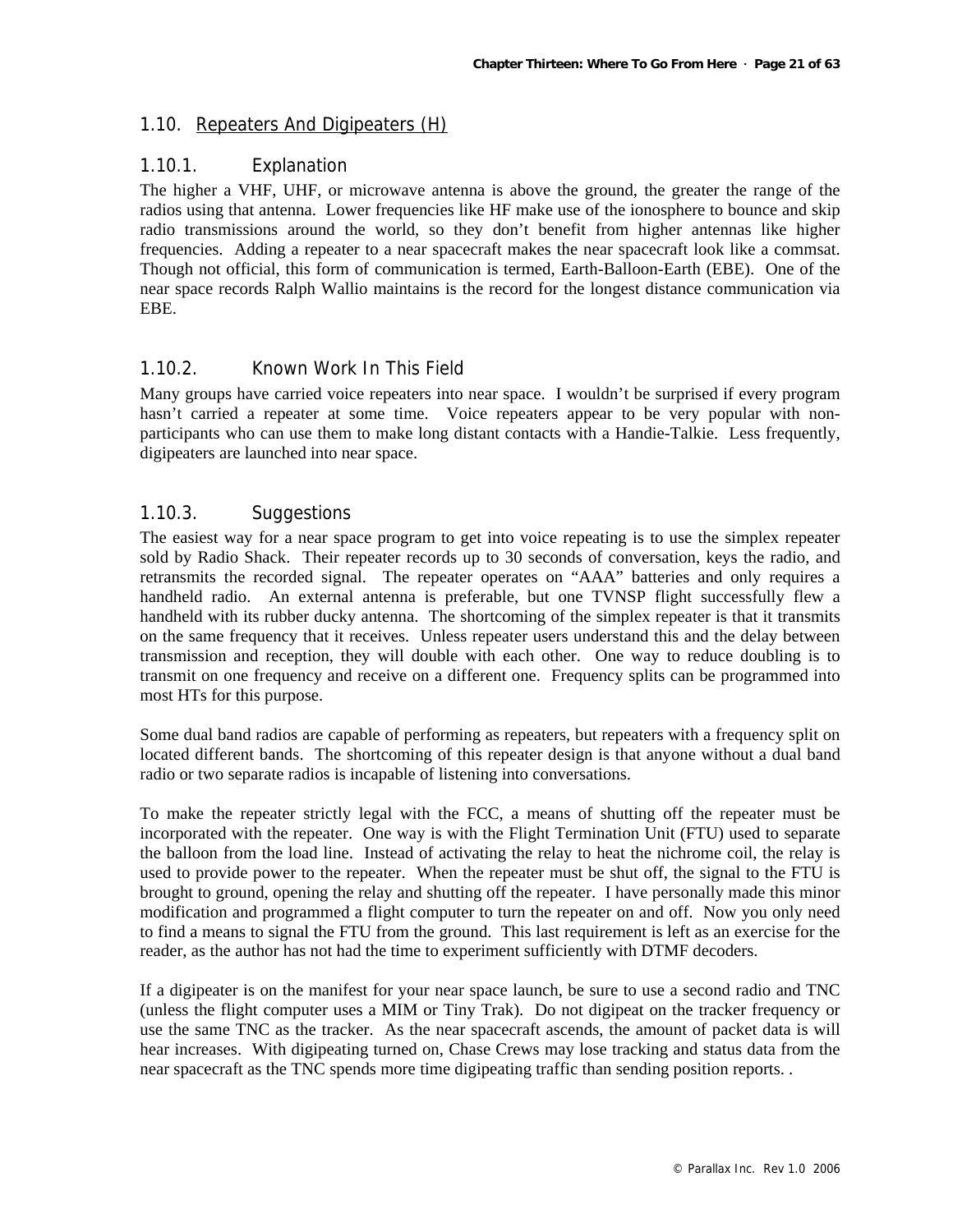## 1.10. Repeaters And Digipeaters (H)

### 1.10.1. Explanation

The higher a VHF, UHF, or microwave antenna is above the ground, the greater the range of the radios using that antenna. Lower frequencies like HF make use of the ionosphere to bounce and skip radio transmissions around the world, so they don't benefit from higher antennas like higher frequencies. Adding a repeater to a near spacecraft makes the near spacecraft look like a commsat. Though not official, this form of communication is termed, Earth-Balloon-Earth (EBE). One of the near space records Ralph Wallio maintains is the record for the longest distance communication via EBE.

### 1.10.2. Known Work In This Field

Many groups have carried voice repeaters into near space. I wouldn't be surprised if every program hasn't carried a repeater at some time. Voice repeaters appear to be very popular with non-participants who can use them to make long distant contacts with a Handie-Talkie. Less frequently, digipeaters are launched into near space.

### 1.10.3. Suggestions

The easiest way for a near space program to get into voice repeating is to use the simplex repeater sold by Radio Shack. Their repeater records up to 30 seconds of conversation, keys the radio, and retransmits the recorded signal. The repeater operates on "AAA" batteries and only requires a handheld radio. An external antenna is preferable, but one TVNSP flight successfully flew a handheld with its rubber ducky antenna. The shortcoming of the simplex repeater is that it transmits on the same frequency that it receives. Unless repeater users understand this and the delay between transmission and reception, they will double with each other. One way to reduce doubling is to transmit on one frequency and receive on a different one. Frequency splits can be programmed into most HTs for this purpose.

Some dual band radios are capable of performing as repeaters, but repeaters with a frequency split on located different bands. The shortcoming of this repeater design is that anyone without a dual band radio or two separate radios is incapable of listening into conversations.

To make the repeater strictly legal with the FCC, a means of shutting off the repeater must be incorporated with the repeater. One way is with the Flight Termination Unit (FTU) used to separate the balloon from the load line. Instead of activating the relay to heat the nichrome coil, the relay is used to provide power to the repeater. When the repeater must be shut off, the signal to the FTU is brought to ground, opening the relay and shutting off the repeater. I have personally made this minor modification and programmed a flight computer to turn the repeater on and off. Now you only need to find a means to signal the FTU from the ground. This last requirement is left as an exercise for the reader, as the author has not had the time to experiment sufficiently with DTMF decoders.

If a digipeater is on the manifest for your near space launch, be sure to use a second radio and TNC (unless the flight computer uses a MIM or Tiny Trak). Do not digipeat on the tracker frequency or use the same TNC as the tracker. As the near spacecraft ascends, the amount of packet data is will hear increases. With digipeating turned on, Chase Crews may lose tracking and status data from the near spacecraft as the TNC spends more time digipeating traffic than sending position reports. .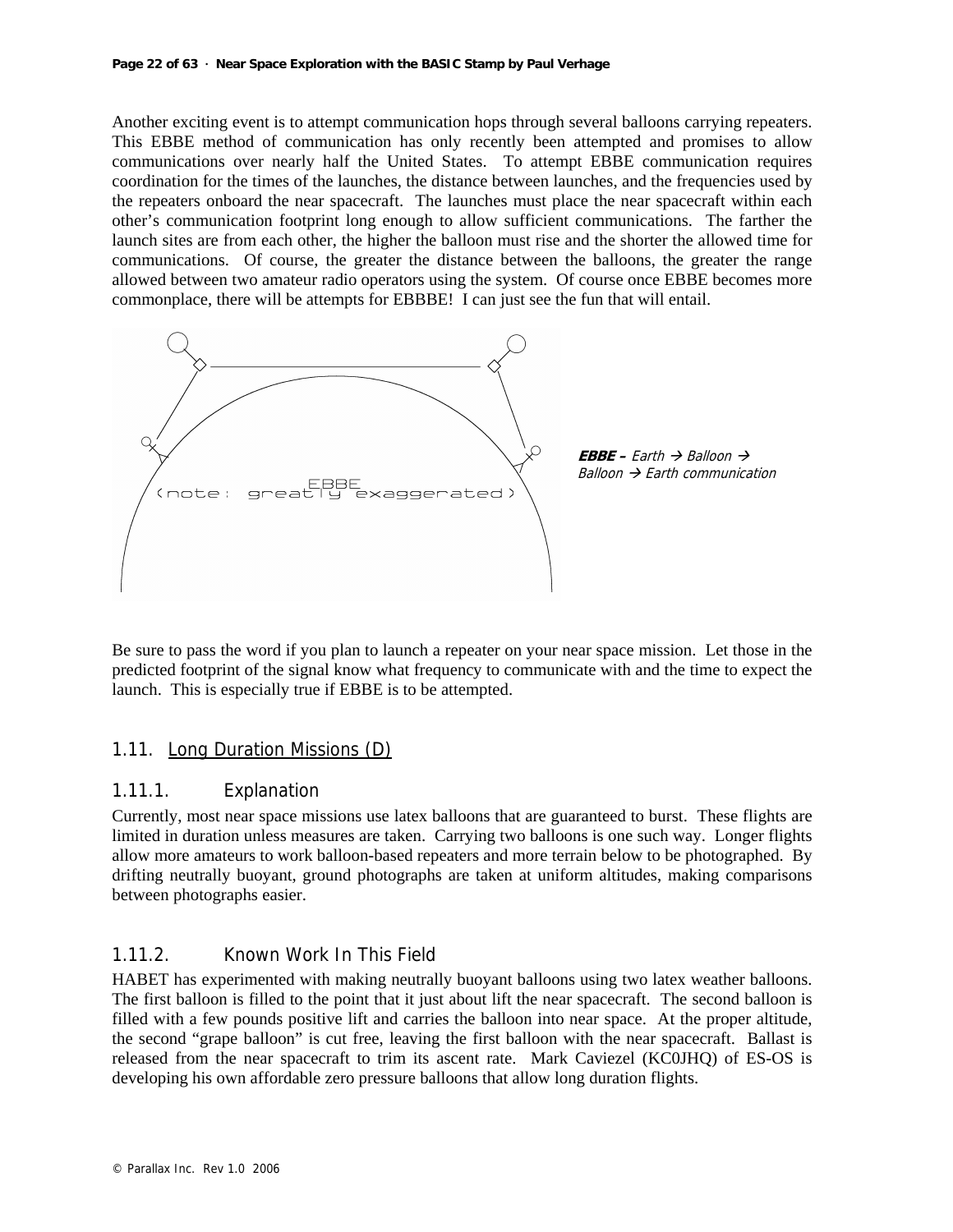Another exciting event is to attempt communication hops through several balloons carrying repeaters. This EBBE method of communication has only recently been attempted and promises to allow communications over nearly half the United States. To attempt EBBE communication requires coordination for the times of the launches, the distance between launches, and the frequencies used by the repeaters onboard the near spacecraft. The launches must place the near spacecraft within each other's communication footprint long enough to allow sufficient communications. The farther the launch sites are from each other, the higher the balloon must rise and the shorter the allowed time for communications. Of course, the greater the distance between the balloons, the greater the range allowed between two amateur radio operators using the system. Of course once EBBE becomes more commonplace, there will be attempts for EBBBE! I can just see the fun that will entail.

EBBE
(note: greatly exaggerated)

***EBBE** – Earth → Balloon → Balloon → Earth communication*

Be sure to pass the word if you plan to launch a repeater on your near space mission. Let those in the predicted footprint of the signal know what frequency to communicate with and the time to expect the launch. This is especially true if EBBE is to be attempted.

## 1.11. Long Duration Missions (D)

### 1.11.1. Explanation

Currently, most near space missions use latex balloons that are guaranteed to burst. These flights are limited in duration unless measures are taken. Carrying two balloons is one such way. Longer flights allow more amateurs to work balloon-based repeaters and more terrain below to be photographed. By drifting neutrally buoyant, ground photographs are taken at uniform altitudes, making comparisons between photographs easier.

### 1.11.2. Known Work In This Field

HABET has experimented with making neutrally buoyant balloons using two latex weather balloons. The first balloon is filled to the point that it just about lift the near spacecraft. The second balloon is filled with a few pounds positive lift and carries the balloon into near space. At the proper altitude, the second "grape balloon" is cut free, leaving the first balloon with the near spacecraft. Ballast is released from the near spacecraft to trim its ascent rate. Mark Caviezel (KC0JHQ) of ES-OS is developing his own affordable zero pressure balloons that allow long duration flights.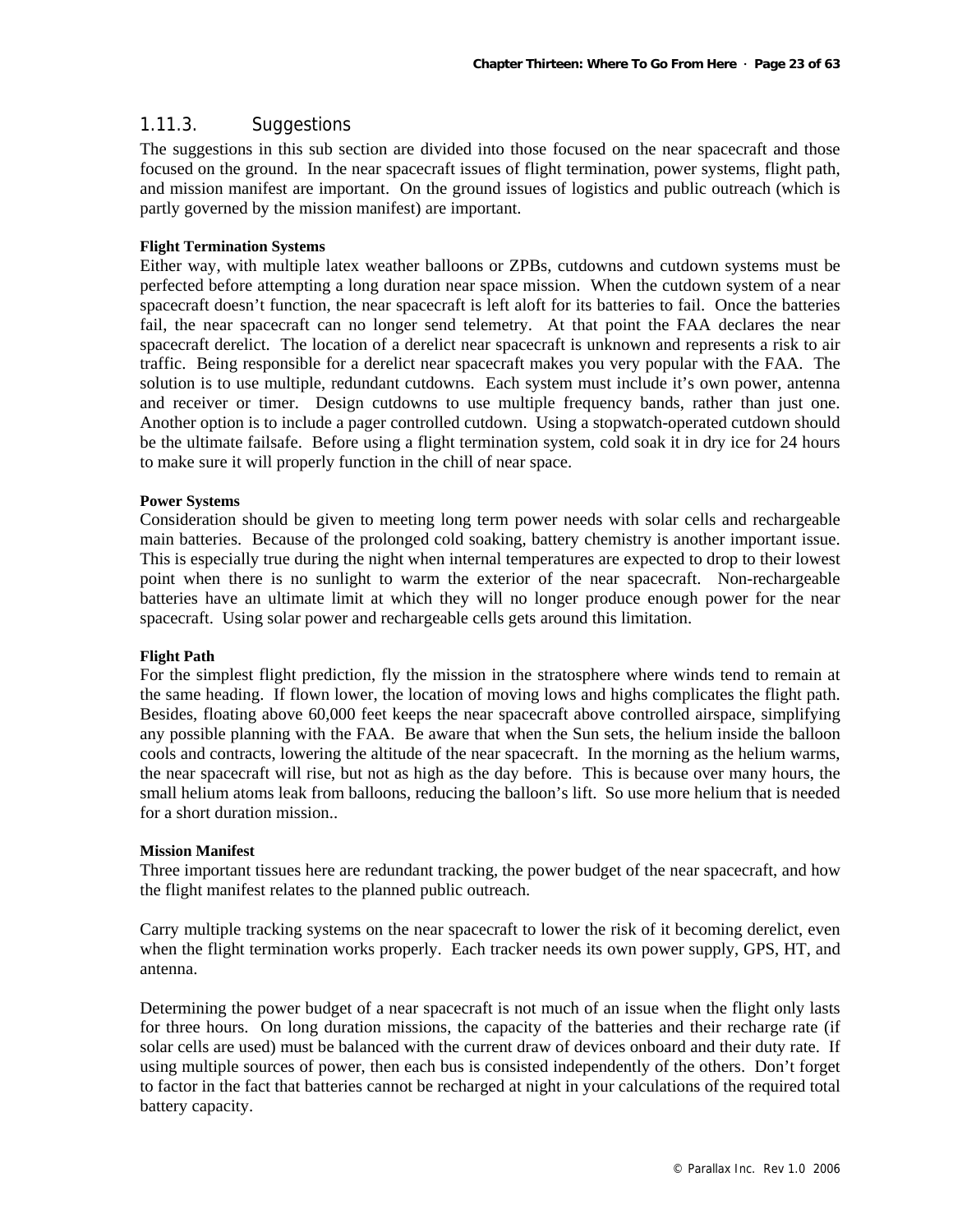### 1.11.3. Suggestions

The suggestions in this sub section are divided into those focused on the near spacecraft and those focused on the ground. In the near spacecraft issues of flight termination, power systems, flight path, and mission manifest are important. On the ground issues of logistics and public outreach (which is partly governed by the mission manifest) are important.

**Flight Termination Systems**

Either way, with multiple latex weather balloons or ZPBs, cutdowns and cutdown systems must be perfected before attempting a long duration near space mission. When the cutdown system of a near spacecraft doesn't function, the near spacecraft is left aloft for its batteries to fail. Once the batteries fail, the near spacecraft can no longer send telemetry. At that point the FAA declares the near spacecraft derelict. The location of a derelict near spacecraft is unknown and represents a risk to air traffic. Being responsible for a derelict near spacecraft makes you very popular with the FAA. The solution is to use multiple, redundant cutdowns. Each system must include it's own power, antenna and receiver or timer. Design cutdowns to use multiple frequency bands, rather than just one. Another option is to include a pager controlled cutdown. Using a stopwatch-operated cutdown should be the ultimate failsafe. Before using a flight termination system, cold soak it in dry ice for 24 hours to make sure it will properly function in the chill of near space.

**Power Systems**

Consideration should be given to meeting long term power needs with solar cells and rechargeable main batteries. Because of the prolonged cold soaking, battery chemistry is another important issue. This is especially true during the night when internal temperatures are expected to drop to their lowest point when there is no sunlight to warm the exterior of the near spacecraft. Non-rechargeable batteries have an ultimate limit at which they will no longer produce enough power for the near spacecraft. Using solar power and rechargeable cells gets around this limitation.

**Flight Path**

For the simplest flight prediction, fly the mission in the stratosphere where winds tend to remain at the same heading. If flown lower, the location of moving lows and highs complicates the flight path. Besides, floating above 60,000 feet keeps the near spacecraft above controlled airspace, simplifying any possible planning with the FAA. Be aware that when the Sun sets, the helium inside the balloon cools and contracts, lowering the altitude of the near spacecraft. In the morning as the helium warms, the near spacecraft will rise, but not as high as the day before. This is because over many hours, the small helium atoms leak from balloons, reducing the balloon's lift. So use more helium that is needed for a short duration mission..

**Mission Manifest**

Three important tissues here are redundant tracking, the power budget of the near spacecraft, and how the flight manifest relates to the planned public outreach.

Carry multiple tracking systems on the near spacecraft to lower the risk of it becoming derelict, even when the flight termination works properly. Each tracker needs its own power supply, GPS, HT, and antenna.

Determining the power budget of a near spacecraft is not much of an issue when the flight only lasts for three hours. On long duration missions, the capacity of the batteries and their recharge rate (if solar cells are used) must be balanced with the current draw of devices onboard and their duty rate. If using multiple sources of power, then each bus is consisted independently of the others. Don't forget to factor in the fact that batteries cannot be recharged at night in your calculations of the required total battery capacity.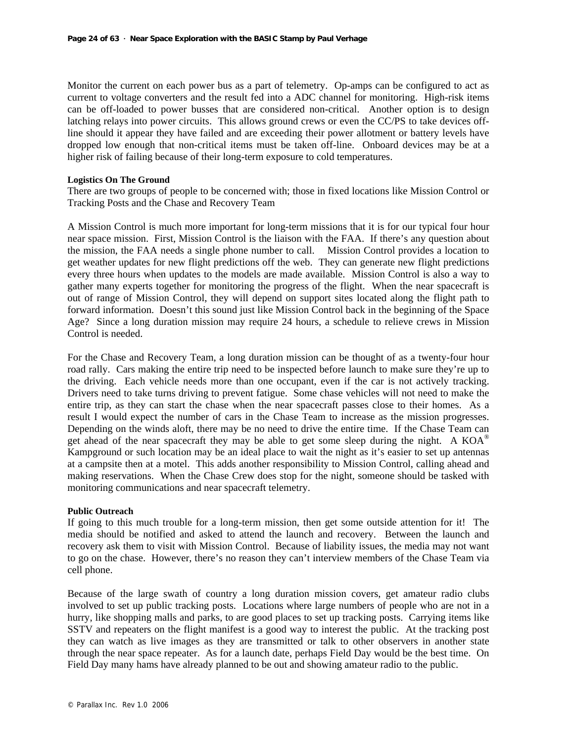Monitor the current on each power bus as a part of telemetry. Op-amps can be configured to act as current to voltage converters and the result fed into a ADC channel for monitoring. High-risk items can be off-loaded to power busses that are considered non-critical. Another option is to design latching relays into power circuits. This allows ground crews or even the CC/PS to take devices off-line should it appear they have failed and are exceeding their power allotment or battery levels have dropped low enough that non-critical items must be taken off-line. Onboard devices may be at a higher risk of failing because of their long-term exposure to cold temperatures.

**Logistics On The Ground**

There are two groups of people to be concerned with; those in fixed locations like Mission Control or Tracking Posts and the Chase and Recovery Team

A Mission Control is much more important for long-term missions that it is for our typical four hour near space mission. First, Mission Control is the liaison with the FAA. If there's any question about the mission, the FAA needs a single phone number to call. Mission Control provides a location to get weather updates for new flight predictions off the web. They can generate new flight predictions every three hours when updates to the models are made available. Mission Control is also a way to gather many experts together for monitoring the progress of the flight. When the near spacecraft is out of range of Mission Control, they will depend on support sites located along the flight path to forward information. Doesn't this sound just like Mission Control back in the beginning of the Space Age? Since a long duration mission may require 24 hours, a schedule to relieve crews in Mission Control is needed.

For the Chase and Recovery Team, a long duration mission can be thought of as a twenty-four hour road rally. Cars making the entire trip need to be inspected before launch to make sure they're up to the driving. Each vehicle needs more than one occupant, even if the car is not actively tracking. Drivers need to take turns driving to prevent fatigue. Some chase vehicles will not need to make the entire trip, as they can start the chase when the near spacecraft passes close to their homes. As a result I would expect the number of cars in the Chase Team to increase as the mission progresses. Depending on the winds aloft, there may be no need to drive the entire time. If the Chase Team can get ahead of the near spacecraft they may be able to get some sleep during the night. A KOA® Kampground or such location may be an ideal place to wait the night as it's easier to set up antennas at a campsite then at a motel. This adds another responsibility to Mission Control, calling ahead and making reservations. When the Chase Crew does stop for the night, someone should be tasked with monitoring communications and near spacecraft telemetry.

**Public Outreach**

If going to this much trouble for a long-term mission, then get some outside attention for it! The media should be notified and asked to attend the launch and recovery. Between the launch and recovery ask them to visit with Mission Control. Because of liability issues, the media may not want to go on the chase. However, there's no reason they can't interview members of the Chase Team via cell phone.

Because of the large swath of country a long duration mission covers, get amateur radio clubs involved to set up public tracking posts. Locations where large numbers of people who are not in a hurry, like shopping malls and parks, to are good places to set up tracking posts. Carrying items like SSTV and repeaters on the flight manifest is a good way to interest the public. At the tracking post they can watch as live images as they are transmitted or talk to other observers in another state through the near space repeater. As for a launch date, perhaps Field Day would be the best time. On Field Day many hams have already planned to be out and showing amateur radio to the public.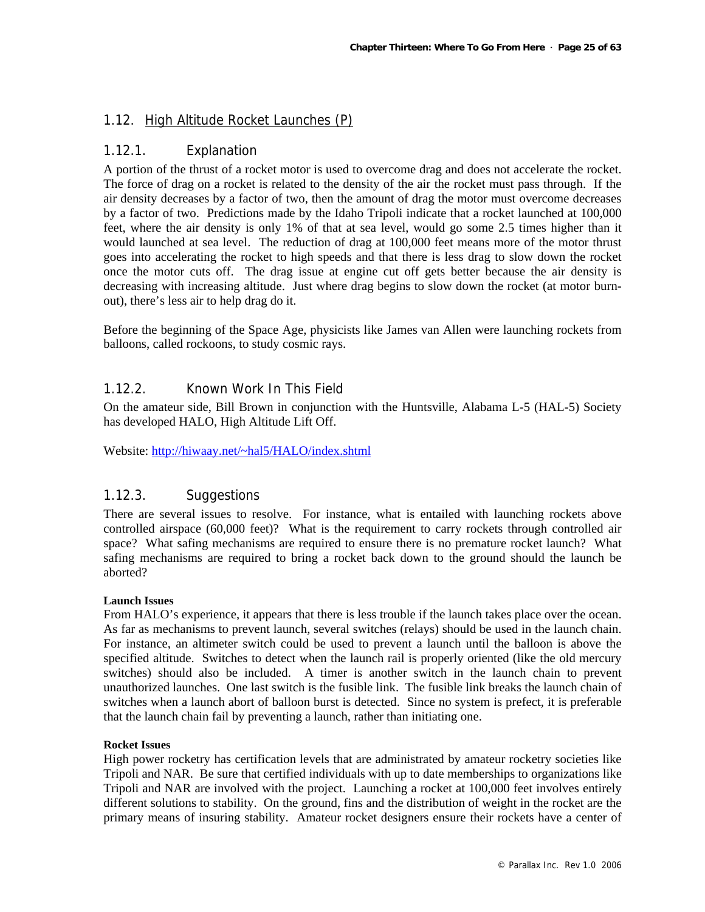## 1.12. High Altitude Rocket Launches (P)

### 1.12.1. Explanation

A portion of the thrust of a rocket motor is used to overcome drag and does not accelerate the rocket. The force of drag on a rocket is related to the density of the air the rocket must pass through. If the air density decreases by a factor of two, then the amount of drag the motor must overcome decreases by a factor of two. Predictions made by the Idaho Tripoli indicate that a rocket launched at 100,000 feet, where the air density is only 1% of that at sea level, would go some 2.5 times higher than it would launched at sea level. The reduction of drag at 100,000 feet means more of the motor thrust goes into accelerating the rocket to high speeds and that there is less drag to slow down the rocket once the motor cuts off. The drag issue at engine cut off gets better because the air density is decreasing with increasing altitude. Just where drag begins to slow down the rocket (at motor burn-out), there's less air to help drag do it.

Before the beginning of the Space Age, physicists like James van Allen were launching rockets from balloons, called rockoons, to study cosmic rays.

### 1.12.2. Known Work In This Field

On the amateur side, Bill Brown in conjunction with the Huntsville, Alabama L-5 (HAL-5) Society has developed HALO, High Altitude Lift Off.

Website: http://hiwaay.net/~hal5/HALO/index.shtml

### 1.12.3. Suggestions

There are several issues to resolve. For instance, what is entailed with launching rockets above controlled airspace (60,000 feet)? What is the requirement to carry rockets through controlled air space? What safing mechanisms are required to ensure there is no premature rocket launch? What safing mechanisms are required to bring a rocket back down to the ground should the launch be aborted?

**Launch Issues**

From HALO's experience, it appears that there is less trouble if the launch takes place over the ocean. As far as mechanisms to prevent launch, several switches (relays) should be used in the launch chain. For instance, an altimeter switch could be used to prevent a launch until the balloon is above the specified altitude. Switches to detect when the launch rail is properly oriented (like the old mercury switches) should also be included. A timer is another switch in the launch chain to prevent unauthorized launches. One last switch is the fusible link. The fusible link breaks the launch chain of switches when a launch abort of balloon burst is detected. Since no system is prefect, it is preferable that the launch chain fail by preventing a launch, rather than initiating one.

**Rocket Issues**

High power rocketry has certification levels that are administrated by amateur rocketry societies like Tripoli and NAR. Be sure that certified individuals with up to date memberships to organizations like Tripoli and NAR are involved with the project. Launching a rocket at 100,000 feet involves entirely different solutions to stability. On the ground, fins and the distribution of weight in the rocket are the primary means of insuring stability. Amateur rocket designers ensure their rockets have a center of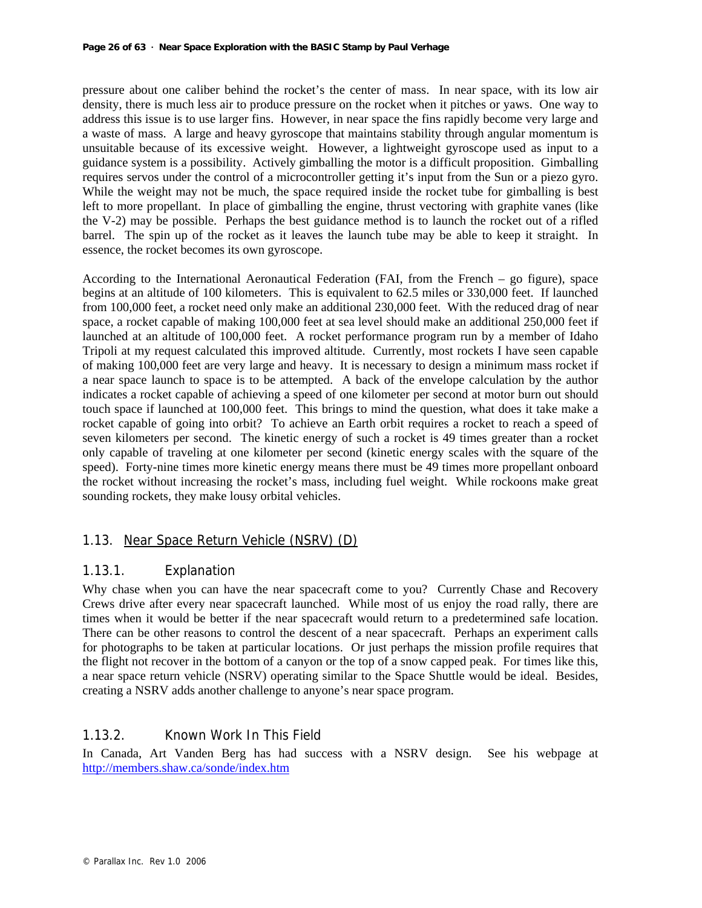pressure about one caliber behind the rocket's the center of mass. In near space, with its low air density, there is much less air to produce pressure on the rocket when it pitches or yaws. One way to address this issue is to use larger fins. However, in near space the fins rapidly become very large and a waste of mass. A large and heavy gyroscope that maintains stability through angular momentum is unsuitable because of its excessive weight. However, a lightweight gyroscope used as input to a guidance system is a possibility. Actively gimballing the motor is a difficult proposition. Gimballing requires servos under the control of a microcontroller getting it's input from the Sun or a piezo gyro. While the weight may not be much, the space required inside the rocket tube for gimballing is best left to more propellant. In place of gimballing the engine, thrust vectoring with graphite vanes (like the V-2) may be possible. Perhaps the best guidance method is to launch the rocket out of a rifled barrel. The spin up of the rocket as it leaves the launch tube may be able to keep it straight. In essence, the rocket becomes its own gyroscope.

According to the International Aeronautical Federation (FAI, from the French – go figure), space begins at an altitude of 100 kilometers. This is equivalent to 62.5 miles or 330,000 feet. If launched from 100,000 feet, a rocket need only make an additional 230,000 feet. With the reduced drag of near space, a rocket capable of making 100,000 feet at sea level should make an additional 250,000 feet if launched at an altitude of 100,000 feet. A rocket performance program run by a member of Idaho Tripoli at my request calculated this improved altitude. Currently, most rockets I have seen capable of making 100,000 feet are very large and heavy. It is necessary to design a minimum mass rocket if a near space launch to space is to be attempted. A back of the envelope calculation by the author indicates a rocket capable of achieving a speed of one kilometer per second at motor burn out should touch space if launched at 100,000 feet. This brings to mind the question, what does it take make a rocket capable of going into orbit? To achieve an Earth orbit requires a rocket to reach a speed of seven kilometers per second. The kinetic energy of such a rocket is 49 times greater than a rocket only capable of traveling at one kilometer per second (kinetic energy scales with the square of the speed). Forty-nine times more kinetic energy means there must be 49 times more propellant onboard the rocket without increasing the rocket's mass, including fuel weight. While rockoons make great sounding rockets, they make lousy orbital vehicles.

## 1.13. Near Space Return Vehicle (NSRV) (D)

### 1.13.1. Explanation

Why chase when you can have the near spacecraft come to you? Currently Chase and Recovery Crews drive after every near spacecraft launched. While most of us enjoy the road rally, there are times when it would be better if the near spacecraft would return to a predetermined safe location. There can be other reasons to control the descent of a near spacecraft. Perhaps an experiment calls for photographs to be taken at particular locations. Or just perhaps the mission profile requires that the flight not recover in the bottom of a canyon or the top of a snow capped peak. For times like this, a near space return vehicle (NSRV) operating similar to the Space Shuttle would be ideal. Besides, creating a NSRV adds another challenge to anyone's near space program.

### 1.13.2. Known Work In This Field

In Canada, Art Vanden Berg has had success with a NSRV design. See his webpage at http://members.shaw.ca/sonde/index.htm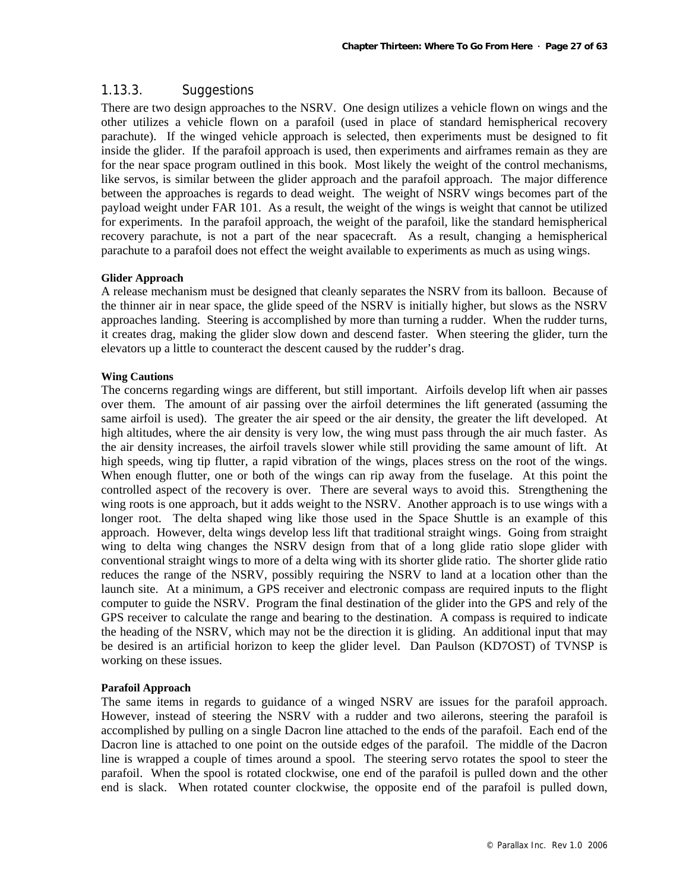## 1.13.3. Suggestions

There are two design approaches to the NSRV. One design utilizes a vehicle flown on wings and the other utilizes a vehicle flown on a parafoil (used in place of standard hemispherical recovery parachute). If the winged vehicle approach is selected, then experiments must be designed to fit inside the glider. If the parafoil approach is used, then experiments and airframes remain as they are for the near space program outlined in this book. Most likely the weight of the control mechanisms, like servos, is similar between the glider approach and the parafoil approach. The major difference between the approaches is regards to dead weight. The weight of NSRV wings becomes part of the payload weight under FAR 101. As a result, the weight of the wings is weight that cannot be utilized for experiments. In the parafoil approach, the weight of the parafoil, like the standard hemispherical recovery parachute, is not a part of the near spacecraft. As a result, changing a hemispherical parachute to a parafoil does not effect the weight available to experiments as much as using wings.

**Glider Approach**

A release mechanism must be designed that cleanly separates the NSRV from its balloon. Because of the thinner air in near space, the glide speed of the NSRV is initially higher, but slows as the NSRV approaches landing. Steering is accomplished by more than turning a rudder. When the rudder turns, it creates drag, making the glider slow down and descend faster. When steering the glider, turn the elevators up a little to counteract the descent caused by the rudder's drag.

**Wing Cautions**

The concerns regarding wings are different, but still important. Airfoils develop lift when air passes over them. The amount of air passing over the airfoil determines the lift generated (assuming the same airfoil is used). The greater the air speed or the air density, the greater the lift developed. At high altitudes, where the air density is very low, the wing must pass through the air much faster. As the air density increases, the airfoil travels slower while still providing the same amount of lift. At high speeds, wing tip flutter, a rapid vibration of the wings, places stress on the root of the wings. When enough flutter, one or both of the wings can rip away from the fuselage. At this point the controlled aspect of the recovery is over. There are several ways to avoid this. Strengthening the wing roots is one approach, but it adds weight to the NSRV. Another approach is to use wings with a longer root. The delta shaped wing like those used in the Space Shuttle is an example of this approach. However, delta wings develop less lift that traditional straight wings. Going from straight wing to delta wing changes the NSRV design from that of a long glide ratio slope glider with conventional straight wings to more of a delta wing with its shorter glide ratio. The shorter glide ratio reduces the range of the NSRV, possibly requiring the NSRV to land at a location other than the launch site. At a minimum, a GPS receiver and electronic compass are required inputs to the flight computer to guide the NSRV. Program the final destination of the glider into the GPS and rely of the GPS receiver to calculate the range and bearing to the destination. A compass is required to indicate the heading of the NSRV, which may not be the direction it is gliding. An additional input that may be desired is an artificial horizon to keep the glider level. Dan Paulson (KD7OST) of TVNSP is working on these issues.

**Parafoil Approach**

The same items in regards to guidance of a winged NSRV are issues for the parafoil approach. However, instead of steering the NSRV with a rudder and two ailerons, steering the parafoil is accomplished by pulling on a single Dacron line attached to the ends of the parafoil. Each end of the Dacron line is attached to one point on the outside edges of the parafoil. The middle of the Dacron line is wrapped a couple of times around a spool. The steering servo rotates the spool to steer the parafoil. When the spool is rotated clockwise, one end of the parafoil is pulled down and the other end is slack. When rotated counter clockwise, the opposite end of the parafoil is pulled down,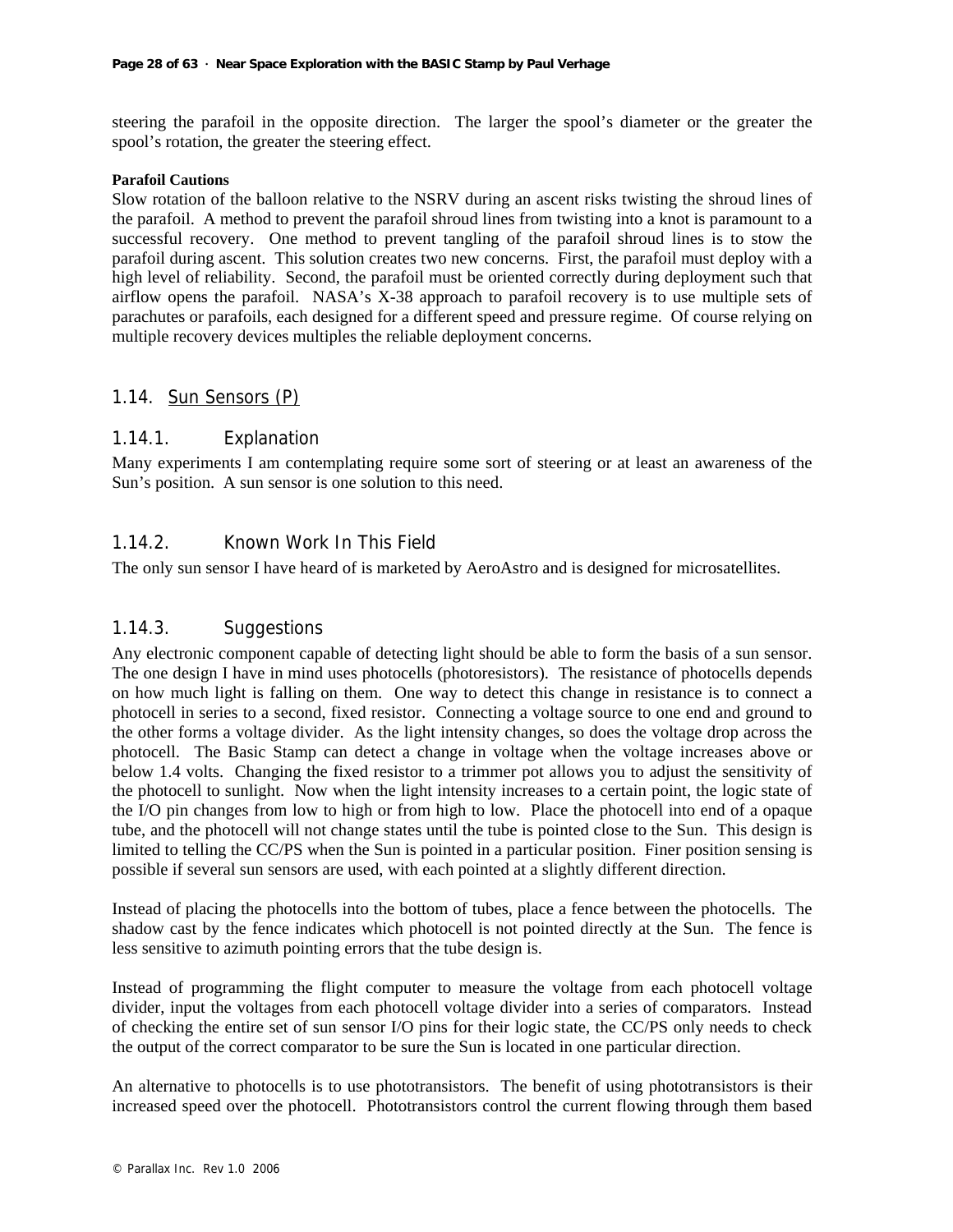steering the parafoil in the opposite direction. The larger the spool's diameter or the greater the spool's rotation, the greater the steering effect.

**Parafoil Cautions**

Slow rotation of the balloon relative to the NSRV during an ascent risks twisting the shroud lines of the parafoil. A method to prevent the parafoil shroud lines from twisting into a knot is paramount to a successful recovery. One method to prevent tangling of the parafoil shroud lines is to stow the parafoil during ascent. This solution creates two new concerns. First, the parafoil must deploy with a high level of reliability. Second, the parafoil must be oriented correctly during deployment such that airflow opens the parafoil. NASA's X-38 approach to parafoil recovery is to use multiple sets of parachutes or parafoils, each designed for a different speed and pressure regime. Of course relying on multiple recovery devices multiples the reliable deployment concerns.

## 1.14. Sun Sensors (P)

### 1.14.1. Explanation

Many experiments I am contemplating require some sort of steering or at least an awareness of the Sun's position. A sun sensor is one solution to this need.

### 1.14.2. Known Work In This Field

The only sun sensor I have heard of is marketed by AeroAstro and is designed for microsatellites.

### 1.14.3. Suggestions

Any electronic component capable of detecting light should be able to form the basis of a sun sensor. The one design I have in mind uses photocells (photoresistors). The resistance of photocells depends on how much light is falling on them. One way to detect this change in resistance is to connect a photocell in series to a second, fixed resistor. Connecting a voltage source to one end and ground to the other forms a voltage divider. As the light intensity changes, so does the voltage drop across the photocell. The Basic Stamp can detect a change in voltage when the voltage increases above or below 1.4 volts. Changing the fixed resistor to a trimmer pot allows you to adjust the sensitivity of the photocell to sunlight. Now when the light intensity increases to a certain point, the logic state of the I/O pin changes from low to high or from high to low. Place the photocell into end of a opaque tube, and the photocell will not change states until the tube is pointed close to the Sun. This design is limited to telling the CC/PS when the Sun is pointed in a particular position. Finer position sensing is possible if several sun sensors are used, with each pointed at a slightly different direction.

Instead of placing the photocells into the bottom of tubes, place a fence between the photocells. The shadow cast by the fence indicates which photocell is not pointed directly at the Sun. The fence is less sensitive to azimuth pointing errors that the tube design is.

Instead of programming the flight computer to measure the voltage from each photocell voltage divider, input the voltages from each photocell voltage divider into a series of comparators. Instead of checking the entire set of sun sensor I/O pins for their logic state, the CC/PS only needs to check the output of the correct comparator to be sure the Sun is located in one particular direction.

An alternative to photocells is to use phototransistors. The benefit of using phototransistors is their increased speed over the photocell. Phototransistors control the current flowing through them based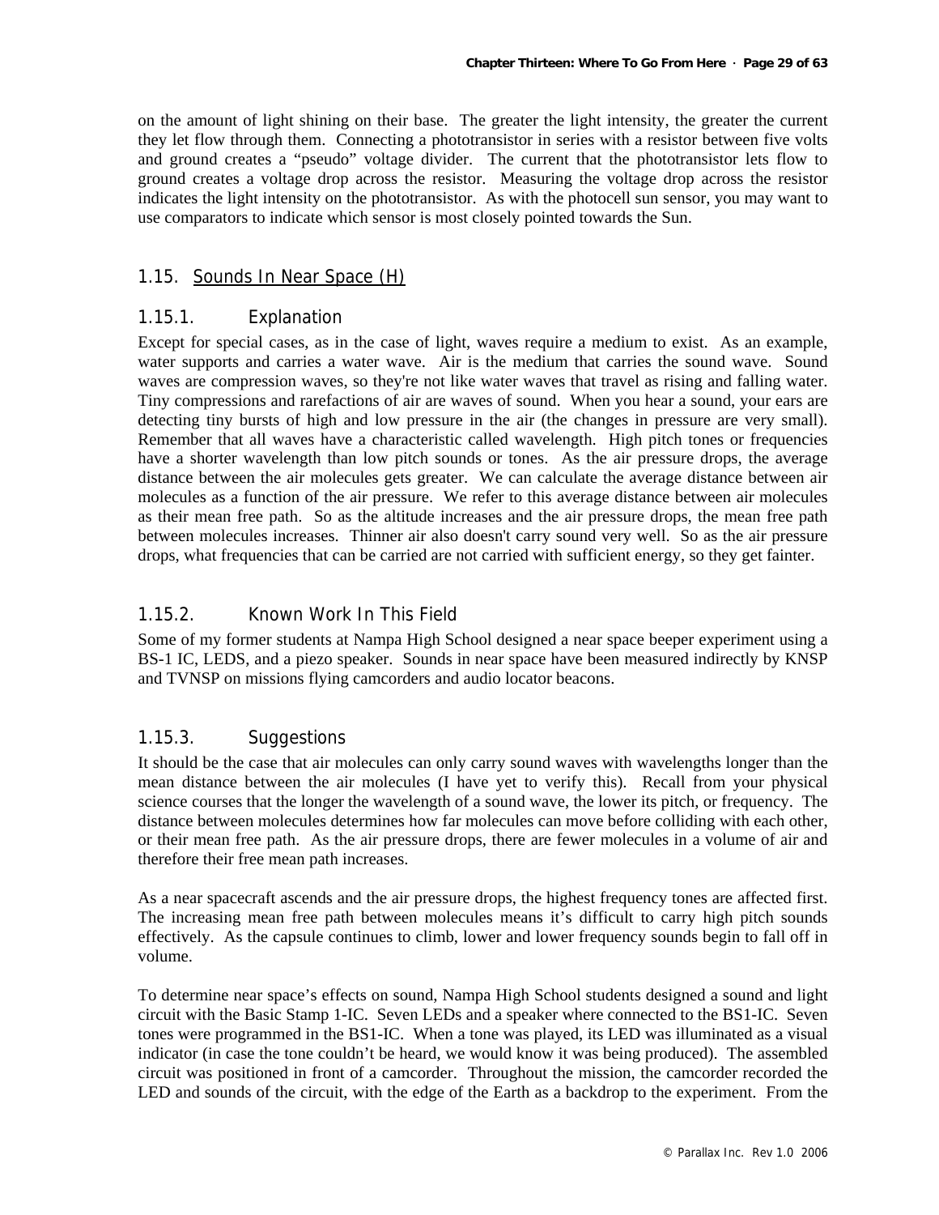on the amount of light shining on their base. The greater the light intensity, the greater the current they let flow through them. Connecting a phototransistor in series with a resistor between five volts and ground creates a "pseudo" voltage divider. The current that the phototransistor lets flow to ground creates a voltage drop across the resistor. Measuring the voltage drop across the resistor indicates the light intensity on the phototransistor. As with the photocell sun sensor, you may want to use comparators to indicate which sensor is most closely pointed towards the Sun.

## 1.15. Sounds In Near Space (H)

### 1.15.1. Explanation

Except for special cases, as in the case of light, waves require a medium to exist. As an example, water supports and carries a water wave. Air is the medium that carries the sound wave. Sound waves are compression waves, so they're not like water waves that travel as rising and falling water. Tiny compressions and rarefactions of air are waves of sound. When you hear a sound, your ears are detecting tiny bursts of high and low pressure in the air (the changes in pressure are very small). Remember that all waves have a characteristic called wavelength. High pitch tones or frequencies have a shorter wavelength than low pitch sounds or tones. As the air pressure drops, the average distance between the air molecules gets greater. We can calculate the average distance between air molecules as a function of the air pressure. We refer to this average distance between air molecules as their mean free path. So as the altitude increases and the air pressure drops, the mean free path between molecules increases. Thinner air also doesn't carry sound very well. So as the air pressure drops, what frequencies that can be carried are not carried with sufficient energy, so they get fainter.

### 1.15.2. Known Work In This Field

Some of my former students at Nampa High School designed a near space beeper experiment using a BS-1 IC, LEDS, and a piezo speaker. Sounds in near space have been measured indirectly by KNSP and TVNSP on missions flying camcorders and audio locator beacons.

### 1.15.3. Suggestions

It should be the case that air molecules can only carry sound waves with wavelengths longer than the mean distance between the air molecules (I have yet to verify this). Recall from your physical science courses that the longer the wavelength of a sound wave, the lower its pitch, or frequency. The distance between molecules determines how far molecules can move before colliding with each other, or their mean free path. As the air pressure drops, there are fewer molecules in a volume of air and therefore their free mean path increases.

As a near spacecraft ascends and the air pressure drops, the highest frequency tones are affected first. The increasing mean free path between molecules means it's difficult to carry high pitch sounds effectively. As the capsule continues to climb, lower and lower frequency sounds begin to fall off in volume.

To determine near space's effects on sound, Nampa High School students designed a sound and light circuit with the Basic Stamp 1-IC. Seven LEDs and a speaker where connected to the BS1-IC. Seven tones were programmed in the BS1-IC. When a tone was played, its LED was illuminated as a visual indicator (in case the tone couldn't be heard, we would know it was being produced). The assembled circuit was positioned in front of a camcorder. Throughout the mission, the camcorder recorded the LED and sounds of the circuit, with the edge of the Earth as a backdrop to the experiment. From the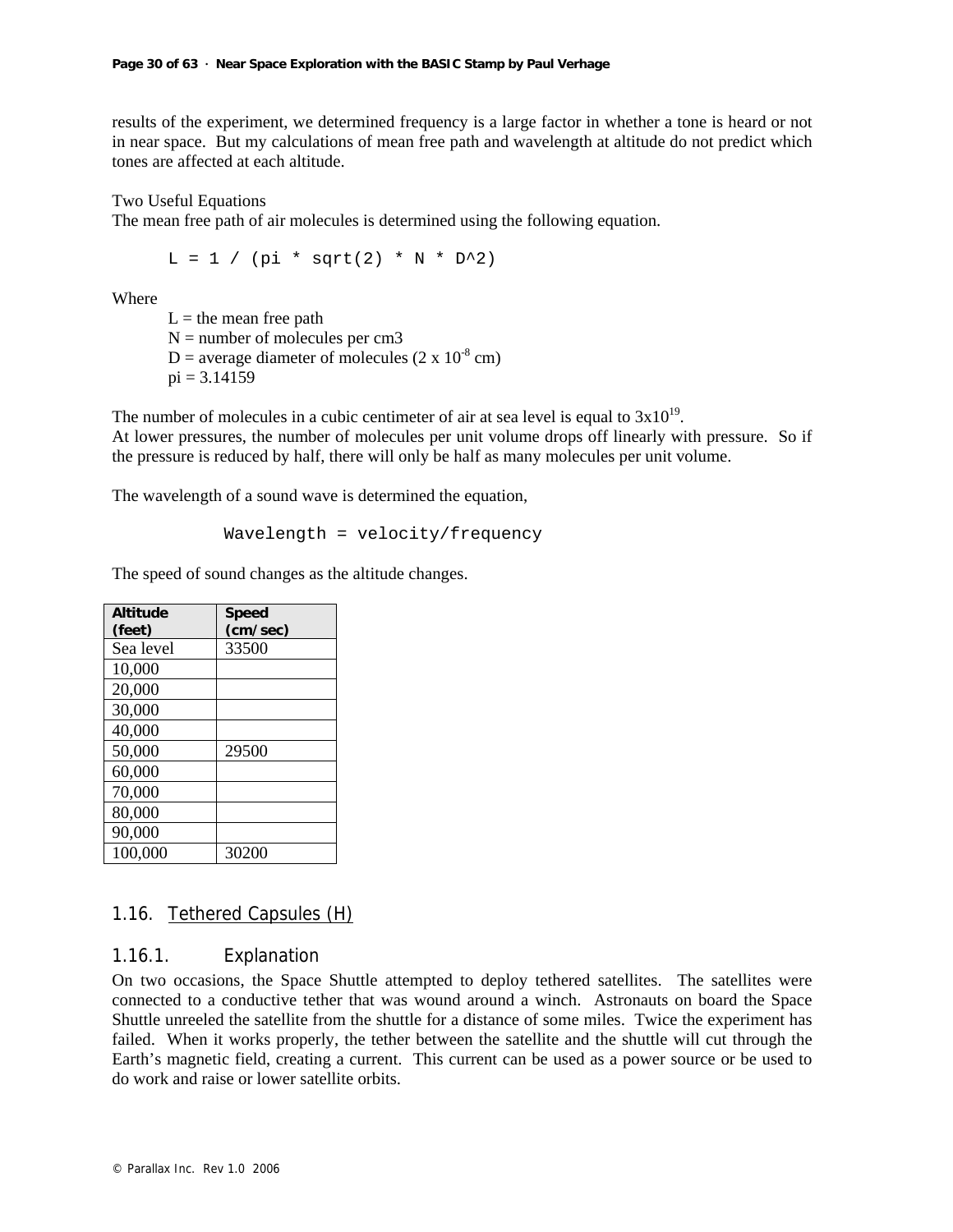results of the experiment, we determined frequency is a large factor in whether a tone is heard or not in near space. But my calculations of mean free path and wavelength at altitude do not predict which tones are affected at each altitude.

Two Useful Equations
The mean free path of air molecules is determined using the following equation.

```
L = 1 / (pi * sqrt(2) * N * D^2)
```

Where

- L = the mean free path
- N = number of molecules per cm3
- D = average diameter of molecules ($2 \times 10^{-8}$ cm)
- pi = 3.14159

The number of molecules in a cubic centimeter of air at sea level is equal to $3 \times 10^{19}$.
At lower pressures, the number of molecules per unit volume drops off linearly with pressure. So if the pressure is reduced by half, there will only be half as many molecules per unit volume.

The wavelength of a sound wave is determined the equation,

```
Wavelength = velocity/frequency
```

The speed of sound changes as the altitude changes.

| Altitude (feet) | Speed (cm/sec) |
|---|---|
| Sea level | 33500 |
| 10,000 | |
| 20,000 | |
| 30,000 | |
| 40,000 | |
| 50,000 | 29500 |
| 60,000 | |
| 70,000 | |
| 80,000 | |
| 90,000 | |
| 100,000 | 30200 |

## 1.16. Tethered Capsules (H)

### 1.16.1. Explanation

On two occasions, the Space Shuttle attempted to deploy tethered satellites. The satellites were connected to a conductive tether that was wound around a winch. Astronauts on board the Space Shuttle unreeled the satellite from the shuttle for a distance of some miles. Twice the experiment has failed. When it works properly, the tether between the satellite and the shuttle will cut through the Earth's magnetic field, creating a current. This current can be used as a power source or be used to do work and raise or lower satellite orbits.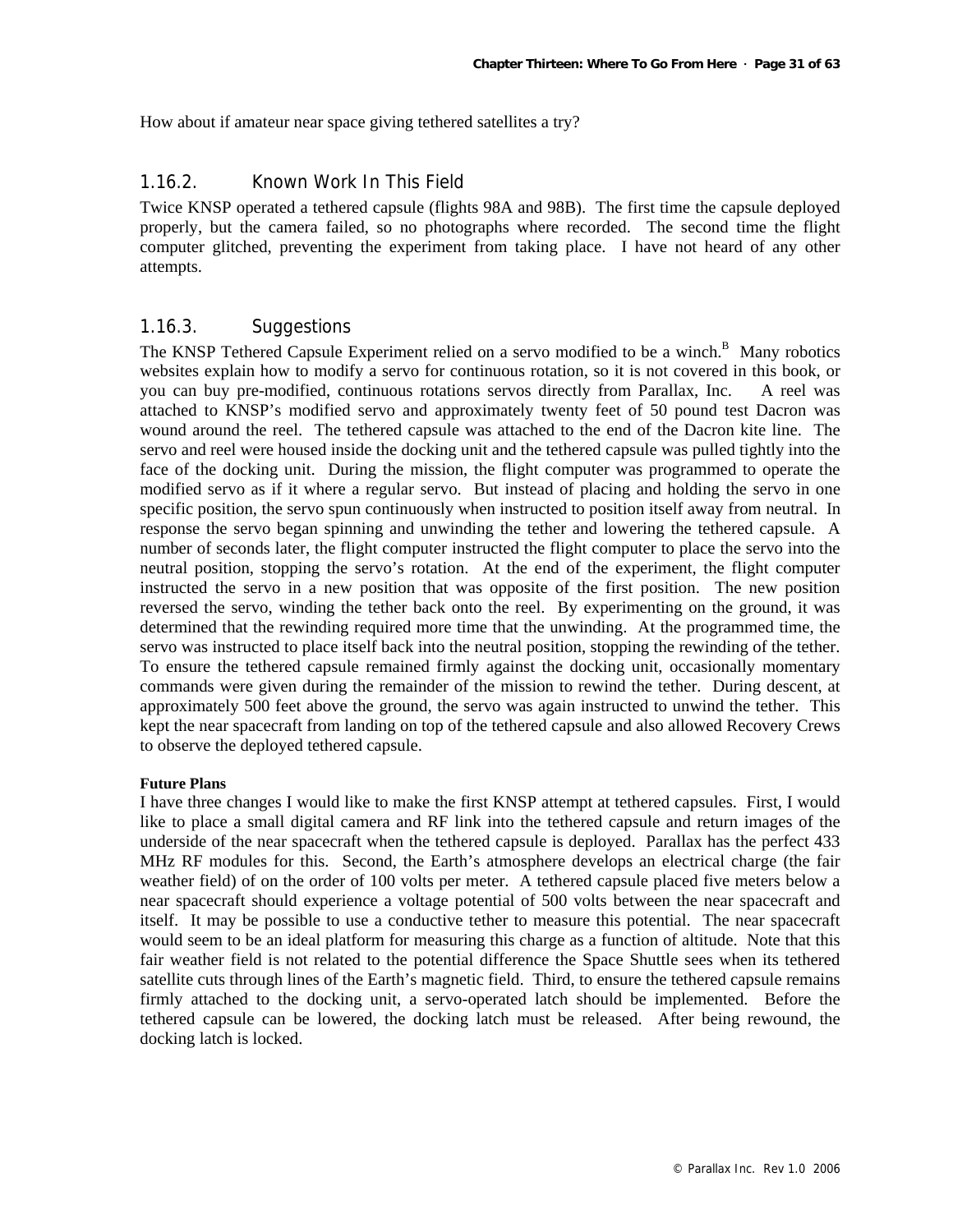How about if amateur near space giving tethered satellites a try?

### 1.16.2. Known Work In This Field

Twice KNSP operated a tethered capsule (flights 98A and 98B). The first time the capsule deployed properly, but the camera failed, so no photographs where recorded. The second time the flight computer glitched, preventing the experiment from taking place. I have not heard of any other attempts.

### 1.16.3. Suggestions

The KNSP Tethered Capsule Experiment relied on a servo modified to be a winch.[B] Many robotics websites explain how to modify a servo for continuous rotation, so it is not covered in this book, or you can buy pre-modified, continuous rotations servos directly from Parallax, Inc. A reel was attached to KNSP's modified servo and approximately twenty feet of 50 pound test Dacron was wound around the reel. The tethered capsule was attached to the end of the Dacron kite line. The servo and reel were housed inside the docking unit and the tethered capsule was pulled tightly into the face of the docking unit. During the mission, the flight computer was programmed to operate the modified servo as if it where a regular servo. But instead of placing and holding the servo in one specific position, the servo spun continuously when instructed to position itself away from neutral. In response the servo began spinning and unwinding the tether and lowering the tethered capsule. A number of seconds later, the flight computer instructed the flight computer to place the servo into the neutral position, stopping the servo's rotation. At the end of the experiment, the flight computer instructed the servo in a new position that was opposite of the first position. The new position reversed the servo, winding the tether back onto the reel. By experimenting on the ground, it was determined that the rewinding required more time that the unwinding. At the programmed time, the servo was instructed to place itself back into the neutral position, stopping the rewinding of the tether. To ensure the tethered capsule remained firmly against the docking unit, occasionally momentary commands were given during the remainder of the mission to rewind the tether. During descent, at approximately 500 feet above the ground, the servo was again instructed to unwind the tether. This kept the near spacecraft from landing on top of the tethered capsule and also allowed Recovery Crews to observe the deployed tethered capsule.

**Future Plans**

I have three changes I would like to make the first KNSP attempt at tethered capsules. First, I would like to place a small digital camera and RF link into the tethered capsule and return images of the underside of the near spacecraft when the tethered capsule is deployed. Parallax has the perfect 433 MHz RF modules for this. Second, the Earth's atmosphere develops an electrical charge (the fair weather field) of on the order of 100 volts per meter. A tethered capsule placed five meters below a near spacecraft should experience a voltage potential of 500 volts between the near spacecraft and itself. It may be possible to use a conductive tether to measure this potential. The near spacecraft would seem to be an ideal platform for measuring this charge as a function of altitude. Note that this fair weather field is not related to the potential difference the Space Shuttle sees when its tethered satellite cuts through lines of the Earth's magnetic field. Third, to ensure the tethered capsule remains firmly attached to the docking unit, a servo-operated latch should be implemented. Before the tethered capsule can be lowered, the docking latch must be released. After being rewound, the docking latch is locked.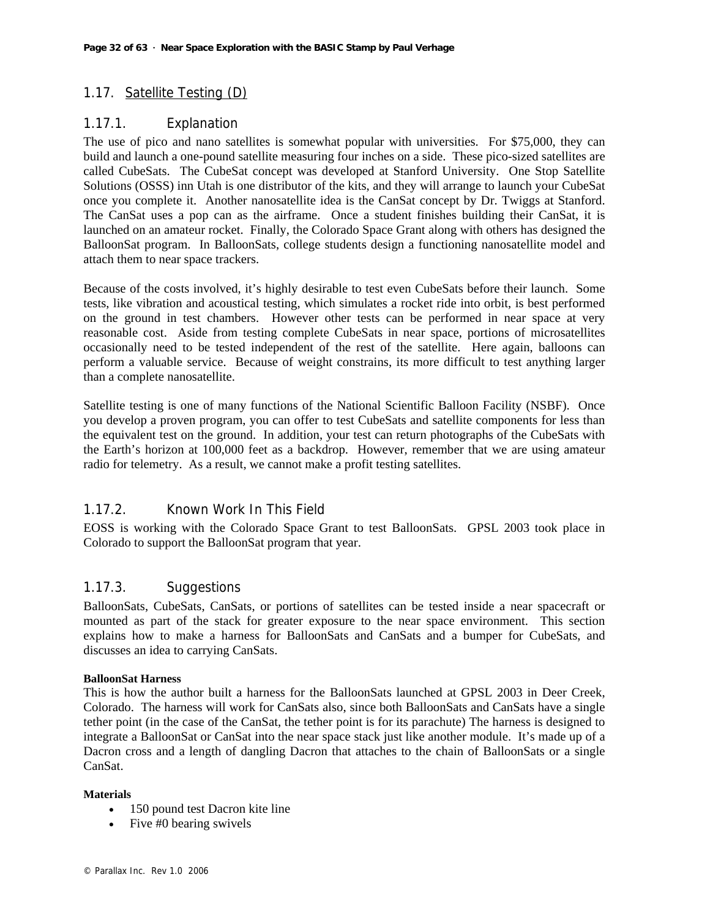## 1.17. Satellite Testing (D)

### 1.17.1. Explanation

The use of pico and nano satellites is somewhat popular with universities. For $75,000, they can build and launch a one-pound satellite measuring four inches on a side. These pico-sized satellites are called CubeSats. The CubeSat concept was developed at Stanford University. One Stop Satellite Solutions (OSSS) inn Utah is one distributor of the kits, and they will arrange to launch your CubeSat once you complete it. Another nanosatellite idea is the CanSat concept by Dr. Twiggs at Stanford. The CanSat uses a pop can as the airframe. Once a student finishes building their CanSat, it is launched on an amateur rocket. Finally, the Colorado Space Grant along with others has designed the BalloonSat program. In BalloonSats, college students design a functioning nanosatellite model and attach them to near space trackers.

Because of the costs involved, it's highly desirable to test even CubeSats before their launch. Some tests, like vibration and acoustical testing, which simulates a rocket ride into orbit, is best performed on the ground in test chambers. However other tests can be performed in near space at very reasonable cost. Aside from testing complete CubeSats in near space, portions of microsatellites occasionally need to be tested independent of the rest of the satellite. Here again, balloons can perform a valuable service. Because of weight constrains, its more difficult to test anything larger than a complete nanosatellite.

Satellite testing is one of many functions of the National Scientific Balloon Facility (NSBF). Once you develop a proven program, you can offer to test CubeSats and satellite components for less than the equivalent test on the ground. In addition, your test can return photographs of the CubeSats with the Earth's horizon at 100,000 feet as a backdrop. However, remember that we are using amateur radio for telemetry. As a result, we cannot make a profit testing satellites.

### 1.17.2. Known Work In This Field

EOSS is working with the Colorado Space Grant to test BalloonSats. GPSL 2003 took place in Colorado to support the BalloonSat program that year.

### 1.17.3. Suggestions

BalloonSats, CubeSats, CanSats, or portions of satellites can be tested inside a near spacecraft or mounted as part of the stack for greater exposure to the near space environment. This section explains how to make a harness for BalloonSats and CanSats and a bumper for CubeSats, and discusses an idea to carrying CanSats.

**BalloonSat Harness**

This is how the author built a harness for the BalloonSats launched at GPSL 2003 in Deer Creek, Colorado. The harness will work for CanSats also, since both BalloonSats and CanSats have a single tether point (in the case of the CanSat, the tether point is for its parachute) The harness is designed to integrate a BalloonSat or CanSat into the near space stack just like another module. It's made up of a Dacron cross and a length of dangling Dacron that attaches to the chain of BalloonSats or a single CanSat.

**Materials**

- 150 pound test Dacron kite line
- Five #0 bearing swivels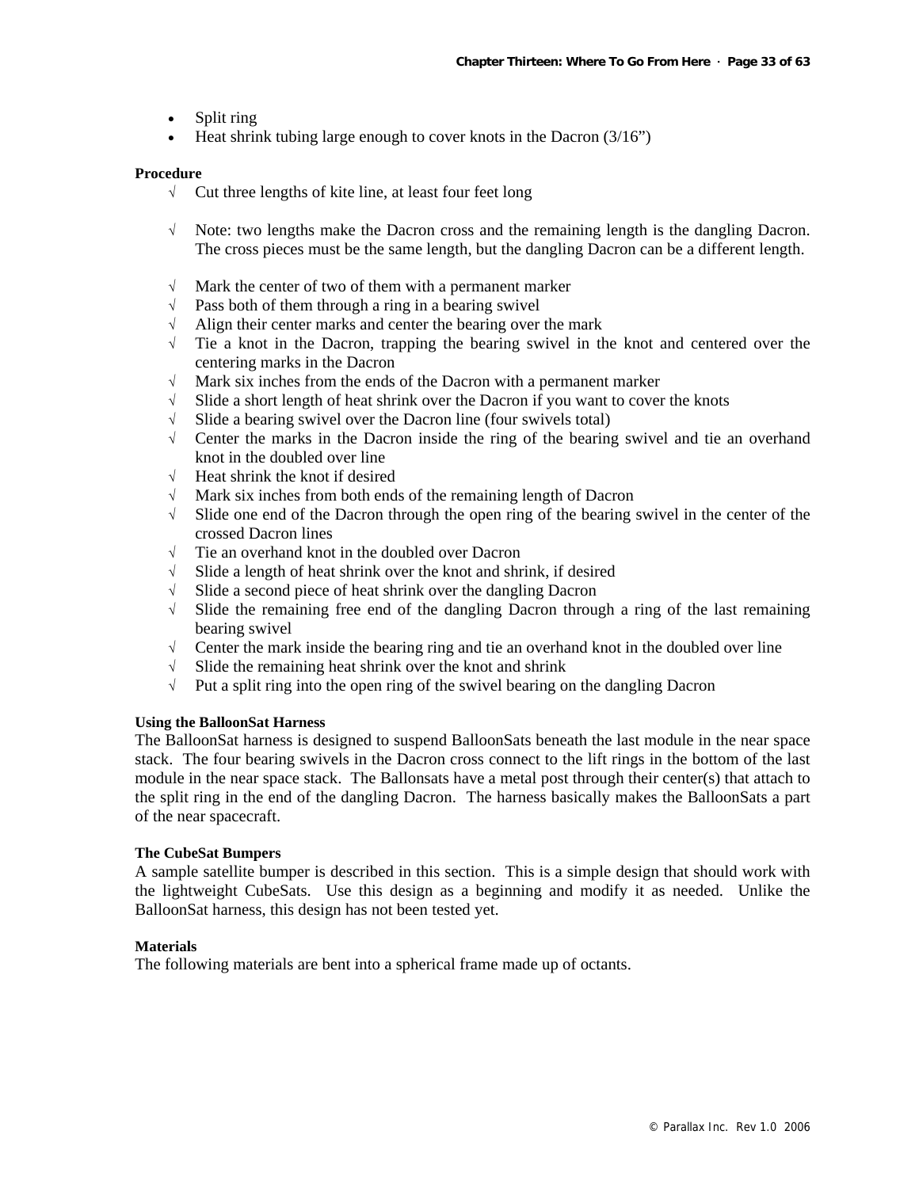- Split ring
- Heat shrink tubing large enough to cover knots in the Dacron (3/16")

**Procedure**

- √ Cut three lengths of kite line, at least four feet long
- √ Note: two lengths make the Dacron cross and the remaining length is the dangling Dacron. The cross pieces must be the same length, but the dangling Dacron can be a different length.
- √ Mark the center of two of them with a permanent marker
- √ Pass both of them through a ring in a bearing swivel
- √ Align their center marks and center the bearing over the mark
- √ Tie a knot in the Dacron, trapping the bearing swivel in the knot and centered over the centering marks in the Dacron
- √ Mark six inches from the ends of the Dacron with a permanent marker
- √ Slide a short length of heat shrink over the Dacron if you want to cover the knots
- √ Slide a bearing swivel over the Dacron line (four swivels total)
- √ Center the marks in the Dacron inside the ring of the bearing swivel and tie an overhand knot in the doubled over line
- √ Heat shrink the knot if desired
- √ Mark six inches from both ends of the remaining length of Dacron
- √ Slide one end of the Dacron through the open ring of the bearing swivel in the center of the crossed Dacron lines
- √ Tie an overhand knot in the doubled over Dacron
- √ Slide a length of heat shrink over the knot and shrink, if desired
- √ Slide a second piece of heat shrink over the dangling Dacron
- √ Slide the remaining free end of the dangling Dacron through a ring of the last remaining bearing swivel
- √ Center the mark inside the bearing ring and tie an overhand knot in the doubled over line
- √ Slide the remaining heat shrink over the knot and shrink
- √ Put a split ring into the open ring of the swivel bearing on the dangling Dacron

#### Using the BalloonSat Harness

The BalloonSat harness is designed to suspend BalloonSats beneath the last module in the near space stack. The four bearing swivels in the Dacron cross connect to the lift rings in the bottom of the last module in the near space stack. The Ballonsats have a metal post through their center(s) that attach to the split ring in the end of the dangling Dacron. The harness basically makes the BalloonSats a part of the near spacecraft.

#### The CubeSat Bumpers

A sample satellite bumper is described in this section. This is a simple design that should work with the lightweight CubeSats. Use this design as a beginning and modify it as needed. Unlike the BalloonSat harness, this design has not been tested yet.

**Materials**

The following materials are bent into a spherical frame made up of octants.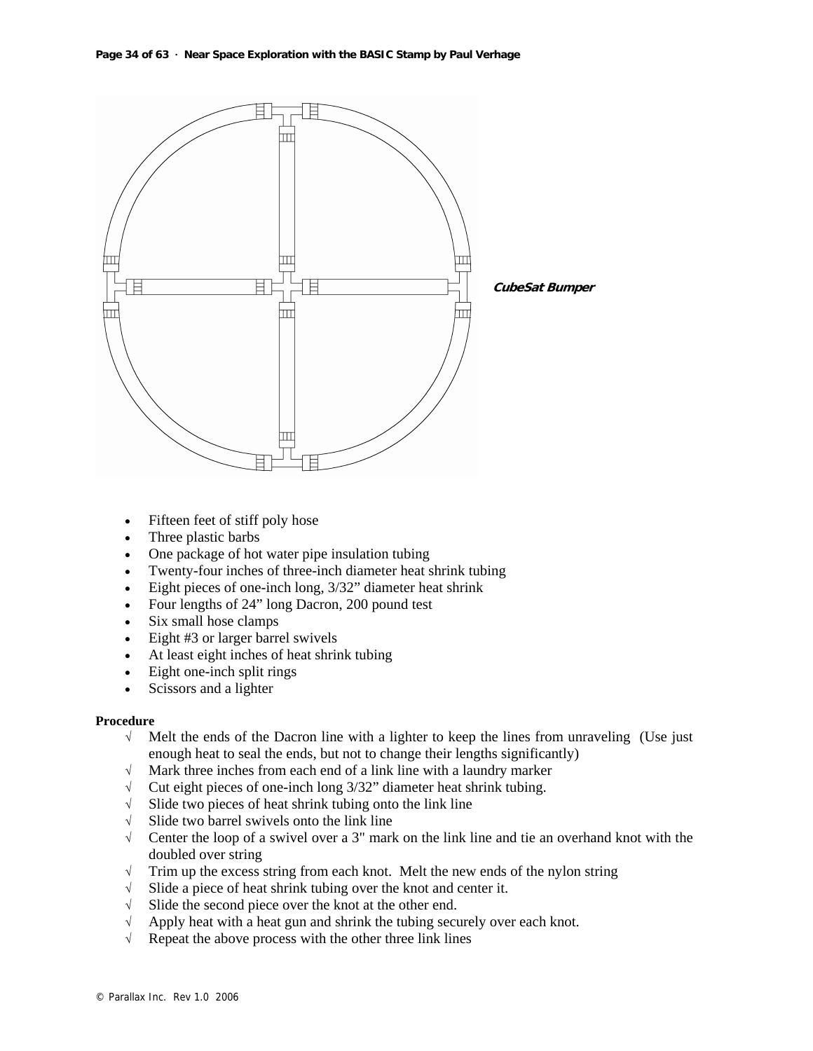*CubeSat Bumper*

- Fifteen feet of stiff poly hose
- Three plastic barbs
- One package of hot water pipe insulation tubing
- Twenty-four inches of three-inch diameter heat shrink tubing
- Eight pieces of one-inch long, 3/32" diameter heat shrink
- Four lengths of 24" long Dacron, 200 pound test
- Six small hose clamps
- Eight #3 or larger barrel swivels
- At least eight inches of heat shrink tubing
- Eight one-inch split rings
- Scissors and a lighter

**Procedure**

- √ Melt the ends of the Dacron line with a lighter to keep the lines from unraveling (Use just enough heat to seal the ends, but not to change their lengths significantly)
- √ Mark three inches from each end of a link line with a laundry marker
- √ Cut eight pieces of one-inch long 3/32" diameter heat shrink tubing.
- √ Slide two pieces of heat shrink tubing onto the link line
- √ Slide two barrel swivels onto the link line
- √ Center the loop of a swivel over a 3" mark on the link line and tie an overhand knot with the doubled over string
- √ Trim up the excess string from each knot. Melt the new ends of the nylon string
- √ Slide a piece of heat shrink tubing over the knot and center it.
- √ Slide the second piece over the knot at the other end.
- √ Apply heat with a heat gun and shrink the tubing securely over each knot.
- √ Repeat the above process with the other three link lines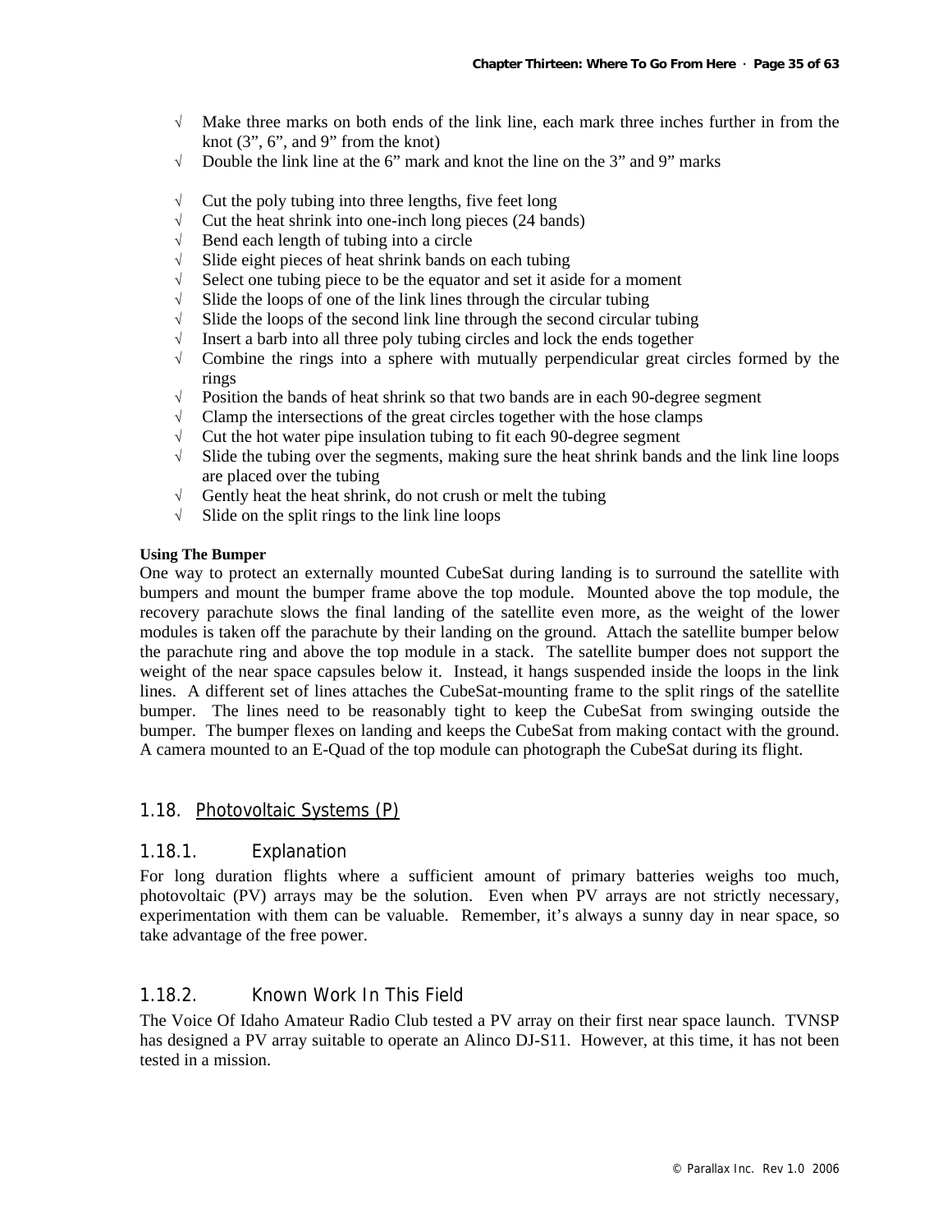- √ Make three marks on both ends of the link line, each mark three inches further in from the knot (3”, 6”, and 9” from the knot)
- √ Double the link line at the 6” mark and knot the line on the 3” and 9” marks

- √ Cut the poly tubing into three lengths, five feet long
- √ Cut the heat shrink into one-inch long pieces (24 bands)
- √ Bend each length of tubing into a circle
- √ Slide eight pieces of heat shrink bands on each tubing
- √ Select one tubing piece to be the equator and set it aside for a moment
- √ Slide the loops of one of the link lines through the circular tubing
- √ Slide the loops of the second link line through the second circular tubing
- √ Insert a barb into all three poly tubing circles and lock the ends together
- √ Combine the rings into a sphere with mutually perpendicular great circles formed by the rings
- √ Position the bands of heat shrink so that two bands are in each 90-degree segment
- √ Clamp the intersections of the great circles together with the hose clamps
- √ Cut the hot water pipe insulation tubing to fit each 90-degree segment
- √ Slide the tubing over the segments, making sure the heat shrink bands and the link line loops are placed over the tubing
- √ Gently heat the heat shrink, do not crush or melt the tubing
- √ Slide on the split rings to the link line loops

**Using The Bumper**

One way to protect an externally mounted CubeSat during landing is to surround the satellite with bumpers and mount the bumper frame above the top module. Mounted above the top module, the recovery parachute slows the final landing of the satellite even more, as the weight of the lower modules is taken off the parachute by their landing on the ground. Attach the satellite bumper below the parachute ring and above the top module in a stack. The satellite bumper does not support the weight of the near space capsules below it. Instead, it hangs suspended inside the loops in the link lines. A different set of lines attaches the CubeSat-mounting frame to the split rings of the satellite bumper. The lines need to be reasonably tight to keep the CubeSat from swinging outside the bumper. The bumper flexes on landing and keeps the CubeSat from making contact with the ground. A camera mounted to an E-Quad of the top module can photograph the CubeSat during its flight.

## 1.18. Photovoltaic Systems (P)

### 1.18.1. Explanation

For long duration flights where a sufficient amount of primary batteries weighs too much, photovoltaic (PV) arrays may be the solution. Even when PV arrays are not strictly necessary, experimentation with them can be valuable. Remember, it’s always a sunny day in near space, so take advantage of the free power.

### 1.18.2. Known Work In This Field

The Voice Of Idaho Amateur Radio Club tested a PV array on their first near space launch. TVNSP has designed a PV array suitable to operate an Alinco DJ-S11. However, at this time, it has not been tested in a mission.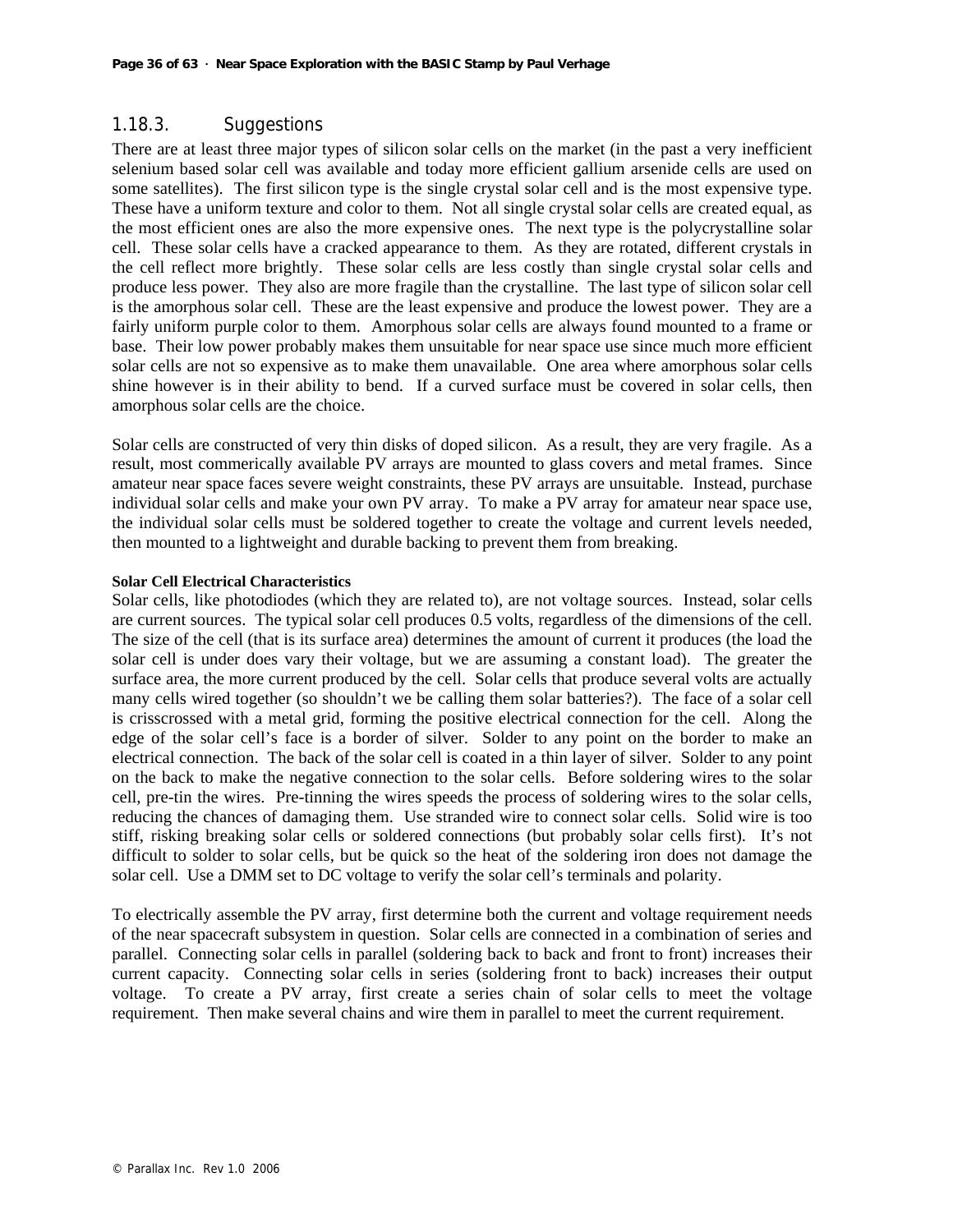### 1.18.3. Suggestions

There are at least three major types of silicon solar cells on the market (in the past a very inefficient selenium based solar cell was available and today more efficient gallium arsenide cells are used on some satellites). The first silicon type is the single crystal solar cell and is the most expensive type. These have a uniform texture and color to them. Not all single crystal solar cells are created equal, as the most efficient ones are also the more expensive ones. The next type is the polycrystalline solar cell. These solar cells have a cracked appearance to them. As they are rotated, different crystals in the cell reflect more brightly. These solar cells are less costly than single crystal solar cells and produce less power. They also are more fragile than the crystalline. The last type of silicon solar cell is the amorphous solar cell. These are the least expensive and produce the lowest power. They are a fairly uniform purple color to them. Amorphous solar cells are always found mounted to a frame or base. Their low power probably makes them unsuitable for near space use since much more efficient solar cells are not so expensive as to make them unavailable. One area where amorphous solar cells shine however is in their ability to bend. If a curved surface must be covered in solar cells, then amorphous solar cells are the choice.

Solar cells are constructed of very thin disks of doped silicon. As a result, they are very fragile. As a result, most commerically available PV arrays are mounted to glass covers and metal frames. Since amateur near space faces severe weight constraints, these PV arrays are unsuitable. Instead, purchase individual solar cells and make your own PV array. To make a PV array for amateur near space use, the individual solar cells must be soldered together to create the voltage and current levels needed, then mounted to a lightweight and durable backing to prevent them from breaking.

**Solar Cell Electrical Characteristics**

Solar cells, like photodiodes (which they are related to), are not voltage sources. Instead, solar cells are current sources. The typical solar cell produces 0.5 volts, regardless of the dimensions of the cell. The size of the cell (that is its surface area) determines the amount of current it produces (the load the solar cell is under does vary their voltage, but we are assuming a constant load). The greater the surface area, the more current produced by the cell. Solar cells that produce several volts are actually many cells wired together (so shouldn't we be calling them solar batteries?). The face of a solar cell is crisscrossed with a metal grid, forming the positive electrical connection for the cell. Along the edge of the solar cell's face is a border of silver. Solder to any point on the border to make an electrical connection. The back of the solar cell is coated in a thin layer of silver. Solder to any point on the back to make the negative connection to the solar cells. Before soldering wires to the solar cell, pre-tin the wires. Pre-tinning the wires speeds the process of soldering wires to the solar cells, reducing the chances of damaging them. Use stranded wire to connect solar cells. Solid wire is too stiff, risking breaking solar cells or soldered connections (but probably solar cells first). It's not difficult to solder to solar cells, but be quick so the heat of the soldering iron does not damage the solar cell. Use a DMM set to DC voltage to verify the solar cell's terminals and polarity.

To electrically assemble the PV array, first determine both the current and voltage requirement needs of the near spacecraft subsystem in question. Solar cells are connected in a combination of series and parallel. Connecting solar cells in parallel (soldering back to back and front to front) increases their current capacity. Connecting solar cells in series (soldering front to back) increases their output voltage. To create a PV array, first create a series chain of solar cells to meet the voltage requirement. Then make several chains and wire them in parallel to meet the current requirement.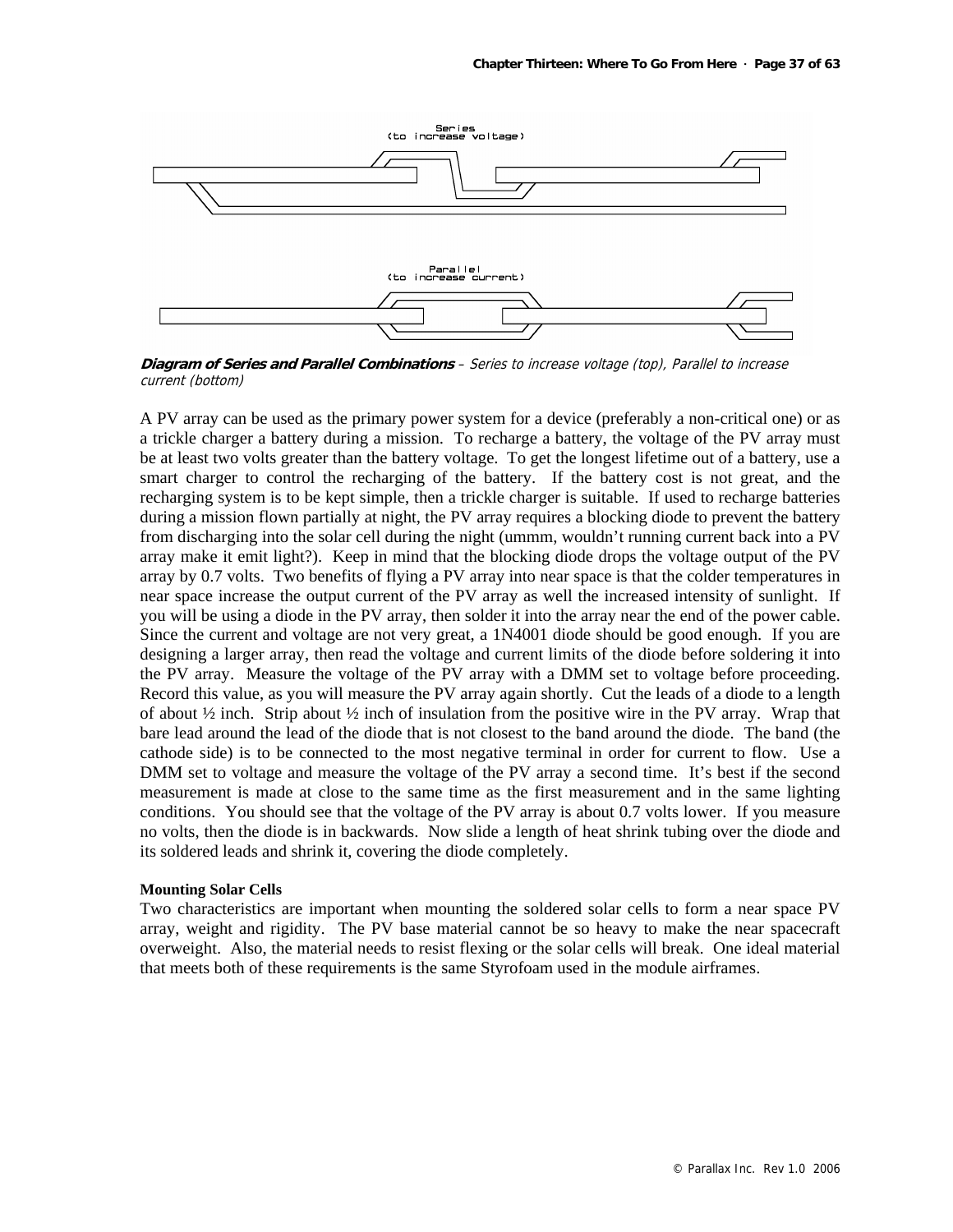Series
(to increase voltage)

Parallel
(to increase current)

***Diagram of Series and Parallel Combinations** – Series to increase voltage (top), Parallel to increase current (bottom)*

A PV array can be used as the primary power system for a device (preferably a non-critical one) or as a trickle charger a battery during a mission. To recharge a battery, the voltage of the PV array must be at least two volts greater than the battery voltage. To get the longest lifetime out of a battery, use a smart charger to control the recharging of the battery. If the battery cost is not great, and the recharging system is to be kept simple, then a trickle charger is suitable. If used to recharge batteries during a mission flown partially at night, the PV array requires a blocking diode to prevent the battery from discharging into the solar cell during the night (ummm, wouldn't running current back into a PV array make it emit light?). Keep in mind that the blocking diode drops the voltage output of the PV array by 0.7 volts. Two benefits of flying a PV array into near space is that the colder temperatures in near space increase the output current of the PV array as well the increased intensity of sunlight. If you will be using a diode in the PV array, then solder it into the array near the end of the power cable. Since the current and voltage are not very great, a 1N4001 diode should be good enough. If you are designing a larger array, then read the voltage and current limits of the diode before soldering it into the PV array. Measure the voltage of the PV array with a DMM set to voltage before proceeding. Record this value, as you will measure the PV array again shortly. Cut the leads of a diode to a length of about ½ inch. Strip about ½ inch of insulation from the positive wire in the PV array. Wrap that bare lead around the lead of the diode that is not closest to the band around the diode. The band (the cathode side) is to be connected to the most negative terminal in order for current to flow. Use a DMM set to voltage and measure the voltage of the PV array a second time. It's best if the second measurement is made at close to the same time as the first measurement and in the same lighting conditions. You should see that the voltage of the PV array is about 0.7 volts lower. If you measure no volts, then the diode is in backwards. Now slide a length of heat shrink tubing over the diode and its soldered leads and shrink it, covering the diode completely.

### Mounting Solar Cells

Two characteristics are important when mounting the soldered solar cells to form a near space PV array, weight and rigidity. The PV base material cannot be so heavy to make the near spacecraft overweight. Also, the material needs to resist flexing or the solar cells will break. One ideal material that meets both of these requirements is the same Styrofoam used in the module airframes.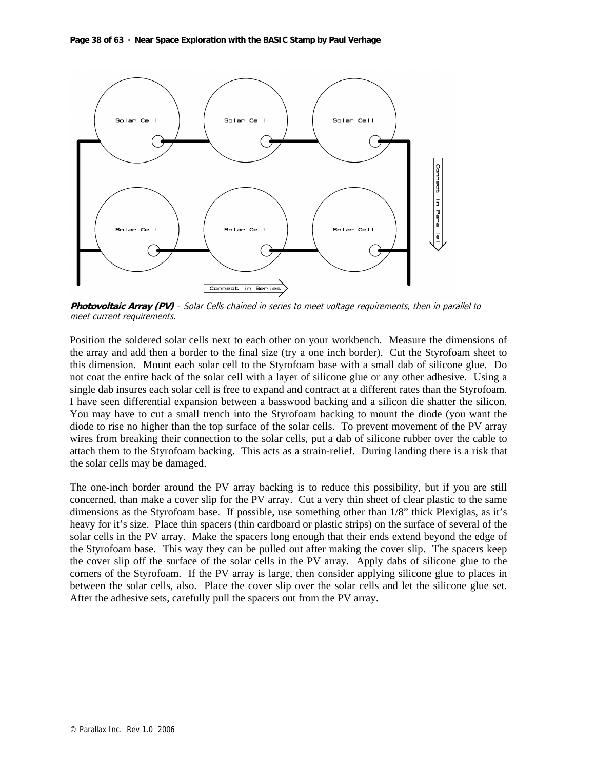**Photovoltaic Array (PV)** – *Solar Cells chained in series to meet voltage requirements, then in parallel to meet current requirements.*

Position the soldered solar cells next to each other on your workbench. Measure the dimensions of the array and add then a border to the final size (try a one inch border). Cut the Styrofoam sheet to this dimension. Mount each solar cell to the Styrofoam base with a small dab of silicone glue. Do not coat the entire back of the solar cell with a layer of silicone glue or any other adhesive. Using a single dab insures each solar cell is free to expand and contract at a different rates than the Styrofoam. I have seen differential expansion between a basswood backing and a silicon die shatter the silicon. You may have to cut a small trench into the Styrofoam backing to mount the diode (you want the diode to rise no higher than the top surface of the solar cells. To prevent movement of the PV array wires from breaking their connection to the solar cells, put a dab of silicone rubber over the cable to attach them to the Styrofoam backing. This acts as a strain-relief. During landing there is a risk that the solar cells may be damaged.

The one-inch border around the PV array backing is to reduce this possibility, but if you are still concerned, than make a cover slip for the PV array. Cut a very thin sheet of clear plastic to the same dimensions as the Styrofoam base. If possible, use something other than 1/8" thick Plexiglas, as it's heavy for it's size. Place thin spacers (thin cardboard or plastic strips) on the surface of several of the solar cells in the PV array. Make the spacers long enough that their ends extend beyond the edge of the Styrofoam base. This way they can be pulled out after making the cover slip. The spacers keep the cover slip off the surface of the solar cells in the PV array. Apply dabs of silicone glue to the corners of the Styrofoam. If the PV array is large, then consider applying silicone glue to places in between the solar cells, also. Place the cover slip over the solar cells and let the silicone glue set. After the adhesive sets, carefully pull the spacers out from the PV array.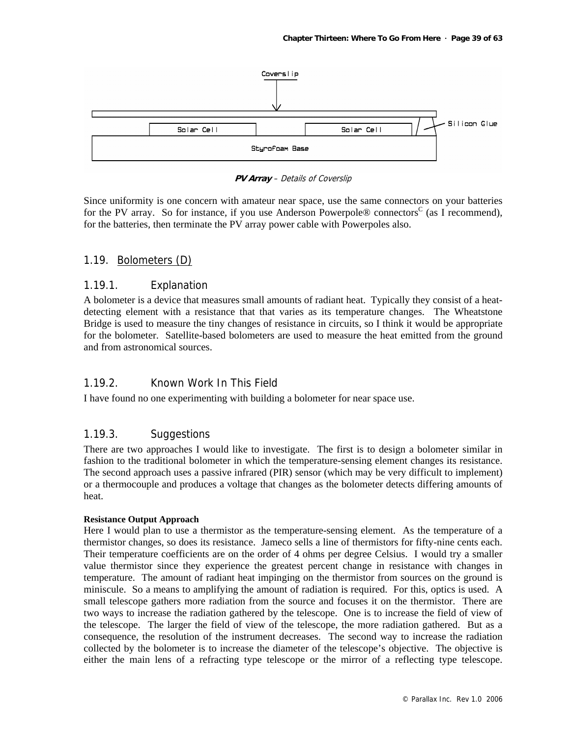*PV Array – Details of Coverslip*

Since uniformity is one concern with amateur near space, use the same connectors on your batteries for the PV array. So for instance, if you use Anderson Powerpole® connectors[C] (as I recommend), for the batteries, then terminate the PV array power cable with Powerpoles also.

## 1.19. Bolometers (D)

### 1.19.1. Explanation

A bolometer is a device that measures small amounts of radiant heat. Typically they consist of a heat-detecting element with a resistance that that varies as its temperature changes. The Wheatstone Bridge is used to measure the tiny changes of resistance in circuits, so I think it would be appropriate for the bolometer. Satellite-based bolometers are used to measure the heat emitted from the ground and from astronomical sources.

### 1.19.2. Known Work In This Field

I have found no one experimenting with building a bolometer for near space use.

### 1.19.3. Suggestions

There are two approaches I would like to investigate. The first is to design a bolometer similar in fashion to the traditional bolometer in which the temperature-sensing element changes its resistance. The second approach uses a passive infrared (PIR) sensor (which may be very difficult to implement) or a thermocouple and produces a voltage that changes as the bolometer detects differing amounts of heat.

**Resistance Output Approach**

Here I would plan to use a thermistor as the temperature-sensing element. As the temperature of a thermistor changes, so does its resistance. Jameco sells a line of thermistors for fifty-nine cents each. Their temperature coefficients are on the order of 4 ohms per degree Celsius. I would try a smaller value thermistor since they experience the greatest percent change in resistance with changes in temperature. The amount of radiant heat impinging on the thermistor from sources on the ground is miniscule. So a means to amplifying the amount of radiation is required. For this, optics is used. A small telescope gathers more radiation from the source and focuses it on the thermistor. There are two ways to increase the radiation gathered by the telescope. One is to increase the field of view of the telescope. The larger the field of view of the telescope, the more radiation gathered. But as a consequence, the resolution of the instrument decreases. The second way to increase the radiation collected by the bolometer is to increase the diameter of the telescope's objective. The objective is either the main lens of a refracting type telescope or the mirror of a reflecting type telescope.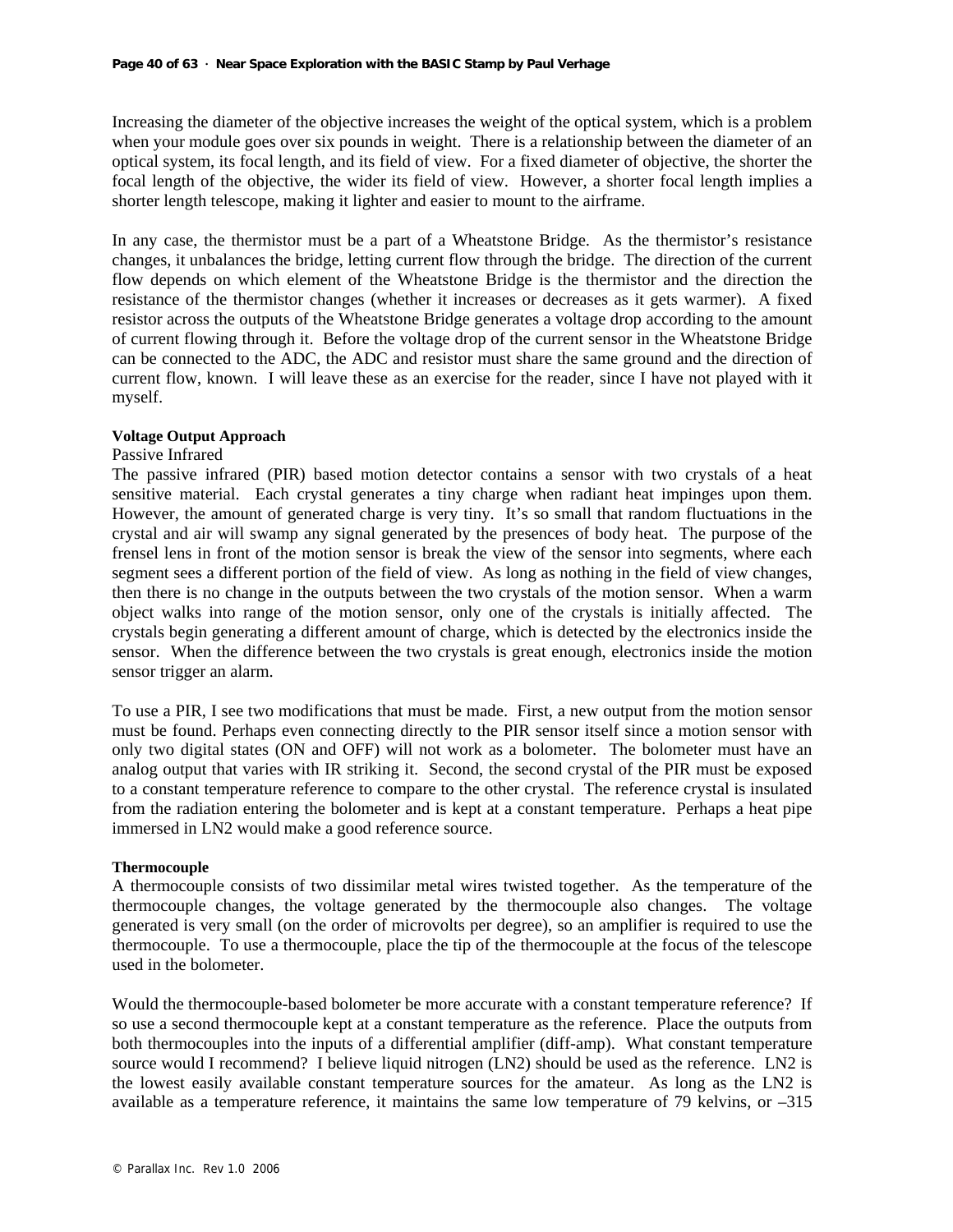Increasing the diameter of the objective increases the weight of the optical system, which is a problem when your module goes over six pounds in weight. There is a relationship between the diameter of an optical system, its focal length, and its field of view. For a fixed diameter of objective, the shorter the focal length of the objective, the wider its field of view. However, a shorter focal length implies a shorter length telescope, making it lighter and easier to mount to the airframe.

In any case, the thermistor must be a part of a Wheatstone Bridge. As the thermistor's resistance changes, it unbalances the bridge, letting current flow through the bridge. The direction of the current flow depends on which element of the Wheatstone Bridge is the thermistor and the direction the resistance of the thermistor changes (whether it increases or decreases as it gets warmer). A fixed resistor across the outputs of the Wheatstone Bridge generates a voltage drop according to the amount of current flowing through it. Before the voltage drop of the current sensor in the Wheatstone Bridge can be connected to the ADC, the ADC and resistor must share the same ground and the direction of current flow, known. I will leave these as an exercise for the reader, since I have not played with it myself.

**Voltage Output Approach**

Passive Infrared

The passive infrared (PIR) based motion detector contains a sensor with two crystals of a heat sensitive material. Each crystal generates a tiny charge when radiant heat impinges upon them. However, the amount of generated charge is very tiny. It's so small that random fluctuations in the crystal and air will swamp any signal generated by the presences of body heat. The purpose of the frensel lens in front of the motion sensor is break the view of the sensor into segments, where each segment sees a different portion of the field of view. As long as nothing in the field of view changes, then there is no change in the outputs between the two crystals of the motion sensor. When a warm object walks into range of the motion sensor, only one of the crystals is initially affected. The crystals begin generating a different amount of charge, which is detected by the electronics inside the sensor. When the difference between the two crystals is great enough, electronics inside the motion sensor trigger an alarm.

To use a PIR, I see two modifications that must be made. First, a new output from the motion sensor must be found. Perhaps even connecting directly to the PIR sensor itself since a motion sensor with only two digital states (ON and OFF) will not work as a bolometer. The bolometer must have an analog output that varies with IR striking it. Second, the second crystal of the PIR must be exposed to a constant temperature reference to compare to the other crystal. The reference crystal is insulated from the radiation entering the bolometer and is kept at a constant temperature. Perhaps a heat pipe immersed in LN2 would make a good reference source.

**Thermocouple**

A thermocouple consists of two dissimilar metal wires twisted together. As the temperature of the thermocouple changes, the voltage generated by the thermocouple also changes. The voltage generated is very small (on the order of microvolts per degree), so an amplifier is required to use the thermocouple. To use a thermocouple, place the tip of the thermocouple at the focus of the telescope used in the bolometer.

Would the thermocouple-based bolometer be more accurate with a constant temperature reference? If so use a second thermocouple kept at a constant temperature as the reference. Place the outputs from both thermocouples into the inputs of a differential amplifier (diff-amp). What constant temperature source would I recommend? I believe liquid nitrogen (LN2) should be used as the reference. LN2 is the lowest easily available constant temperature sources for the amateur. As long as the LN2 is available as a temperature reference, it maintains the same low temperature of 79 kelvins, or –315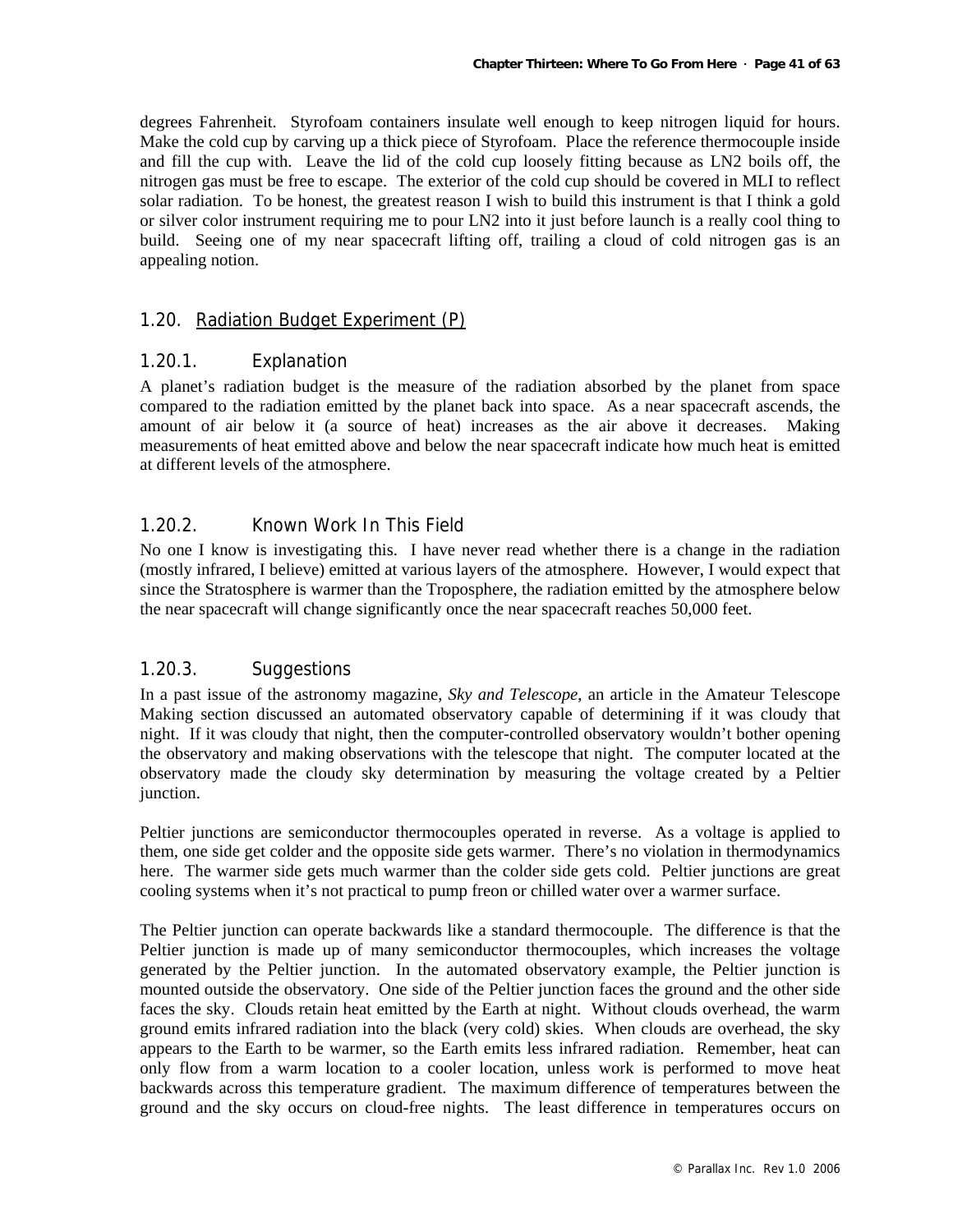degrees Fahrenheit. Styrofoam containers insulate well enough to keep nitrogen liquid for hours. Make the cold cup by carving up a thick piece of Styrofoam. Place the reference thermocouple inside and fill the cup with. Leave the lid of the cold cup loosely fitting because as LN2 boils off, the nitrogen gas must be free to escape. The exterior of the cold cup should be covered in MLI to reflect solar radiation. To be honest, the greatest reason I wish to build this instrument is that I think a gold or silver color instrument requiring me to pour LN2 into it just before launch is a really cool thing to build. Seeing one of my near spacecraft lifting off, trailing a cloud of cold nitrogen gas is an appealing notion.

## 1.20. Radiation Budget Experiment (P)

### 1.20.1. Explanation

A planet's radiation budget is the measure of the radiation absorbed by the planet from space compared to the radiation emitted by the planet back into space. As a near spacecraft ascends, the amount of air below it (a source of heat) increases as the air above it decreases. Making measurements of heat emitted above and below the near spacecraft indicate how much heat is emitted at different levels of the atmosphere.

### 1.20.2. Known Work In This Field

No one I know is investigating this. I have never read whether there is a change in the radiation (mostly infrared, I believe) emitted at various layers of the atmosphere. However, I would expect that since the Stratosphere is warmer than the Troposphere, the radiation emitted by the atmosphere below the near spacecraft will change significantly once the near spacecraft reaches 50,000 feet.

### 1.20.3. Suggestions

In a past issue of the astronomy magazine, *Sky and Telescope*, an article in the Amateur Telescope Making section discussed an automated observatory capable of determining if it was cloudy that night. If it was cloudy that night, then the computer-controlled observatory wouldn't bother opening the observatory and making observations with the telescope that night. The computer located at the observatory made the cloudy sky determination by measuring the voltage created by a Peltier junction.

Peltier junctions are semiconductor thermocouples operated in reverse. As a voltage is applied to them, one side get colder and the opposite side gets warmer. There's no violation in thermodynamics here. The warmer side gets much warmer than the colder side gets cold. Peltier junctions are great cooling systems when it's not practical to pump freon or chilled water over a warmer surface.

The Peltier junction can operate backwards like a standard thermocouple. The difference is that the Peltier junction is made up of many semiconductor thermocouples, which increases the voltage generated by the Peltier junction. In the automated observatory example, the Peltier junction is mounted outside the observatory. One side of the Peltier junction faces the ground and the other side faces the sky. Clouds retain heat emitted by the Earth at night. Without clouds overhead, the warm ground emits infrared radiation into the black (very cold) skies. When clouds are overhead, the sky appears to the Earth to be warmer, so the Earth emits less infrared radiation. Remember, heat can only flow from a warm location to a cooler location, unless work is performed to move heat backwards across this temperature gradient. The maximum difference of temperatures between the ground and the sky occurs on cloud-free nights. The least difference in temperatures occurs on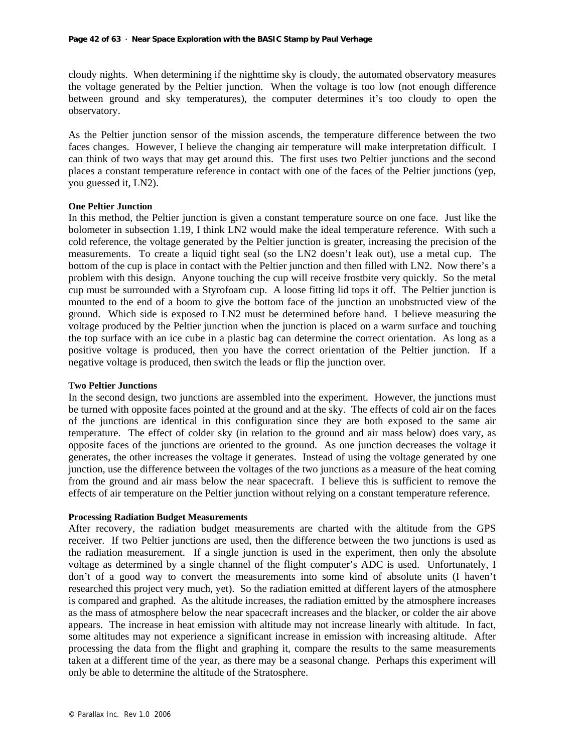cloudy nights. When determining if the nighttime sky is cloudy, the automated observatory measures the voltage generated by the Peltier junction. When the voltage is too low (not enough difference between ground and sky temperatures), the computer determines it's too cloudy to open the observatory.

As the Peltier junction sensor of the mission ascends, the temperature difference between the two faces changes. However, I believe the changing air temperature will make interpretation difficult. I can think of two ways that may get around this. The first uses two Peltier junctions and the second places a constant temperature reference in contact with one of the faces of the Peltier junctions (yep, you guessed it, LN2).

**One Peltier Junction**

In this method, the Peltier junction is given a constant temperature source on one face. Just like the bolometer in subsection 1.19, I think LN2 would make the ideal temperature reference. With such a cold reference, the voltage generated by the Peltier junction is greater, increasing the precision of the measurements. To create a liquid tight seal (so the LN2 doesn't leak out), use a metal cup. The bottom of the cup is place in contact with the Peltier junction and then filled with LN2. Now there's a problem with this design. Anyone touching the cup will receive frostbite very quickly. So the metal cup must be surrounded with a Styrofoam cup. A loose fitting lid tops it off. The Peltier junction is mounted to the end of a boom to give the bottom face of the junction an unobstructed view of the ground. Which side is exposed to LN2 must be determined before hand. I believe measuring the voltage produced by the Peltier junction when the junction is placed on a warm surface and touching the top surface with an ice cube in a plastic bag can determine the correct orientation. As long as a positive voltage is produced, then you have the correct orientation of the Peltier junction. If a negative voltage is produced, then switch the leads or flip the junction over.

**Two Peltier Junctions**

In the second design, two junctions are assembled into the experiment. However, the junctions must be turned with opposite faces pointed at the ground and at the sky. The effects of cold air on the faces of the junctions are identical in this configuration since they are both exposed to the same air temperature. The effect of colder sky (in relation to the ground and air mass below) does vary, as opposite faces of the junctions are oriented to the ground. As one junction decreases the voltage it generates, the other increases the voltage it generates. Instead of using the voltage generated by one junction, use the difference between the voltages of the two junctions as a measure of the heat coming from the ground and air mass below the near spacecraft. I believe this is sufficient to remove the effects of air temperature on the Peltier junction without relying on a constant temperature reference.

**Processing Radiation Budget Measurements**

After recovery, the radiation budget measurements are charted with the altitude from the GPS receiver. If two Peltier junctions are used, then the difference between the two junctions is used as the radiation measurement. If a single junction is used in the experiment, then only the absolute voltage as determined by a single channel of the flight computer's ADC is used. Unfortunately, I don't of a good way to convert the measurements into some kind of absolute units (I haven't researched this project very much, yet). So the radiation emitted at different layers of the atmosphere is compared and graphed. As the altitude increases, the radiation emitted by the atmosphere increases as the mass of atmosphere below the near spacecraft increases and the blacker, or colder the air above appears. The increase in heat emission with altitude may not increase linearly with altitude. In fact, some altitudes may not experience a significant increase in emission with increasing altitude. After processing the data from the flight and graphing it, compare the results to the same measurements taken at a different time of the year, as there may be a seasonal change. Perhaps this experiment will only be able to determine the altitude of the Stratosphere.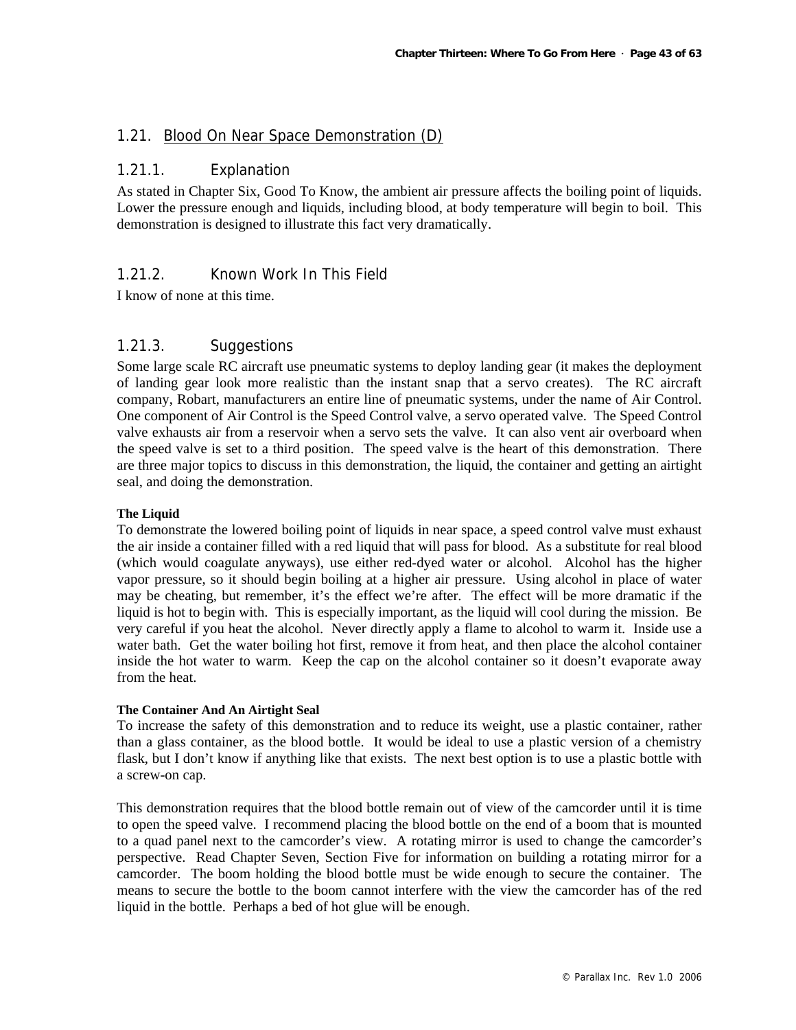## 1.21. Blood On Near Space Demonstration (D)

### 1.21.1. Explanation

As stated in Chapter Six, Good To Know, the ambient air pressure affects the boiling point of liquids. Lower the pressure enough and liquids, including blood, at body temperature will begin to boil. This demonstration is designed to illustrate this fact very dramatically.

### 1.21.2. Known Work In This Field

I know of none at this time.

### 1.21.3. Suggestions

Some large scale RC aircraft use pneumatic systems to deploy landing gear (it makes the deployment of landing gear look more realistic than the instant snap that a servo creates). The RC aircraft company, Robart, manufacturers an entire line of pneumatic systems, under the name of Air Control. One component of Air Control is the Speed Control valve, a servo operated valve. The Speed Control valve exhausts air from a reservoir when a servo sets the valve. It can also vent air overboard when the speed valve is set to a third position. The speed valve is the heart of this demonstration. There are three major topics to discuss in this demonstration, the liquid, the container and getting an airtight seal, and doing the demonstration.

**The Liquid**

To demonstrate the lowered boiling point of liquids in near space, a speed control valve must exhaust the air inside a container filled with a red liquid that will pass for blood. As a substitute for real blood (which would coagulate anyways), use either red-dyed water or alcohol. Alcohol has the higher vapor pressure, so it should begin boiling at a higher air pressure. Using alcohol in place of water may be cheating, but remember, it's the effect we're after. The effect will be more dramatic if the liquid is hot to begin with. This is especially important, as the liquid will cool during the mission. Be very careful if you heat the alcohol. Never directly apply a flame to alcohol to warm it. Inside use a water bath. Get the water boiling hot first, remove it from heat, and then place the alcohol container inside the hot water to warm. Keep the cap on the alcohol container so it doesn't evaporate away from the heat.

**The Container And An Airtight Seal**

To increase the safety of this demonstration and to reduce its weight, use a plastic container, rather than a glass container, as the blood bottle. It would be ideal to use a plastic version of a chemistry flask, but I don't know if anything like that exists. The next best option is to use a plastic bottle with a screw-on cap.

This demonstration requires that the blood bottle remain out of view of the camcorder until it is time to open the speed valve. I recommend placing the blood bottle on the end of a boom that is mounted to a quad panel next to the camcorder's view. A rotating mirror is used to change the camcorder's perspective. Read Chapter Seven, Section Five for information on building a rotating mirror for a camcorder. The boom holding the blood bottle must be wide enough to secure the container. The means to secure the bottle to the boom cannot interfere with the view the camcorder has of the red liquid in the bottle. Perhaps a bed of hot glue will be enough.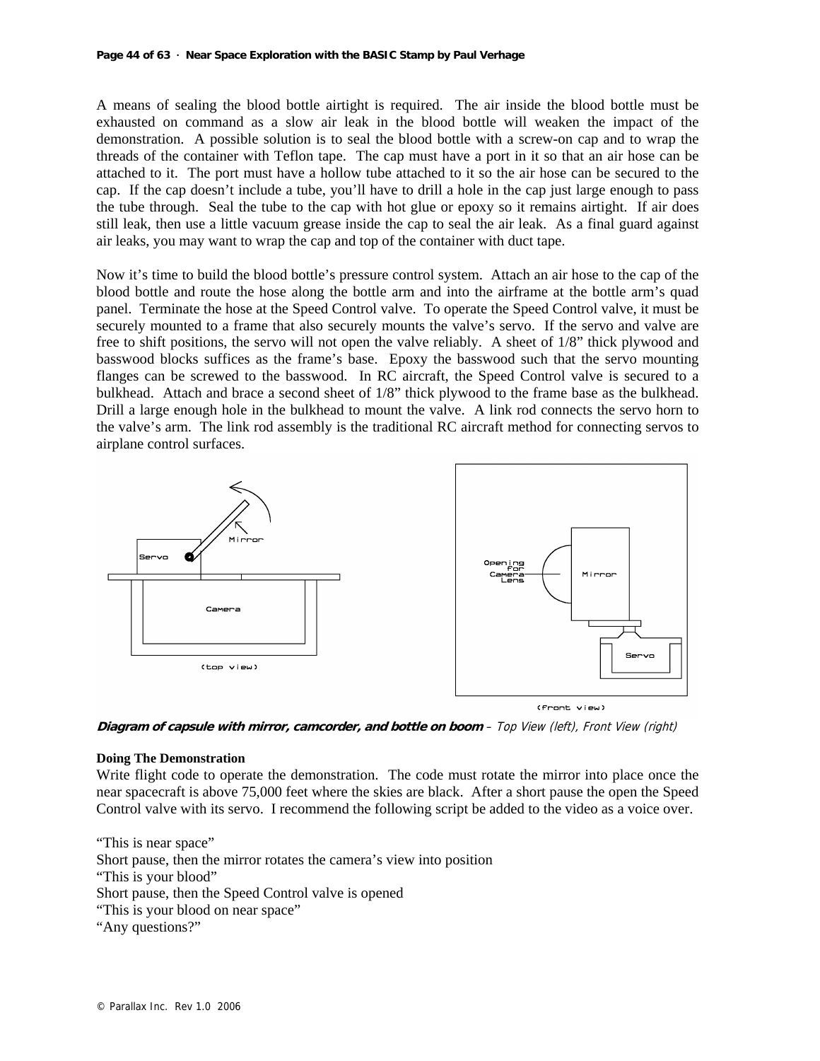A means of sealing the blood bottle airtight is required. The air inside the blood bottle must be exhausted on command as a slow air leak in the blood bottle will weaken the impact of the demonstration. A possible solution is to seal the blood bottle with a screw-on cap and to wrap the threads of the container with Teflon tape. The cap must have a port in it so that an air hose can be attached to it. The port must have a hollow tube attached to it so the air hose can be secured to the cap. If the cap doesn't include a tube, you'll have to drill a hole in the cap just large enough to pass the tube through. Seal the tube to the cap with hot glue or epoxy so it remains airtight. If air does still leak, then use a little vacuum grease inside the cap to seal the air leak. As a final guard against air leaks, you may want to wrap the cap and top of the container with duct tape.

Now it's time to build the blood bottle's pressure control system. Attach an air hose to the cap of the blood bottle and route the hose along the bottle arm and into the airframe at the bottle arm's quad panel. Terminate the hose at the Speed Control valve. To operate the Speed Control valve, it must be securely mounted to a frame that also securely mounts the valve's servo. If the servo and valve are free to shift positions, the servo will not open the valve reliably. A sheet of 1/8" thick plywood and basswood blocks suffices as the frame's base. Epoxy the basswood such that the servo mounting flanges can be screwed to the basswood. In RC aircraft, the Speed Control valve is secured to a bulkhead. Attach and brace a second sheet of 1/8" thick plywood to the frame base as the bulkhead. Drill a large enough hole in the bulkhead to mount the valve. A link rod connects the servo horn to the valve's arm. The link rod assembly is the traditional RC aircraft method for connecting servos to airplane control surfaces.

***Diagram of capsule with mirror, camcorder, and bottle on boom*** – *Top View (left), Front View (right)*

**Doing The Demonstration**

Write flight code to operate the demonstration. The code must rotate the mirror into place once the near spacecraft is above 75,000 feet where the skies are black. After a short pause the open the Speed Control valve with its servo. I recommend the following script be added to the video as a voice over.

"This is near space"
Short pause, then the mirror rotates the camera's view into position
"This is your blood"
Short pause, then the Speed Control valve is opened
"This is your blood on near space"
"Any questions?"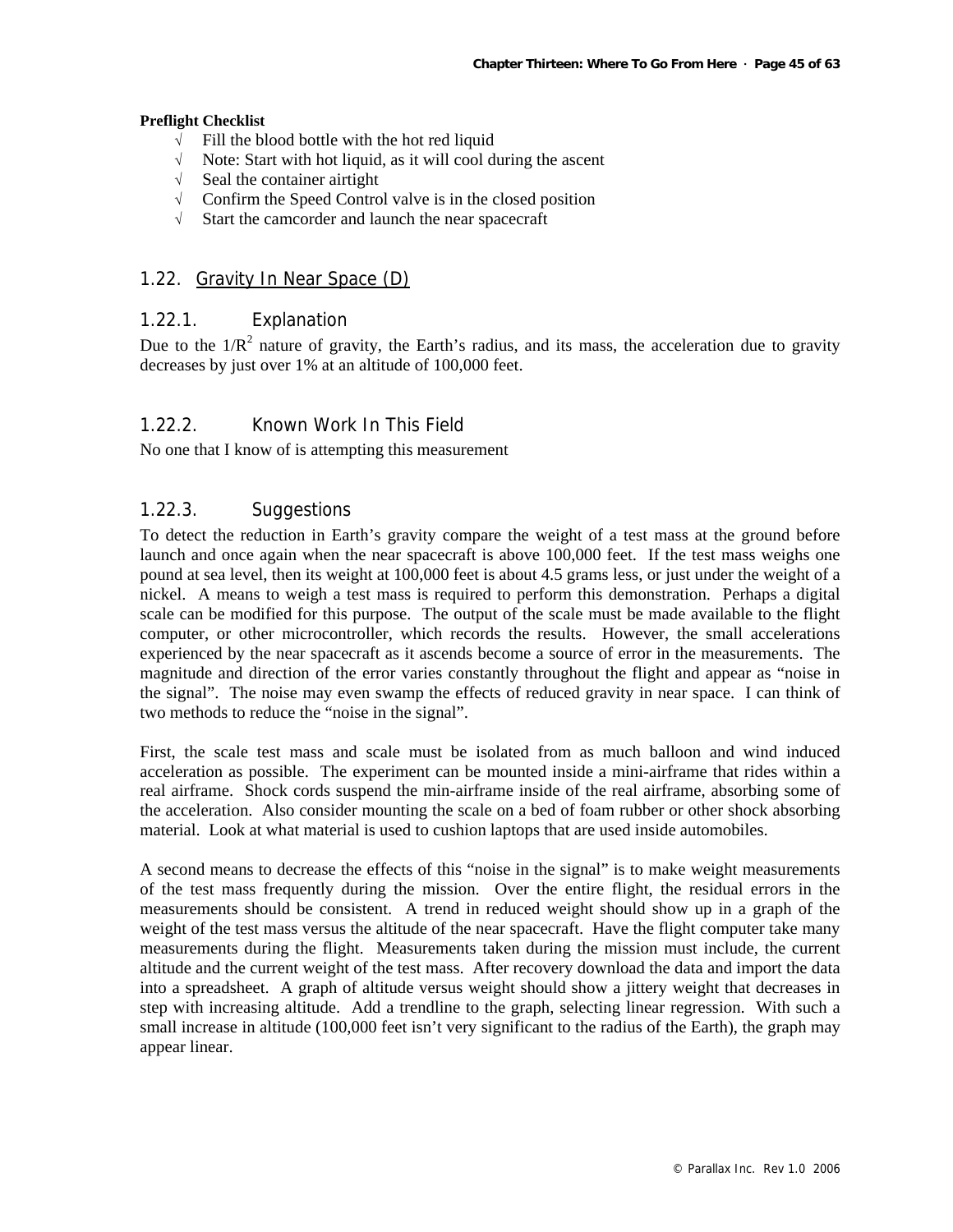**Preflight Checklist**

- √ Fill the blood bottle with the hot red liquid
- √ Note: Start with hot liquid, as it will cool during the ascent
- √ Seal the container airtight
- √ Confirm the Speed Control valve is in the closed position
- √ Start the camcorder and launch the near spacecraft

## 1.22. Gravity In Near Space (D)

### 1.22.1. Explanation

Due to the $1/R^2$ nature of gravity, the Earth's radius, and its mass, the acceleration due to gravity decreases by just over 1% at an altitude of 100,000 feet.

### 1.22.2. Known Work In This Field

No one that I know of is attempting this measurement

### 1.22.3. Suggestions

To detect the reduction in Earth's gravity compare the weight of a test mass at the ground before launch and once again when the near spacecraft is above 100,000 feet. If the test mass weighs one pound at sea level, then its weight at 100,000 feet is about 4.5 grams less, or just under the weight of a nickel. A means to weigh a test mass is required to perform this demonstration. Perhaps a digital scale can be modified for this purpose. The output of the scale must be made available to the flight computer, or other microcontroller, which records the results. However, the small accelerations experienced by the near spacecraft as it ascends become a source of error in the measurements. The magnitude and direction of the error varies constantly throughout the flight and appear as "noise in the signal". The noise may even swamp the effects of reduced gravity in near space. I can think of two methods to reduce the "noise in the signal".

First, the scale test mass and scale must be isolated from as much balloon and wind induced acceleration as possible. The experiment can be mounted inside a mini-airframe that rides within a real airframe. Shock cords suspend the min-airframe inside of the real airframe, absorbing some of the acceleration. Also consider mounting the scale on a bed of foam rubber or other shock absorbing material. Look at what material is used to cushion laptops that are used inside automobiles.

A second means to decrease the effects of this "noise in the signal" is to make weight measurements of the test mass frequently during the mission. Over the entire flight, the residual errors in the measurements should be consistent. A trend in reduced weight should show up in a graph of the weight of the test mass versus the altitude of the near spacecraft. Have the flight computer take many measurements during the flight. Measurements taken during the mission must include, the current altitude and the current weight of the test mass. After recovery download the data and import the data into a spreadsheet. A graph of altitude versus weight should show a jittery weight that decreases in step with increasing altitude. Add a trendline to the graph, selecting linear regression. With such a small increase in altitude (100,000 feet isn't very significant to the radius of the Earth), the graph may appear linear.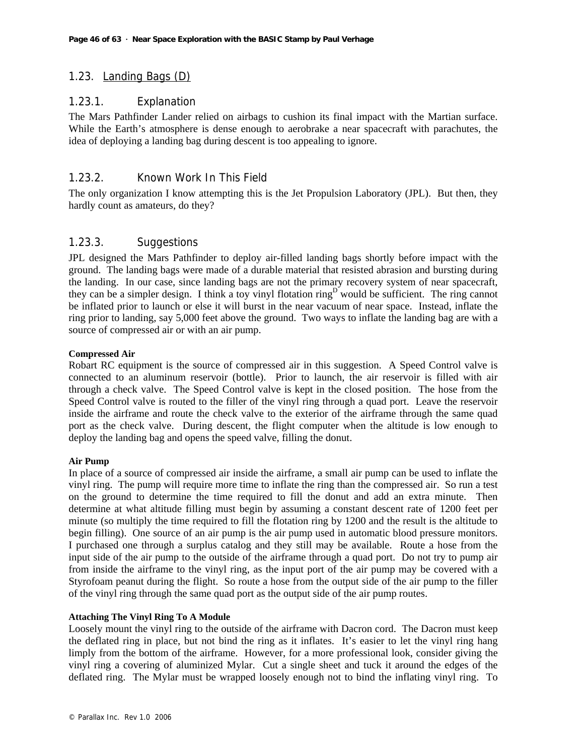## 1.23. Landing Bags (D)

### 1.23.1. Explanation

The Mars Pathfinder Lander relied on airbags to cushion its final impact with the Martian surface. While the Earth's atmosphere is dense enough to aerobrake a near spacecraft with parachutes, the idea of deploying a landing bag during descent is too appealing to ignore.

### 1.23.2. Known Work In This Field

The only organization I know attempting this is the Jet Propulsion Laboratory (JPL). But then, they hardly count as amateurs, do they?

### 1.23.3. Suggestions

JPL designed the Mars Pathfinder to deploy air-filled landing bags shortly before impact with the ground. The landing bags were made of a durable material that resisted abrasion and bursting during the landing. In our case, since landing bags are not the primary recovery system of near spacecraft, they can be a simpler design. I think a toy vinyl flotation ring[D] would be sufficient. The ring cannot be inflated prior to launch or else it will burst in the near vacuum of near space. Instead, inflate the ring prior to landing, say 5,000 feet above the ground. Two ways to inflate the landing bag are with a source of compressed air or with an air pump.

**Compressed Air**

Robart RC equipment is the source of compressed air in this suggestion. A Speed Control valve is connected to an aluminum reservoir (bottle). Prior to launch, the air reservoir is filled with air through a check valve. The Speed Control valve is kept in the closed position. The hose from the Speed Control valve is routed to the filler of the vinyl ring through a quad port. Leave the reservoir inside the airframe and route the check valve to the exterior of the airframe through the same quad port as the check valve. During descent, the flight computer when the altitude is low enough to deploy the landing bag and opens the speed valve, filling the donut.

**Air Pump**

In place of a source of compressed air inside the airframe, a small air pump can be used to inflate the vinyl ring. The pump will require more time to inflate the ring than the compressed air. So run a test on the ground to determine the time required to fill the donut and add an extra minute. Then determine at what altitude filling must begin by assuming a constant descent rate of 1200 feet per minute (so multiply the time required to fill the flotation ring by 1200 and the result is the altitude to begin filling). One source of an air pump is the air pump used in automatic blood pressure monitors. I purchased one through a surplus catalog and they still may be available. Route a hose from the input side of the air pump to the outside of the airframe through a quad port. Do not try to pump air from inside the airframe to the vinyl ring, as the input port of the air pump may be covered with a Styrofoam peanut during the flight. So route a hose from the output side of the air pump to the filler of the vinyl ring through the same quad port as the output side of the air pump routes.

**Attaching The Vinyl Ring To A Module**

Loosely mount the vinyl ring to the outside of the airframe with Dacron cord. The Dacron must keep the deflated ring in place, but not bind the ring as it inflates. It's easier to let the vinyl ring hang limply from the bottom of the airframe. However, for a more professional look, consider giving the vinyl ring a covering of aluminized Mylar. Cut a single sheet and tuck it around the edges of the deflated ring. The Mylar must be wrapped loosely enough not to bind the inflating vinyl ring. To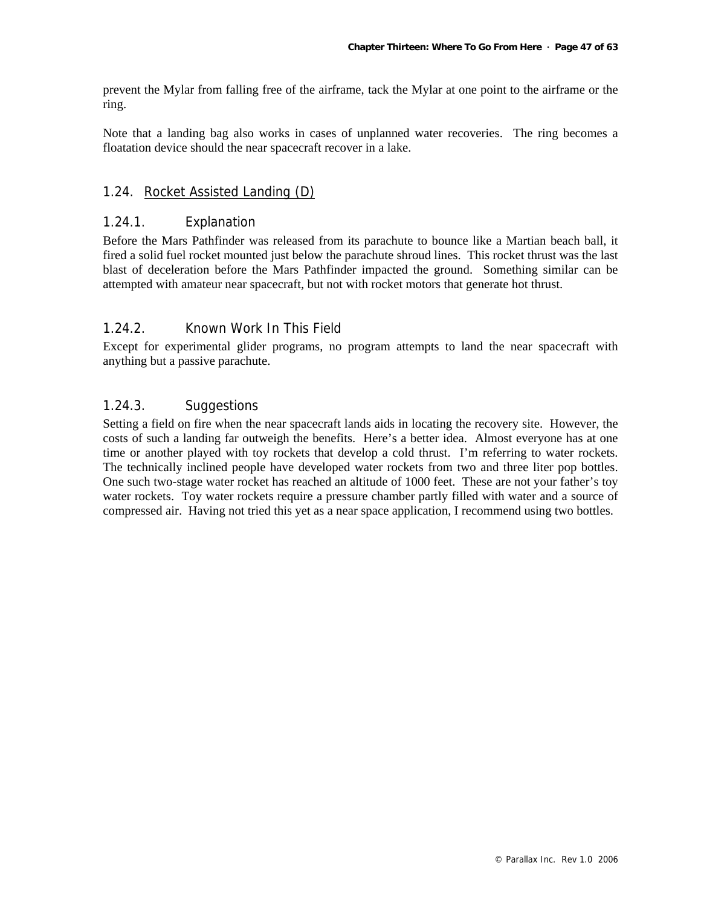prevent the Mylar from falling free of the airframe, tack the Mylar at one point to the airframe or the ring.

Note that a landing bag also works in cases of unplanned water recoveries. The ring becomes a floatation device should the near spacecraft recover in a lake.

## 1.24. Rocket Assisted Landing (D)

### 1.24.1. Explanation

Before the Mars Pathfinder was released from its parachute to bounce like a Martian beach ball, it fired a solid fuel rocket mounted just below the parachute shroud lines. This rocket thrust was the last blast of deceleration before the Mars Pathfinder impacted the ground. Something similar can be attempted with amateur near spacecraft, but not with rocket motors that generate hot thrust.

### 1.24.2. Known Work In This Field

Except for experimental glider programs, no program attempts to land the near spacecraft with anything but a passive parachute.

### 1.24.3. Suggestions

Setting a field on fire when the near spacecraft lands aids in locating the recovery site. However, the costs of such a landing far outweigh the benefits. Here's a better idea. Almost everyone has at one time or another played with toy rockets that develop a cold thrust. I'm referring to water rockets. The technically inclined people have developed water rockets from two and three liter pop bottles. One such two-stage water rocket has reached an altitude of 1000 feet. These are not your father's toy water rockets. Toy water rockets require a pressure chamber partly filled with water and a source of compressed air. Having not tried this yet as a near space application, I recommend using two bottles.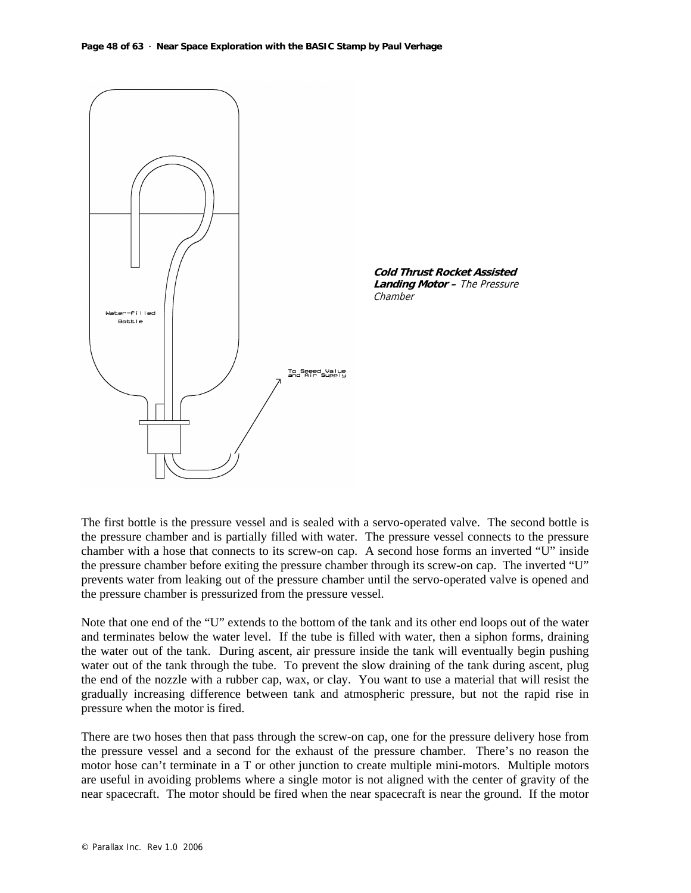**Cold Thrust Rocket Assisted Landing Motor –** *The Pressure Chamber*

The first bottle is the pressure vessel and is sealed with a servo-operated valve. The second bottle is the pressure chamber and is partially filled with water. The pressure vessel connects to the pressure chamber with a hose that connects to its screw-on cap. A second hose forms an inverted "U" inside the pressure chamber before exiting the pressure chamber through its screw-on cap. The inverted "U" prevents water from leaking out of the pressure chamber until the servo-operated valve is opened and the pressure chamber is pressurized from the pressure vessel.

Note that one end of the "U" extends to the bottom of the tank and its other end loops out of the water and terminates below the water level. If the tube is filled with water, then a siphon forms, draining the water out of the tank. During ascent, air pressure inside the tank will eventually begin pushing water out of the tank through the tube. To prevent the slow draining of the tank during ascent, plug the end of the nozzle with a rubber cap, wax, or clay. You want to use a material that will resist the gradually increasing difference between tank and atmospheric pressure, but not the rapid rise in pressure when the motor is fired.

There are two hoses then that pass through the screw-on cap, one for the pressure delivery hose from the pressure vessel and a second for the exhaust of the pressure chamber. There's no reason the motor hose can't terminate in a T or other junction to create multiple mini-motors. Multiple motors are useful in avoiding problems where a single motor is not aligned with the center of gravity of the near spacecraft. The motor should be fired when the near spacecraft is near the ground. If the motor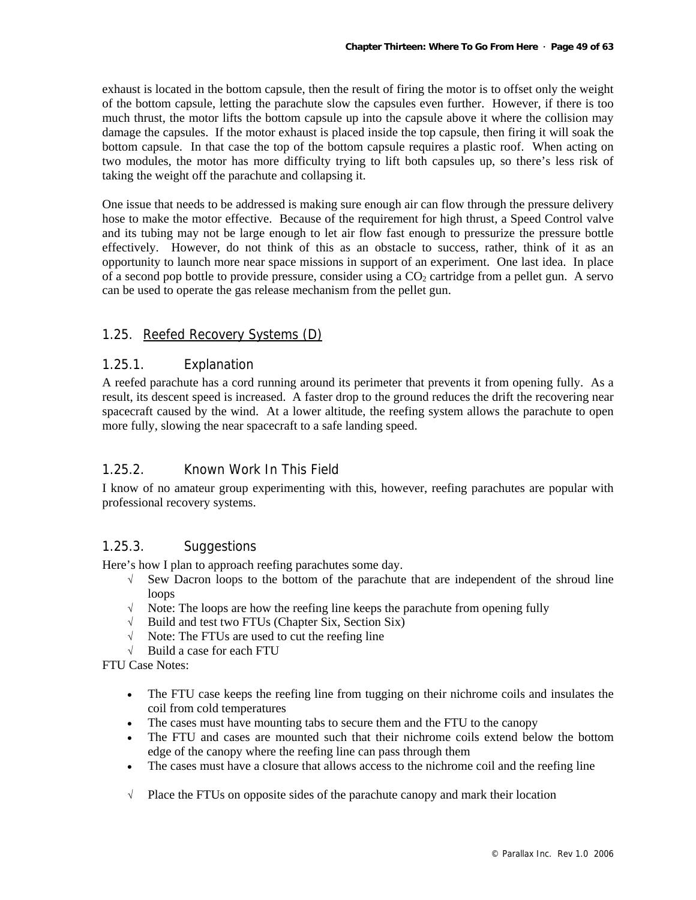exhaust is located in the bottom capsule, then the result of firing the motor is to offset only the weight of the bottom capsule, letting the parachute slow the capsules even further. However, if there is too much thrust, the motor lifts the bottom capsule up into the capsule above it where the collision may damage the capsules. If the motor exhaust is placed inside the top capsule, then firing it will soak the bottom capsule. In that case the top of the bottom capsule requires a plastic roof. When acting on two modules, the motor has more difficulty trying to lift both capsules up, so there's less risk of taking the weight off the parachute and collapsing it.

One issue that needs to be addressed is making sure enough air can flow through the pressure delivery hose to make the motor effective. Because of the requirement for high thrust, a Speed Control valve and its tubing may not be large enough to let air flow fast enough to pressurize the pressure bottle effectively. However, do not think of this as an obstacle to success, rather, think of it as an opportunity to launch more near space missions in support of an experiment. One last idea. In place of a second pop bottle to provide pressure, consider using a $CO_2$ cartridge from a pellet gun. A servo can be used to operate the gas release mechanism from the pellet gun.

## 1.25. Reefed Recovery Systems (D)

### 1.25.1. Explanation

A reefed parachute has a cord running around its perimeter that prevents it from opening fully. As a result, its descent speed is increased. A faster drop to the ground reduces the drift the recovering near spacecraft caused by the wind. At a lower altitude, the reefing system allows the parachute to open more fully, slowing the near spacecraft to a safe landing speed.

### 1.25.2. Known Work In This Field

I know of no amateur group experimenting with this, however, reefing parachutes are popular with professional recovery systems.

### 1.25.3. Suggestions

Here's how I plan to approach reefing parachutes some day.

- √ Sew Dacron loops to the bottom of the parachute that are independent of the shroud line loops
- √ Note: The loops are how the reefing line keeps the parachute from opening fully
- √ Build and test two FTUs (Chapter Six, Section Six)
- √ Note: The FTUs are used to cut the reefing line
- √ Build a case for each FTU

FTU Case Notes:

- The FTU case keeps the reefing line from tugging on their nichrome coils and insulates the coil from cold temperatures
- The cases must have mounting tabs to secure them and the FTU to the canopy
- The FTU and cases are mounted such that their nichrome coils extend below the bottom edge of the canopy where the reefing line can pass through them
- The cases must have a closure that allows access to the nichrome coil and the reefing line

- √ Place the FTUs on opposite sides of the parachute canopy and mark their location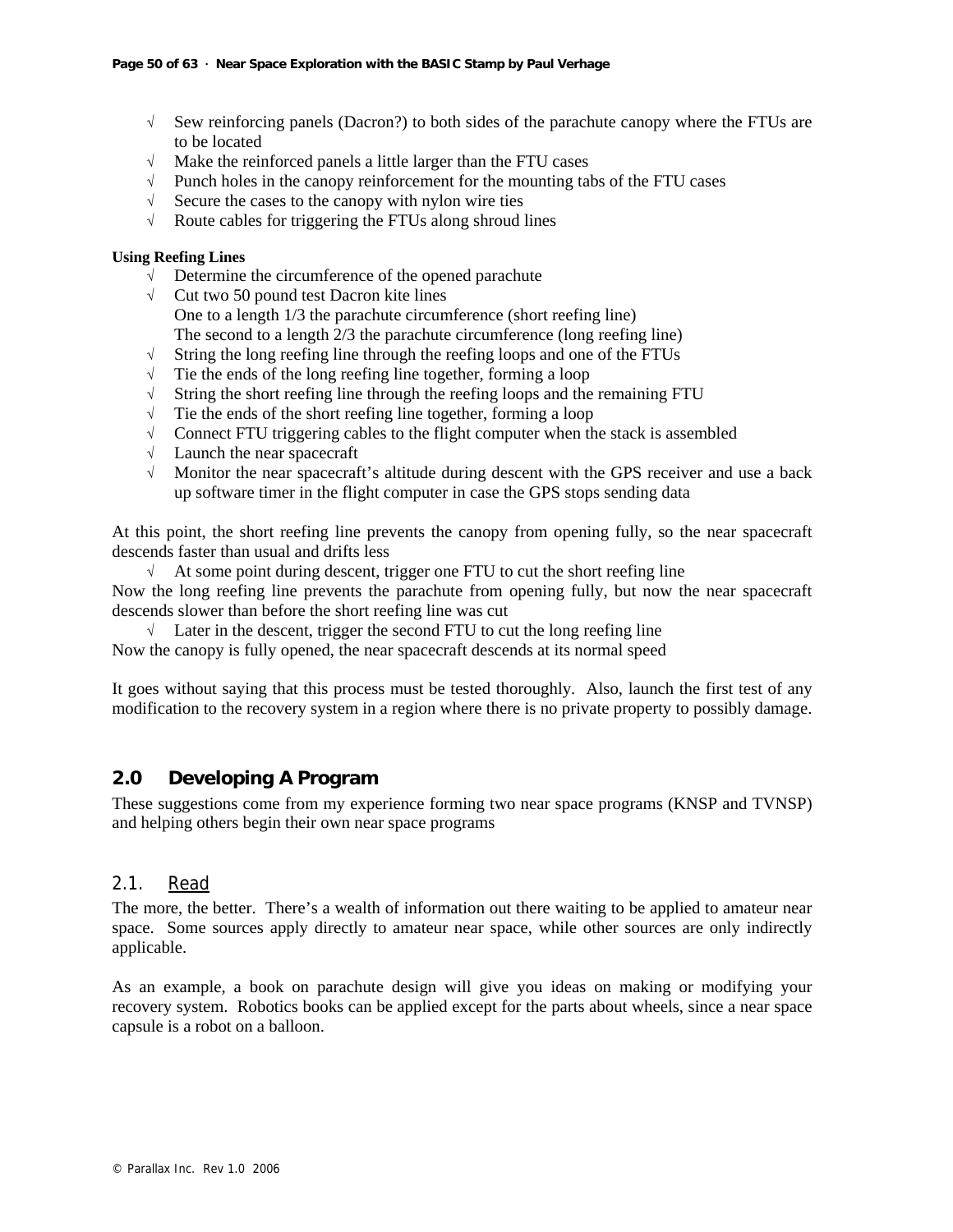- √ Sew reinforcing panels (Dacron?) to both sides of the parachute canopy where the FTUs are to be located
- √ Make the reinforced panels a little larger than the FTU cases
- √ Punch holes in the canopy reinforcement for the mounting tabs of the FTU cases
- √ Secure the cases to the canopy with nylon wire ties
- √ Route cables for triggering the FTUs along shroud lines

**Using Reefing Lines**

- √ Determine the circumference of the opened parachute
- √ Cut two 50 pound test Dacron kite lines
  One to a length 1/3 the parachute circumference (short reefing line)
  The second to a length 2/3 the parachute circumference (long reefing line)
- √ String the long reefing line through the reefing loops and one of the FTUs
- √ Tie the ends of the long reefing line together, forming a loop
- √ String the short reefing line through the reefing loops and the remaining FTU
- √ Tie the ends of the short reefing line together, forming a loop
- √ Connect FTU triggering cables to the flight computer when the stack is assembled
- √ Launch the near spacecraft
- √ Monitor the near spacecraft's altitude during descent with the GPS receiver and use a back up software timer in the flight computer in case the GPS stops sending data

At this point, the short reefing line prevents the canopy from opening fully, so the near spacecraft descends faster than usual and drifts less

- √ At some point during descent, trigger one FTU to cut the short reefing line

Now the long reefing line prevents the parachute from opening fully, but now the near spacecraft descends slower than before the short reefing line was cut

- √ Later in the descent, trigger the second FTU to cut the long reefing line

Now the canopy is fully opened, the near spacecraft descends at its normal speed

It goes without saying that this process must be tested thoroughly. Also, launch the first test of any modification to the recovery system in a region where there is no private property to possibly damage.

## 2.0 Developing A Program

These suggestions come from my experience forming two near space programs (KNSP and TVNSP) and helping others begin their own near space programs

### 2.1. Read

The more, the better. There's a wealth of information out there waiting to be applied to amateur near space. Some sources apply directly to amateur near space, while other sources are only indirectly applicable.

As an example, a book on parachute design will give you ideas on making or modifying your recovery system. Robotics books can be applied except for the parts about wheels, since a near space capsule is a robot on a balloon.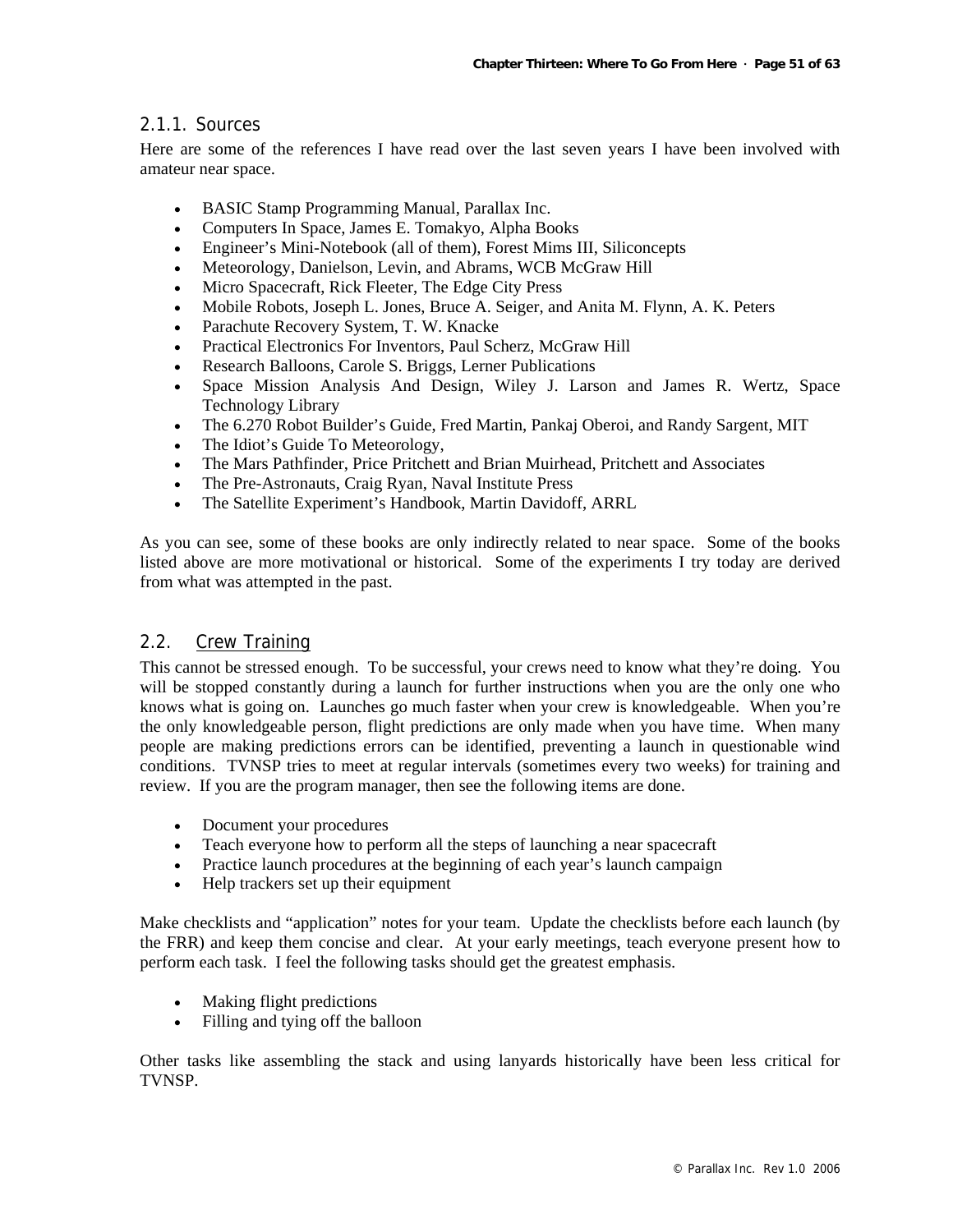### 2.1.1. Sources

Here are some of the references I have read over the last seven years I have been involved with amateur near space.

- BASIC Stamp Programming Manual, Parallax Inc.
- Computers In Space, James E. Tomakyo, Alpha Books
- Engineer's Mini-Notebook (all of them), Forest Mims III, Siliconcepts
- Meteorology, Danielson, Levin, and Abrams, WCB McGraw Hill
- Micro Spacecraft, Rick Fleeter, The Edge City Press
- Mobile Robots, Joseph L. Jones, Bruce A. Seiger, and Anita M. Flynn, A. K. Peters
- Parachute Recovery System, T. W. Knacke
- Practical Electronics For Inventors, Paul Scherz, McGraw Hill
- Research Balloons, Carole S. Briggs, Lerner Publications
- Space Mission Analysis And Design, Wiley J. Larson and James R. Wertz, Space Technology Library
- The 6.270 Robot Builder's Guide, Fred Martin, Pankaj Oberoi, and Randy Sargent, MIT
- The Idiot's Guide To Meteorology,
- The Mars Pathfinder, Price Pritchett and Brian Muirhead, Pritchett and Associates
- The Pre-Astronauts, Craig Ryan, Naval Institute Press
- The Satellite Experiment's Handbook, Martin Davidoff, ARRL

As you can see, some of these books are only indirectly related to near space. Some of the books listed above are more motivational or historical. Some of the experiments I try today are derived from what was attempted in the past.

## 2.2. Crew Training

This cannot be stressed enough. To be successful, your crews need to know what they're doing. You will be stopped constantly during a launch for further instructions when you are the only one who knows what is going on. Launches go much faster when your crew is knowledgeable. When you're the only knowledgeable person, flight predictions are only made when you have time. When many people are making predictions errors can be identified, preventing a launch in questionable wind conditions. TVNSP tries to meet at regular intervals (sometimes every two weeks) for training and review. If you are the program manager, then see the following items are done.

- Document your procedures
- Teach everyone how to perform all the steps of launching a near spacecraft
- Practice launch procedures at the beginning of each year's launch campaign
- Help trackers set up their equipment

Make checklists and "application" notes for your team. Update the checklists before each launch (by the FRR) and keep them concise and clear. At your early meetings, teach everyone present how to perform each task. I feel the following tasks should get the greatest emphasis.

- Making flight predictions
- Filling and tying off the balloon

Other tasks like assembling the stack and using lanyards historically have been less critical for TVNSP.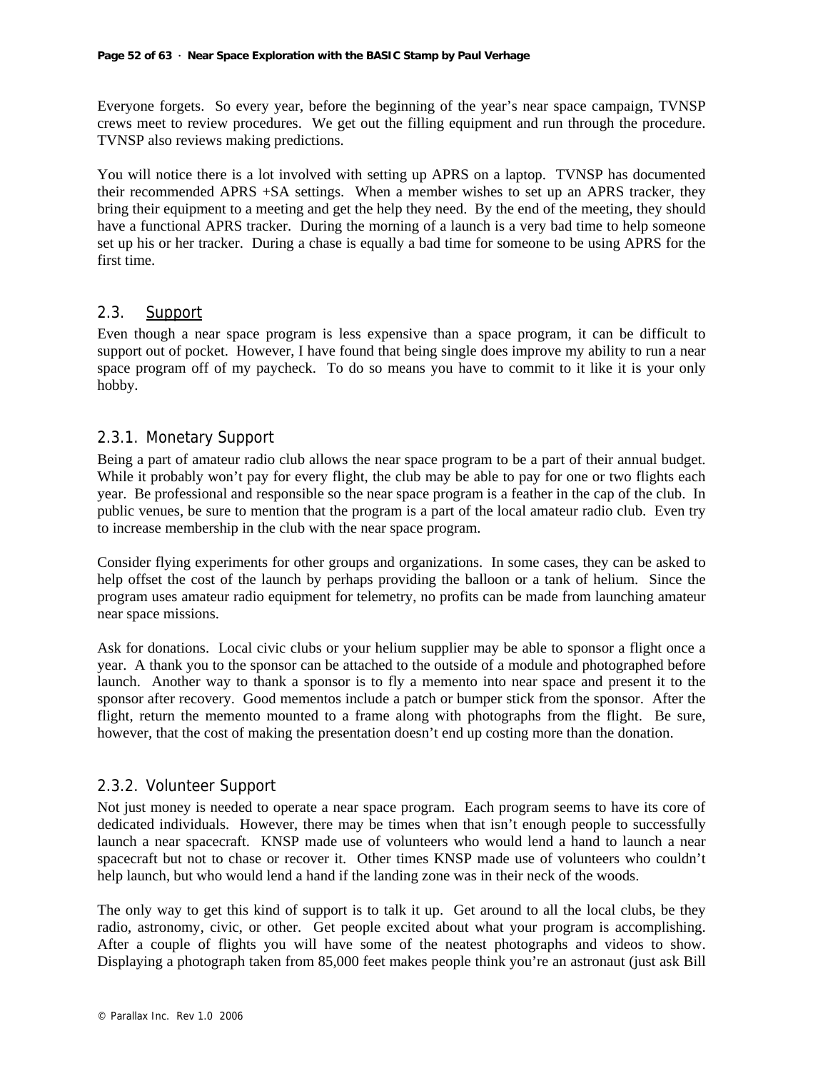Everyone forgets. So every year, before the beginning of the year's near space campaign, TVNSP crews meet to review procedures. We get out the filling equipment and run through the procedure. TVNSP also reviews making predictions.

You will notice there is a lot involved with setting up APRS on a laptop. TVNSP has documented their recommended APRS +SA settings. When a member wishes to set up an APRS tracker, they bring their equipment to a meeting and get the help they need. By the end of the meeting, they should have a functional APRS tracker. During the morning of a launch is a very bad time to help someone set up his or her tracker. During a chase is equally a bad time for someone to be using APRS for the first time.

## 2.3. Support

Even though a near space program is less expensive than a space program, it can be difficult to support out of pocket. However, I have found that being single does improve my ability to run a near space program off of my paycheck. To do so means you have to commit to it like it is your only hobby.

### 2.3.1. Monetary Support

Being a part of amateur radio club allows the near space program to be a part of their annual budget. While it probably won't pay for every flight, the club may be able to pay for one or two flights each year. Be professional and responsible so the near space program is a feather in the cap of the club. In public venues, be sure to mention that the program is a part of the local amateur radio club. Even try to increase membership in the club with the near space program.

Consider flying experiments for other groups and organizations. In some cases, they can be asked to help offset the cost of the launch by perhaps providing the balloon or a tank of helium. Since the program uses amateur radio equipment for telemetry, no profits can be made from launching amateur near space missions.

Ask for donations. Local civic clubs or your helium supplier may be able to sponsor a flight once a year. A thank you to the sponsor can be attached to the outside of a module and photographed before launch. Another way to thank a sponsor is to fly a memento into near space and present it to the sponsor after recovery. Good mementos include a patch or bumper stick from the sponsor. After the flight, return the memento mounted to a frame along with photographs from the flight. Be sure, however, that the cost of making the presentation doesn't end up costing more than the donation.

### 2.3.2. Volunteer Support

Not just money is needed to operate a near space program. Each program seems to have its core of dedicated individuals. However, there may be times when that isn't enough people to successfully launch a near spacecraft. KNSP made use of volunteers who would lend a hand to launch a near spacecraft but not to chase or recover it. Other times KNSP made use of volunteers who couldn't help launch, but who would lend a hand if the landing zone was in their neck of the woods.

The only way to get this kind of support is to talk it up. Get around to all the local clubs, be they radio, astronomy, civic, or other. Get people excited about what your program is accomplishing. After a couple of flights you will have some of the neatest photographs and videos to show. Displaying a photograph taken from 85,000 feet makes people think you're an astronaut (just ask Bill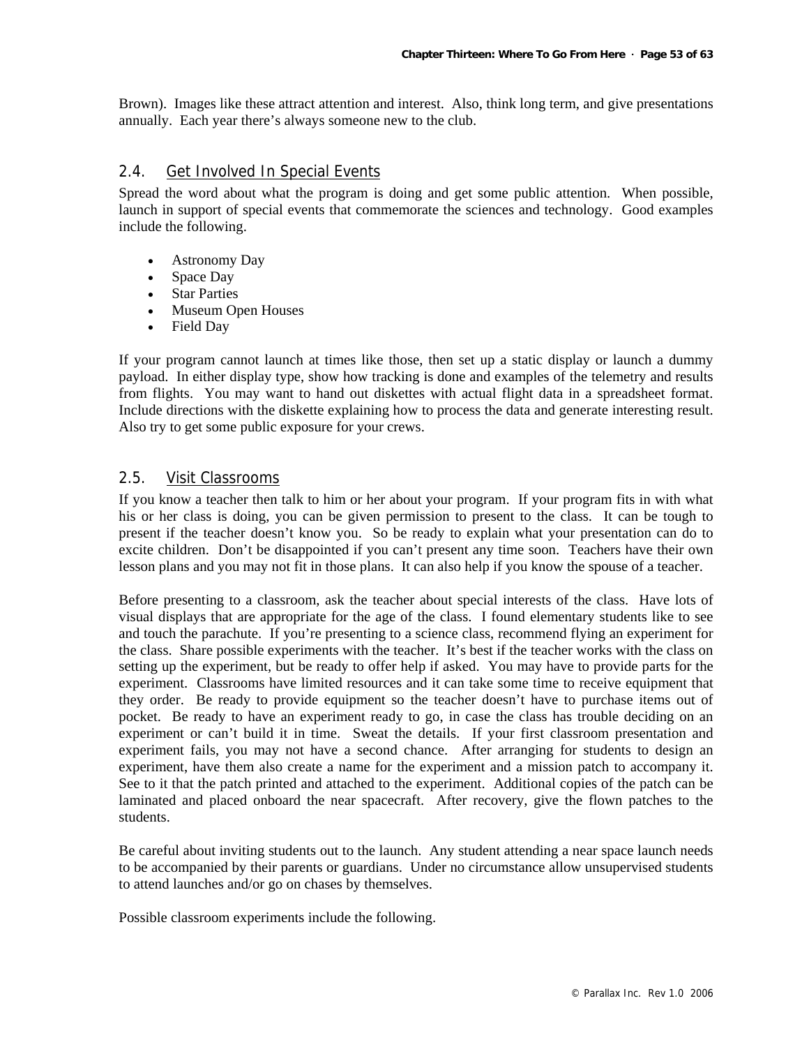Brown). Images like these attract attention and interest. Also, think long term, and give presentations annually. Each year there's always someone new to the club.

### 2.4. Get Involved In Special Events

Spread the word about what the program is doing and get some public attention. When possible, launch in support of special events that commemorate the sciences and technology. Good examples include the following.

- Astronomy Day
- Space Day
- Star Parties
- Museum Open Houses
- Field Day

If your program cannot launch at times like those, then set up a static display or launch a dummy payload. In either display type, show how tracking is done and examples of the telemetry and results from flights. You may want to hand out diskettes with actual flight data in a spreadsheet format. Include directions with the diskette explaining how to process the data and generate interesting result. Also try to get some public exposure for your crews.

### 2.5. Visit Classrooms

If you know a teacher then talk to him or her about your program. If your program fits in with what his or her class is doing, you can be given permission to present to the class. It can be tough to present if the teacher doesn't know you. So be ready to explain what your presentation can do to excite children. Don't be disappointed if you can't present any time soon. Teachers have their own lesson plans and you may not fit in those plans. It can also help if you know the spouse of a teacher.

Before presenting to a classroom, ask the teacher about special interests of the class. Have lots of visual displays that are appropriate for the age of the class. I found elementary students like to see and touch the parachute. If you're presenting to a science class, recommend flying an experiment for the class. Share possible experiments with the teacher. It's best if the teacher works with the class on setting up the experiment, but be ready to offer help if asked. You may have to provide parts for the experiment. Classrooms have limited resources and it can take some time to receive equipment that they order. Be ready to provide equipment so the teacher doesn't have to purchase items out of pocket. Be ready to have an experiment ready to go, in case the class has trouble deciding on an experiment or can't build it in time. Sweat the details. If your first classroom presentation and experiment fails, you may not have a second chance. After arranging for students to design an experiment, have them also create a name for the experiment and a mission patch to accompany it. See to it that the patch printed and attached to the experiment. Additional copies of the patch can be laminated and placed onboard the near spacecraft. After recovery, give the flown patches to the students.

Be careful about inviting students out to the launch. Any student attending a near space launch needs to be accompanied by their parents or guardians. Under no circumstance allow unsupervised students to attend launches and/or go on chases by themselves.

Possible classroom experiments include the following.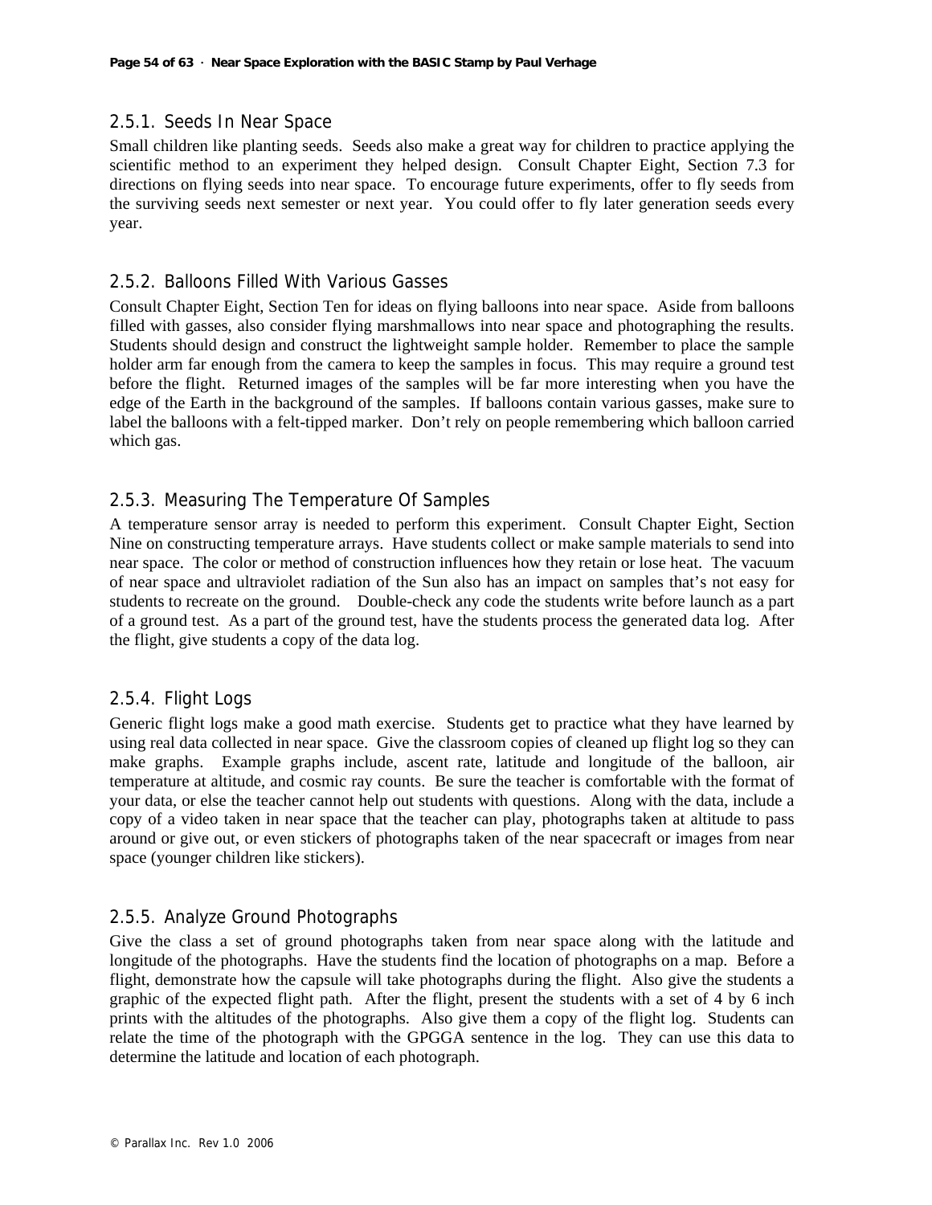### 2.5.1. Seeds In Near Space

Small children like planting seeds. Seeds also make a great way for children to practice applying the scientific method to an experiment they helped design. Consult Chapter Eight, Section 7.3 for directions on flying seeds into near space. To encourage future experiments, offer to fly seeds from the surviving seeds next semester or next year. You could offer to fly later generation seeds every year.

### 2.5.2. Balloons Filled With Various Gasses

Consult Chapter Eight, Section Ten for ideas on flying balloons into near space. Aside from balloons filled with gasses, also consider flying marshmallows into near space and photographing the results. Students should design and construct the lightweight sample holder. Remember to place the sample holder arm far enough from the camera to keep the samples in focus. This may require a ground test before the flight. Returned images of the samples will be far more interesting when you have the edge of the Earth in the background of the samples. If balloons contain various gasses, make sure to label the balloons with a felt-tipped marker. Don't rely on people remembering which balloon carried which gas.

### 2.5.3. Measuring The Temperature Of Samples

A temperature sensor array is needed to perform this experiment. Consult Chapter Eight, Section Nine on constructing temperature arrays. Have students collect or make sample materials to send into near space. The color or method of construction influences how they retain or lose heat. The vacuum of near space and ultraviolet radiation of the Sun also has an impact on samples that's not easy for students to recreate on the ground. Double-check any code the students write before launch as a part of a ground test. As a part of the ground test, have the students process the generated data log. After the flight, give students a copy of the data log.

### 2.5.4. Flight Logs

Generic flight logs make a good math exercise. Students get to practice what they have learned by using real data collected in near space. Give the classroom copies of cleaned up flight log so they can make graphs. Example graphs include, ascent rate, latitude and longitude of the balloon, air temperature at altitude, and cosmic ray counts. Be sure the teacher is comfortable with the format of your data, or else the teacher cannot help out students with questions. Along with the data, include a copy of a video taken in near space that the teacher can play, photographs taken at altitude to pass around or give out, or even stickers of photographs taken of the near spacecraft or images from near space (younger children like stickers).

### 2.5.5. Analyze Ground Photographs

Give the class a set of ground photographs taken from near space along with the latitude and longitude of the photographs. Have the students find the location of photographs on a map. Before a flight, demonstrate how the capsule will take photographs during the flight. Also give the students a graphic of the expected flight path. After the flight, present the students with a set of 4 by 6 inch prints with the altitudes of the photographs. Also give them a copy of the flight log. Students can relate the time of the photograph with the GPGGA sentence in the log. They can use this data to determine the latitude and location of each photograph.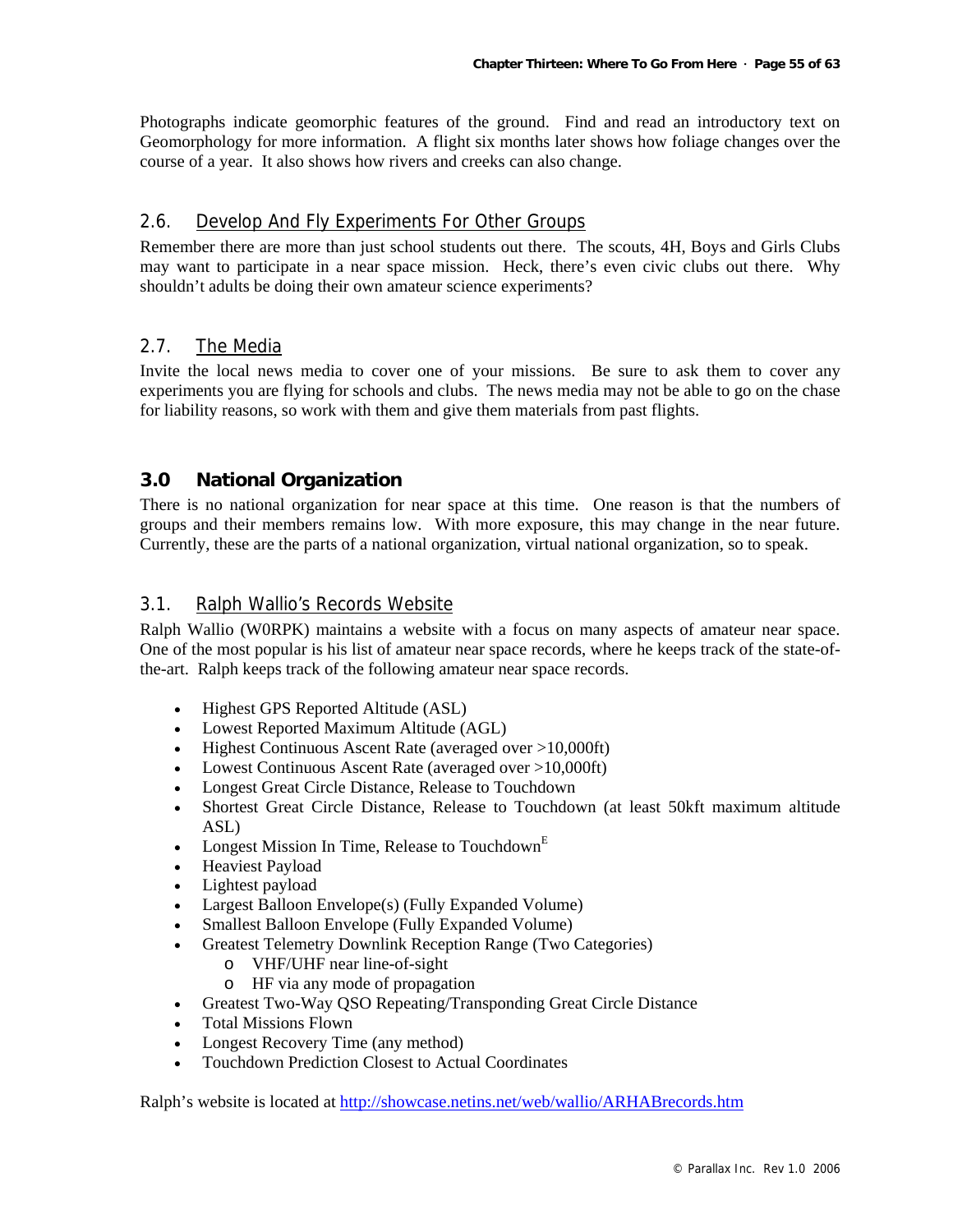Photographs indicate geomorphic features of the ground. Find and read an introductory text on Geomorphology for more information. A flight six months later shows how foliage changes over the course of a year. It also shows how rivers and creeks can also change.

### 2.6. Develop And Fly Experiments For Other Groups

Remember there are more than just school students out there. The scouts, 4H, Boys and Girls Clubs may want to participate in a near space mission. Heck, there's even civic clubs out there. Why shouldn't adults be doing their own amateur science experiments?

### 2.7. The Media

Invite the local news media to cover one of your missions. Be sure to ask them to cover any experiments you are flying for schools and clubs. The news media may not be able to go on the chase for liability reasons, so work with them and give them materials from past flights.

## 3.0 National Organization

There is no national organization for near space at this time. One reason is that the numbers of groups and their members remains low. With more exposure, this may change in the near future. Currently, these are the parts of a national organization, virtual national organization, so to speak.

### 3.1. Ralph Wallio's Records Website

Ralph Wallio (W0RPK) maintains a website with a focus on many aspects of amateur near space. One of the most popular is his list of amateur near space records, where he keeps track of the state-of-the-art. Ralph keeps track of the following amateur near space records.

- Highest GPS Reported Altitude (ASL)
- Lowest Reported Maximum Altitude (AGL)
- Highest Continuous Ascent Rate (averaged over >10,000ft)
- Lowest Continuous Ascent Rate (averaged over >10,000ft)
- Longest Great Circle Distance, Release to Touchdown
- Shortest Great Circle Distance, Release to Touchdown (at least 50kft maximum altitude ASL)
- Longest Mission In Time, Release to Touchdown[E]
- Heaviest Payload
- Lightest payload
- Largest Balloon Envelope(s) (Fully Expanded Volume)
- Smallest Balloon Envelope (Fully Expanded Volume)
- Greatest Telemetry Downlink Reception Range (Two Categories)
  - VHF/UHF near line-of-sight
  - HF via any mode of propagation
- Greatest Two-Way QSO Repeating/Transponding Great Circle Distance
- Total Missions Flown
- Longest Recovery Time (any method)
- Touchdown Prediction Closest to Actual Coordinates

Ralph's website is located at http://showcase.netins.net/web/wallio/ARHABrecords.htm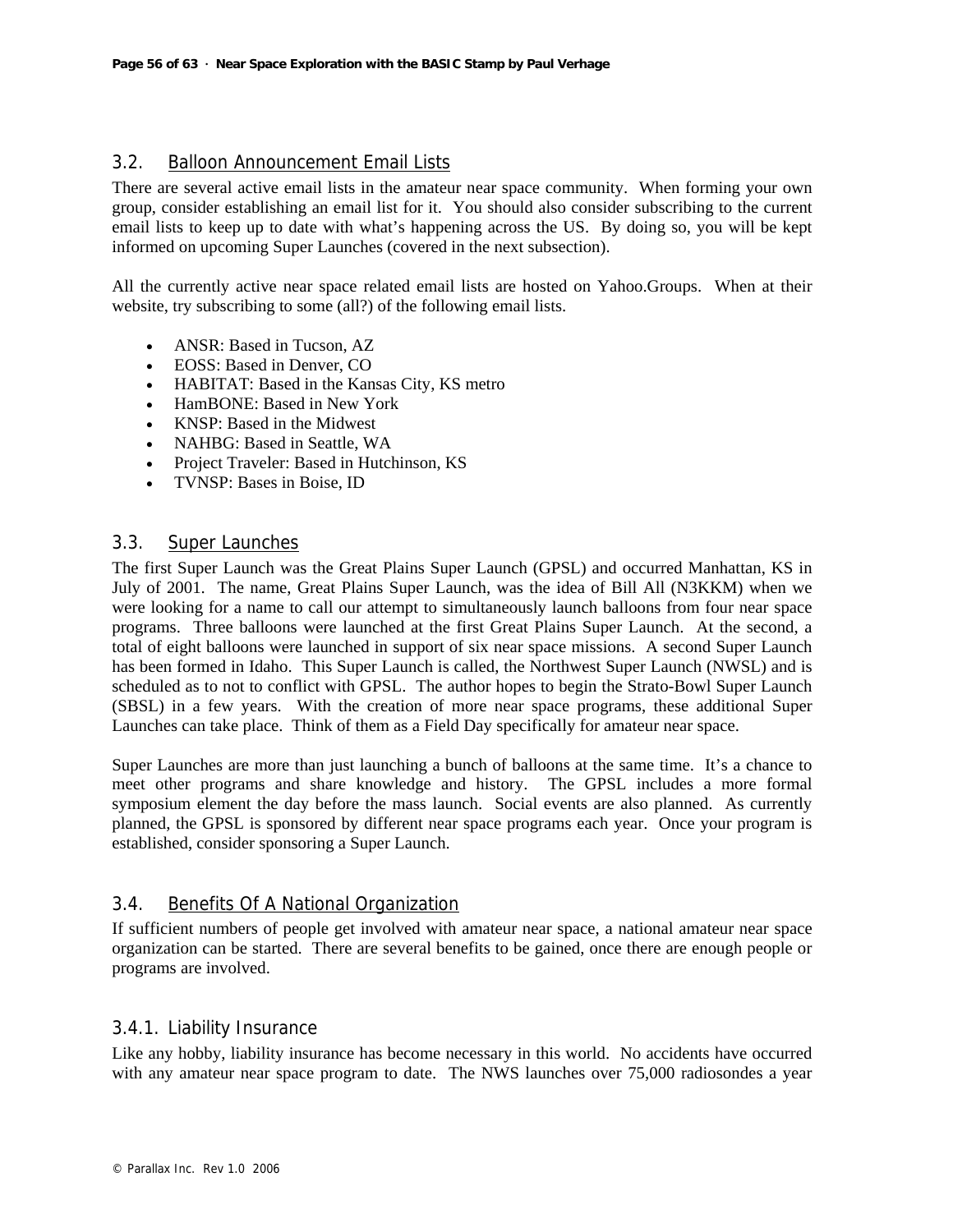## 3.2. Balloon Announcement Email Lists

There are several active email lists in the amateur near space community. When forming your own group, consider establishing an email list for it. You should also consider subscribing to the current email lists to keep up to date with what's happening across the US. By doing so, you will be kept informed on upcoming Super Launches (covered in the next subsection).

All the currently active near space related email lists are hosted on Yahoo.Groups. When at their website, try subscribing to some (all?) of the following email lists.

- ANSR: Based in Tucson, AZ
- EOSS: Based in Denver, CO
- HABITAT: Based in the Kansas City, KS metro
- HamBONE: Based in New York
- KNSP: Based in the Midwest
- NAHBG: Based in Seattle, WA
- Project Traveler: Based in Hutchinson, KS
- TVNSP: Bases in Boise, ID

## 3.3. Super Launches

The first Super Launch was the Great Plains Super Launch (GPSL) and occurred Manhattan, KS in July of 2001. The name, Great Plains Super Launch, was the idea of Bill All (N3KKM) when we were looking for a name to call our attempt to simultaneously launch balloons from four near space programs. Three balloons were launched at the first Great Plains Super Launch. At the second, a total of eight balloons were launched in support of six near space missions. A second Super Launch has been formed in Idaho. This Super Launch is called, the Northwest Super Launch (NWSL) and is scheduled as to not to conflict with GPSL. The author hopes to begin the Strato-Bowl Super Launch (SBSL) in a few years. With the creation of more near space programs, these additional Super Launches can take place. Think of them as a Field Day specifically for amateur near space.

Super Launches are more than just launching a bunch of balloons at the same time. It's a chance to meet other programs and share knowledge and history. The GPSL includes a more formal symposium element the day before the mass launch. Social events are also planned. As currently planned, the GPSL is sponsored by different near space programs each year. Once your program is established, consider sponsoring a Super Launch.

## 3.4. Benefits Of A National Organization

If sufficient numbers of people get involved with amateur near space, a national amateur near space organization can be started. There are several benefits to be gained, once there are enough people or programs are involved.

### 3.4.1. Liability Insurance

Like any hobby, liability insurance has become necessary in this world. No accidents have occurred with any amateur near space program to date. The NWS launches over 75,000 radiosondes a year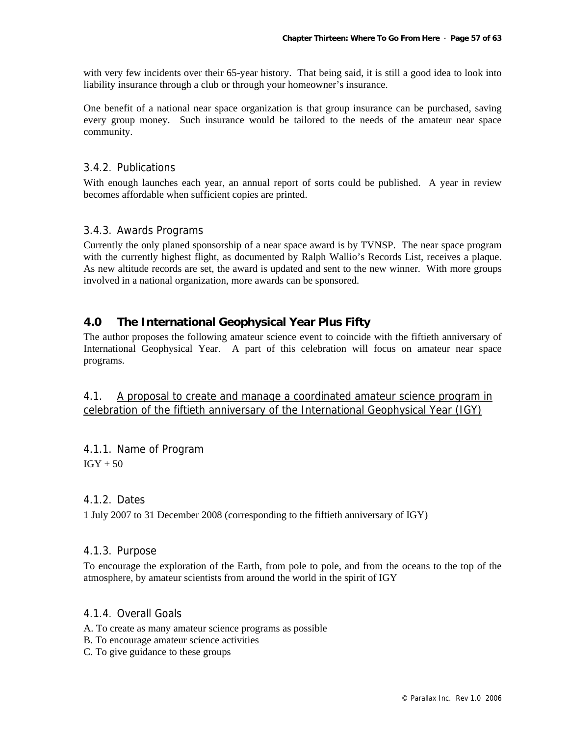with very few incidents over their 65-year history. That being said, it is still a good idea to look into liability insurance through a club or through your homeowner's insurance.

One benefit of a national near space organization is that group insurance can be purchased, saving every group money. Such insurance would be tailored to the needs of the amateur near space community.

### 3.4.2. Publications

With enough launches each year, an annual report of sorts could be published. A year in review becomes affordable when sufficient copies are printed.

### 3.4.3. Awards Programs

Currently the only planed sponsorship of a near space award is by TVNSP. The near space program with the currently highest flight, as documented by Ralph Wallio's Records List, receives a plaque. As new altitude records are set, the award is updated and sent to the new winner. With more groups involved in a national organization, more awards can be sponsored.

## 4.0 The International Geophysical Year Plus Fifty

The author proposes the following amateur science event to coincide with the fiftieth anniversary of International Geophysical Year. A part of this celebration will focus on amateur near space programs.

### 4.1. A proposal to create and manage a coordinated amateur science program in celebration of the fiftieth anniversary of the International Geophysical Year (IGY)

### 4.1.1. Name of Program

IGY + 50

### 4.1.2. Dates

1 July 2007 to 31 December 2008 (corresponding to the fiftieth anniversary of IGY)

### 4.1.3. Purpose

To encourage the exploration of the Earth, from pole to pole, and from the oceans to the top of the atmosphere, by amateur scientists from around the world in the spirit of IGY

### 4.1.4. Overall Goals

A. To create as many amateur science programs as possible
B. To encourage amateur science activities
C. To give guidance to these groups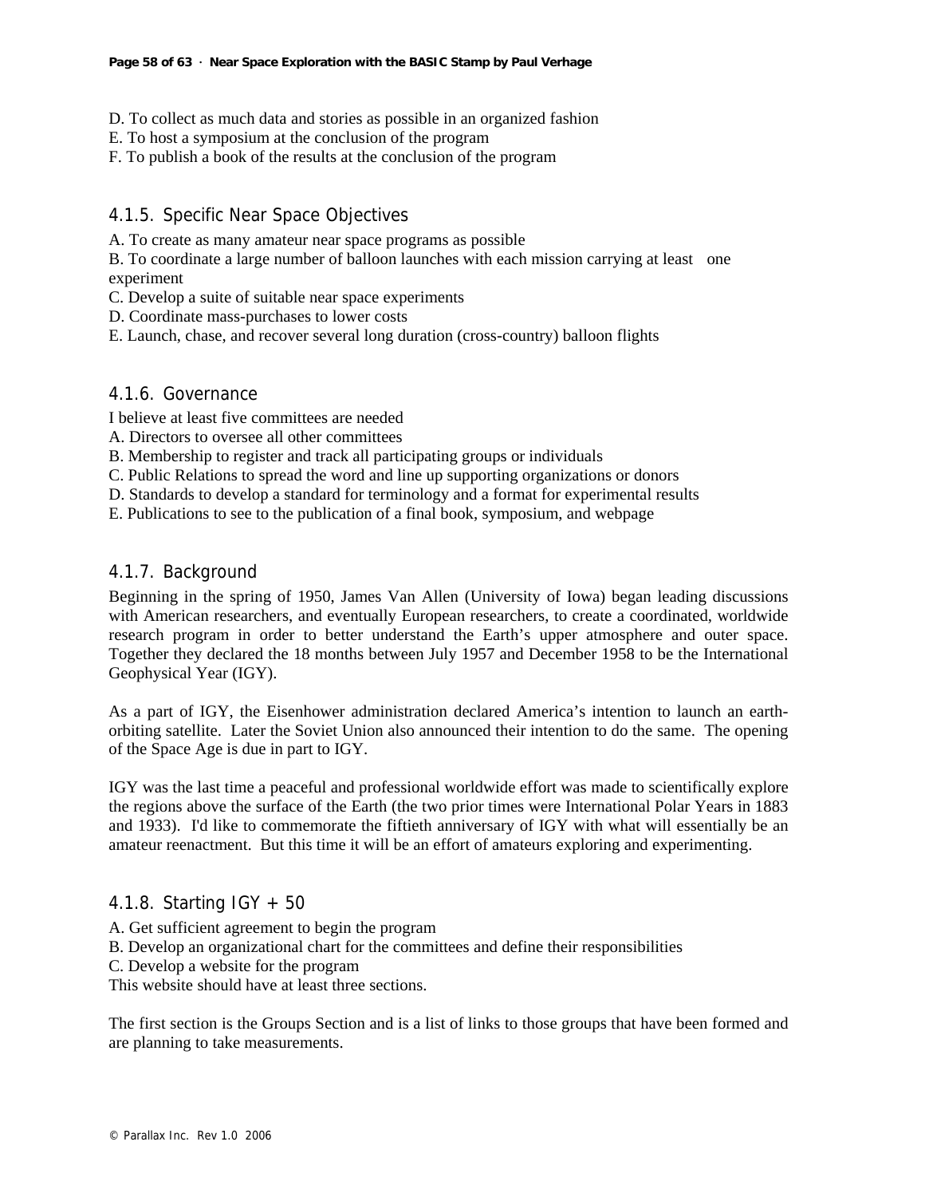D. To collect as much data and stories as possible in an organized fashion
E. To host a symposium at the conclusion of the program
F. To publish a book of the results at the conclusion of the program

### 4.1.5. Specific Near Space Objectives

A. To create as many amateur near space programs as possible
B. To coordinate a large number of balloon launches with each mission carrying at least one experiment
C. Develop a suite of suitable near space experiments
D. Coordinate mass-purchases to lower costs
E. Launch, chase, and recover several long duration (cross-country) balloon flights

### 4.1.6. Governance

I believe at least five committees are needed
A. Directors to oversee all other committees
B. Membership to register and track all participating groups or individuals
C. Public Relations to spread the word and line up supporting organizations or donors
D. Standards to develop a standard for terminology and a format for experimental results
E. Publications to see to the publication of a final book, symposium, and webpage

### 4.1.7. Background

Beginning in the spring of 1950, James Van Allen (University of Iowa) began leading discussions with American researchers, and eventually European researchers, to create a coordinated, worldwide research program in order to better understand the Earth's upper atmosphere and outer space. Together they declared the 18 months between July 1957 and December 1958 to be the International Geophysical Year (IGY).

As a part of IGY, the Eisenhower administration declared America's intention to launch an earth-orbiting satellite. Later the Soviet Union also announced their intention to do the same. The opening of the Space Age is due in part to IGY.

IGY was the last time a peaceful and professional worldwide effort was made to scientifically explore the regions above the surface of the Earth (the two prior times were International Polar Years in 1883 and 1933). I'd like to commemorate the fiftieth anniversary of IGY with what will essentially be an amateur reenactment. But this time it will be an effort of amateurs exploring and experimenting.

### 4.1.8. Starting IGY + 50

A. Get sufficient agreement to begin the program
B. Develop an organizational chart for the committees and define their responsibilities
C. Develop a website for the program
This website should have at least three sections.

The first section is the Groups Section and is a list of links to those groups that have been formed and are planning to take measurements.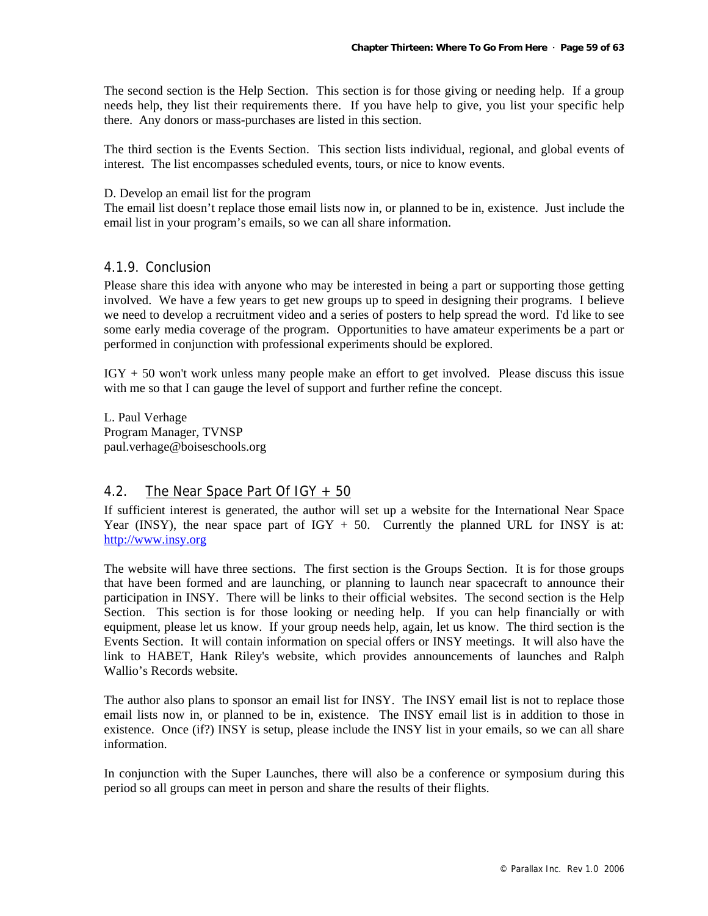The second section is the Help Section. This section is for those giving or needing help. If a group needs help, they list their requirements there. If you have help to give, you list your specific help there. Any donors or mass-purchases are listed in this section.

The third section is the Events Section. This section lists individual, regional, and global events of interest. The list encompasses scheduled events, tours, or nice to know events.

D. Develop an email list for the program
The email list doesn't replace those email lists now in, or planned to be in, existence. Just include the email list in your program's emails, so we can all share information.

### 4.1.9. Conclusion

Please share this idea with anyone who may be interested in being a part or supporting those getting involved. We have a few years to get new groups up to speed in designing their programs. I believe we need to develop a recruitment video and a series of posters to help spread the word. I'd like to see some early media coverage of the program. Opportunities to have amateur experiments be a part or performed in conjunction with professional experiments should be explored.

IGY + 50 won't work unless many people make an effort to get involved. Please discuss this issue with me so that I can gauge the level of support and further refine the concept.

L. Paul Verhage
Program Manager, TVNSP
paul.verhage@boiseschools.org

## 4.2. The Near Space Part Of IGY + 50

If sufficient interest is generated, the author will set up a website for the International Near Space Year (INSY), the near space part of IGY + 50. Currently the planned URL for INSY is at: http://www.insy.org

The website will have three sections. The first section is the Groups Section. It is for those groups that have been formed and are launching, or planning to launch near spacecraft to announce their participation in INSY. There will be links to their official websites. The second section is the Help Section. This section is for those looking or needing help. If you can help financially or with equipment, please let us know. If your group needs help, again, let us know. The third section is the Events Section. It will contain information on special offers or INSY meetings. It will also have the link to HABET, Hank Riley's website, which provides announcements of launches and Ralph Wallio's Records website.

The author also plans to sponsor an email list for INSY. The INSY email list is not to replace those email lists now in, or planned to be in, existence. The INSY email list is in addition to those in existence. Once (if?) INSY is setup, please include the INSY list in your emails, so we can all share information.

In conjunction with the Super Launches, there will also be a conference or symposium during this period so all groups can meet in person and share the results of their flights.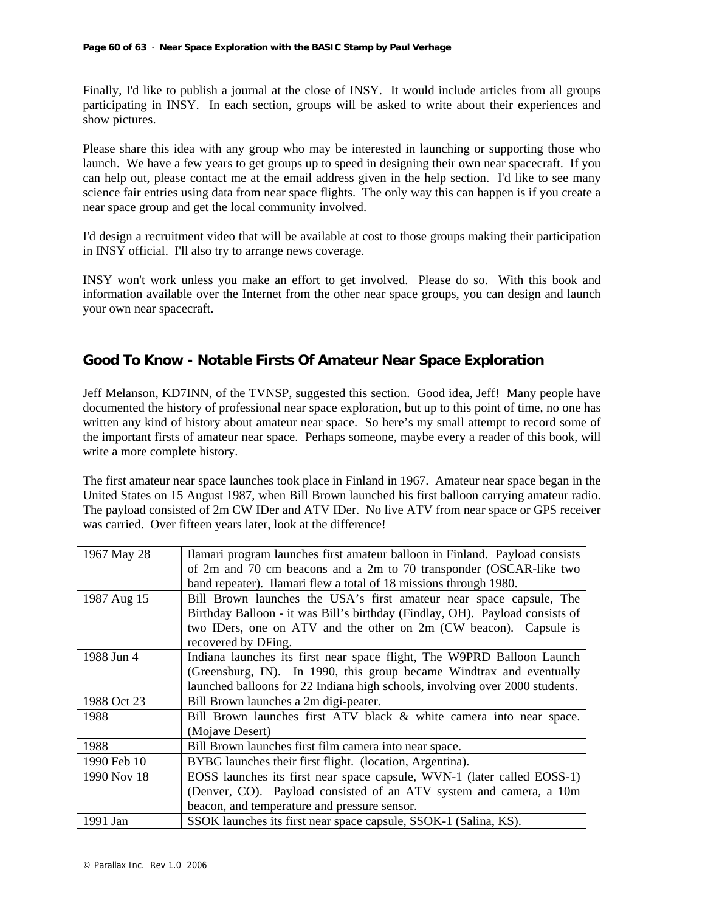Finally, I'd like to publish a journal at the close of INSY. It would include articles from all groups participating in INSY. In each section, groups will be asked to write about their experiences and show pictures.

Please share this idea with any group who may be interested in launching or supporting those who launch. We have a few years to get groups up to speed in designing their own near spacecraft. If you can help out, please contact me at the email address given in the help section. I'd like to see many science fair entries using data from near space flights. The only way this can happen is if you create a near space group and get the local community involved.

I'd design a recruitment video that will be available at cost to those groups making their participation in INSY official. I'll also try to arrange news coverage.

INSY won't work unless you make an effort to get involved. Please do so. With this book and information available over the Internet from the other near space groups, you can design and launch your own near spacecraft.

## Good To Know - Notable Firsts Of Amateur Near Space Exploration

Jeff Melanson, KD7INN, of the TVNSP, suggested this section. Good idea, Jeff! Many people have documented the history of professional near space exploration, but up to this point of time, no one has written any kind of history about amateur near space. So here's my small attempt to record some of the important firsts of amateur near space. Perhaps someone, maybe every a reader of this book, will write a more complete history.

The first amateur near space launches took place in Finland in 1967. Amateur near space began in the United States on 15 August 1987, when Bill Brown launched his first balloon carrying amateur radio. The payload consisted of 2m CW IDer and ATV IDer. No live ATV from near space or GPS receiver was carried. Over fifteen years later, look at the difference!

| | |
|---|---|
| 1967 May 28 | Ilamari program launches first amateur balloon in Finland. Payload consists of 2m and 70 cm beacons and a 2m to 70 transponder (OSCAR-like two band repeater). Ilamari flew a total of 18 missions through 1980. |
| 1987 Aug 15 | Bill Brown launches the USA's first amateur near space capsule, The Birthday Balloon - it was Bill's birthday (Findlay, OH). Payload consists of two IDers, one on ATV and the other on 2m (CW beacon). Capsule is recovered by DFing. |
| 1988 Jun 4 | Indiana launches its first near space flight, The W9PRD Balloon Launch (Greensburg, IN). In 1990, this group became Windtrax and eventually launched balloons for 22 Indiana high schools, involving over 2000 students. |
| 1988 Oct 23 | Bill Brown launches a 2m digi-peater. |
| 1988 | Bill Brown launches first ATV black & white camera into near space. (Mojave Desert) |
| 1988 | Bill Brown launches first film camera into near space. |
| 1990 Feb 10 | BYBG launches their first flight. (location, Argentina). |
| 1990 Nov 18 | EOSS launches its first near space capsule, WVN-1 (later called EOSS-1) (Denver, CO). Payload consisted of an ATV system and camera, a 10m beacon, and temperature and pressure sensor. |
| 1991 Jan | SSOK launches its first near space capsule, SSOK-1 (Salina, KS). |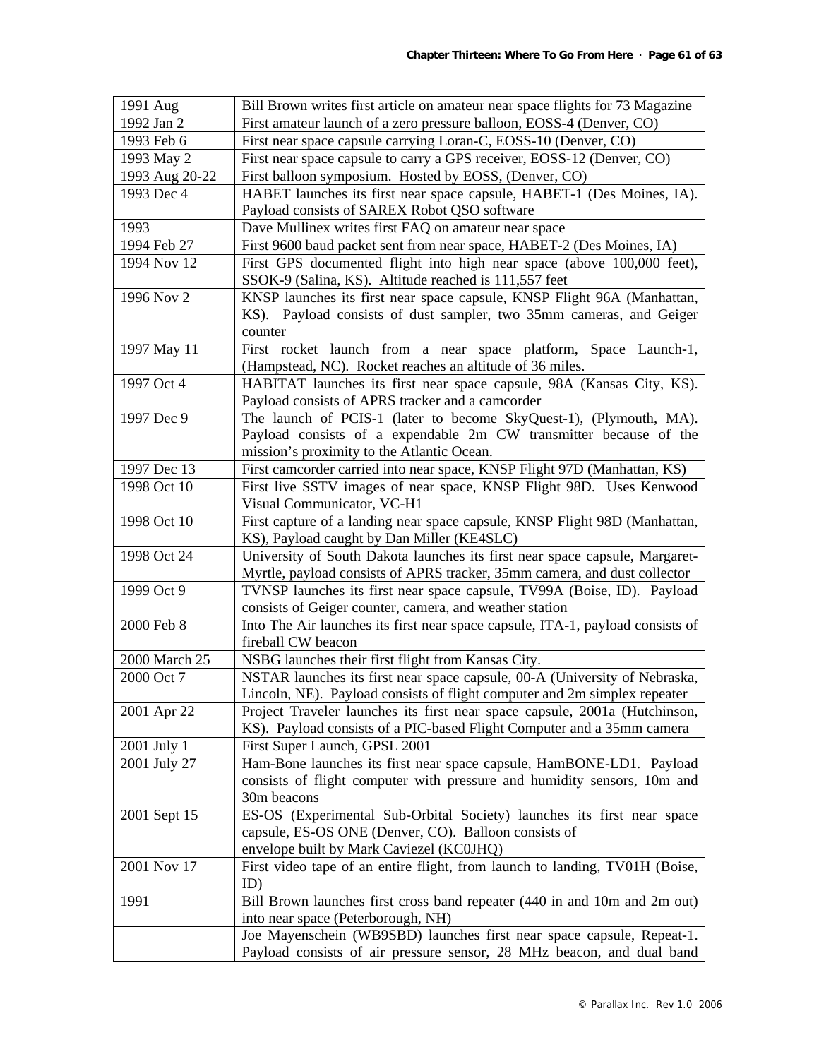| 1991 Aug | Bill Brown writes first article on amateur near space flights for 73 Magazine |
|---|---|
| 1992 Jan 2 | First amateur launch of a zero pressure balloon, EOSS-4 (Denver, CO) |
| 1993 Feb 6 | First near space capsule carrying Loran-C, EOSS-10 (Denver, CO) |
| 1993 May 2 | First near space capsule to carry a GPS receiver, EOSS-12 (Denver, CO) |
| 1993 Aug 20-22 | First balloon symposium. Hosted by EOSS, (Denver, CO) |
| 1993 Dec 4 | HABET launches its first near space capsule, HABET-1 (Des Moines, IA). Payload consists of SAREX Robot QSO software |
| 1993 | Dave Mullinex writes first FAQ on amateur near space |
| 1994 Feb 27 | First 9600 baud packet sent from near space, HABET-2 (Des Moines, IA) |
| 1994 Nov 12 | First GPS documented flight into high near space (above 100,000 feet), SSOK-9 (Salina, KS). Altitude reached is 111,557 feet |
| 1996 Nov 2 | KNSP launches its first near space capsule, KNSP Flight 96A (Manhattan, KS). Payload consists of dust sampler, two 35mm cameras, and Geiger counter |
| 1997 May 11 | First rocket launch from a near space platform, Space Launch-1, (Hampstead, NC). Rocket reaches an altitude of 36 miles. |
| 1997 Oct 4 | HABITAT launches its first near space capsule, 98A (Kansas City, KS). Payload consists of APRS tracker and a camcorder |
| 1997 Dec 9 | The launch of PCIS-1 (later to become SkyQuest-1), (Plymouth, MA). Payload consists of a expendable 2m CW transmitter because of the mission's proximity to the Atlantic Ocean. |
| 1997 Dec 13 | First camcorder carried into near space, KNSP Flight 97D (Manhattan, KS) |
| 1998 Oct 10 | First live SSTV images of near space, KNSP Flight 98D. Uses Kenwood Visual Communicator, VC-H1 |
| 1998 Oct 10 | First capture of a landing near space capsule, KNSP Flight 98D (Manhattan, KS), Payload caught by Dan Miller (KE4SLC) |
| 1998 Oct 24 | University of South Dakota launches its first near space capsule, Margaret-Myrtle, payload consists of APRS tracker, 35mm camera, and dust collector |
| 1999 Oct 9 | TVNSP launches its first near space capsule, TV99A (Boise, ID). Payload consists of Geiger counter, camera, and weather station |
| 2000 Feb 8 | Into The Air launches its first near space capsule, ITA-1, payload consists of fireball CW beacon |
| 2000 March 25 | NSBG launches their first flight from Kansas City. |
| 2000 Oct 7 | NSTAR launches its first near space capsule, 00-A (University of Nebraska, Lincoln, NE). Payload consists of flight computer and 2m simplex repeater |
| 2001 Apr 22 | Project Traveler launches its first near space capsule, 2001a (Hutchinson, KS). Payload consists of a PIC-based Flight Computer and a 35mm camera |
| 2001 July 1 | First Super Launch, GPSL 2001 |
| 2001 July 27 | Ham-Bone launches its first near space capsule, HamBONE-LD1. Payload consists of flight computer with pressure and humidity sensors, 10m and 30m beacons |
| 2001 Sept 15 | ES-OS (Experimental Sub-Orbital Society) launches its first near space capsule, ES-OS ONE (Denver, CO). Balloon consists of envelope built by Mark Caviezel (KC0JHQ) |
| 2001 Nov 17 | First video tape of an entire flight, from launch to landing, TV01H (Boise, ID) |
| 1991 | Bill Brown launches first cross band repeater (440 in and 10m and 2m out) into near space (Peterborough, NH) |
| | Joe Mayenschein (WB9SBD) launches first near space capsule, Repeat-1. Payload consists of air pressure sensor, 28 MHz beacon, and dual band |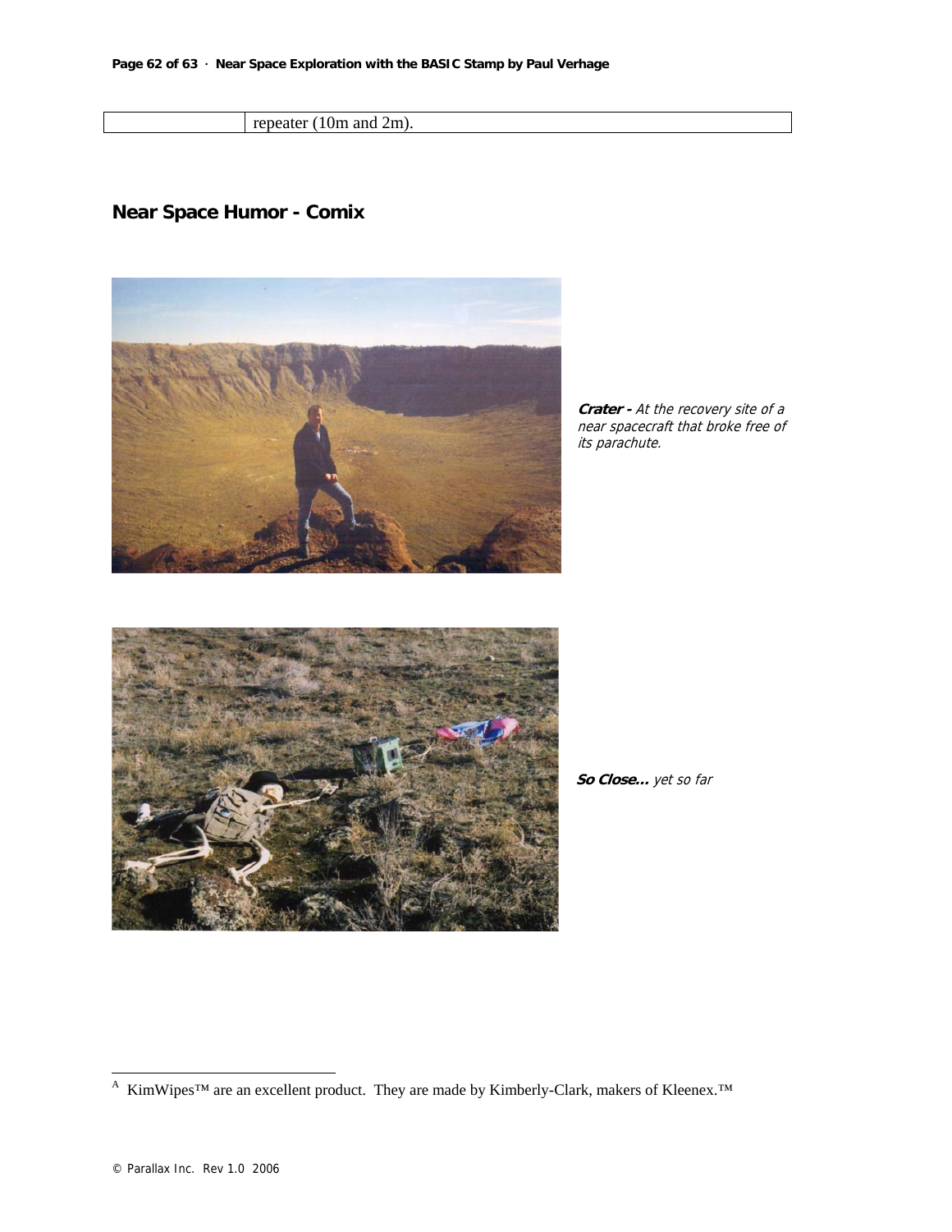| | repeater (10m and 2m). |
|---|---|

## Near Space Humor - Comix

***Crater -*** *At the recovery site of a near spacecraft that broke free of its parachute.*

***So Close…*** *yet so far*

---

[A] KimWipes™ are an excellent product. They are made by Kimberly-Clark, makers of Kleenex.™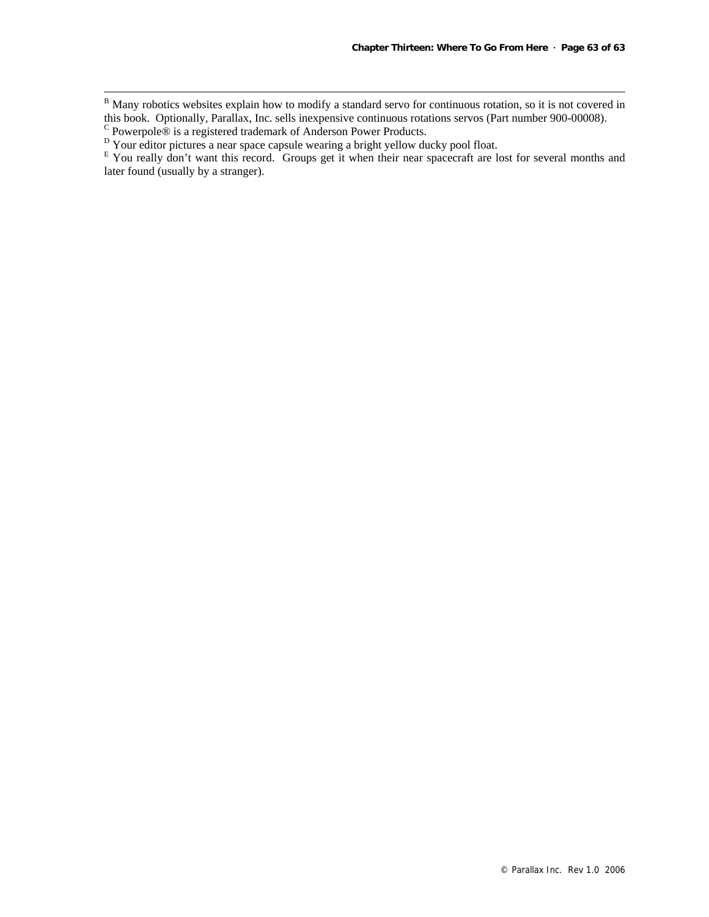[B] Many robotics websites explain how to modify a standard servo for continuous rotation, so it is not covered in this book. Optionally, Parallax, Inc. sells inexpensive continuous rotations servos (Part number 900-00008).

[C] Powerpole® is a registered trademark of Anderson Power Products.

[D] Your editor pictures a near space capsule wearing a bright yellow ducky pool float.

[E] You really don't want this record. Groups get it when their near spacecraft are lost for several months and later found (usually by a stranger).